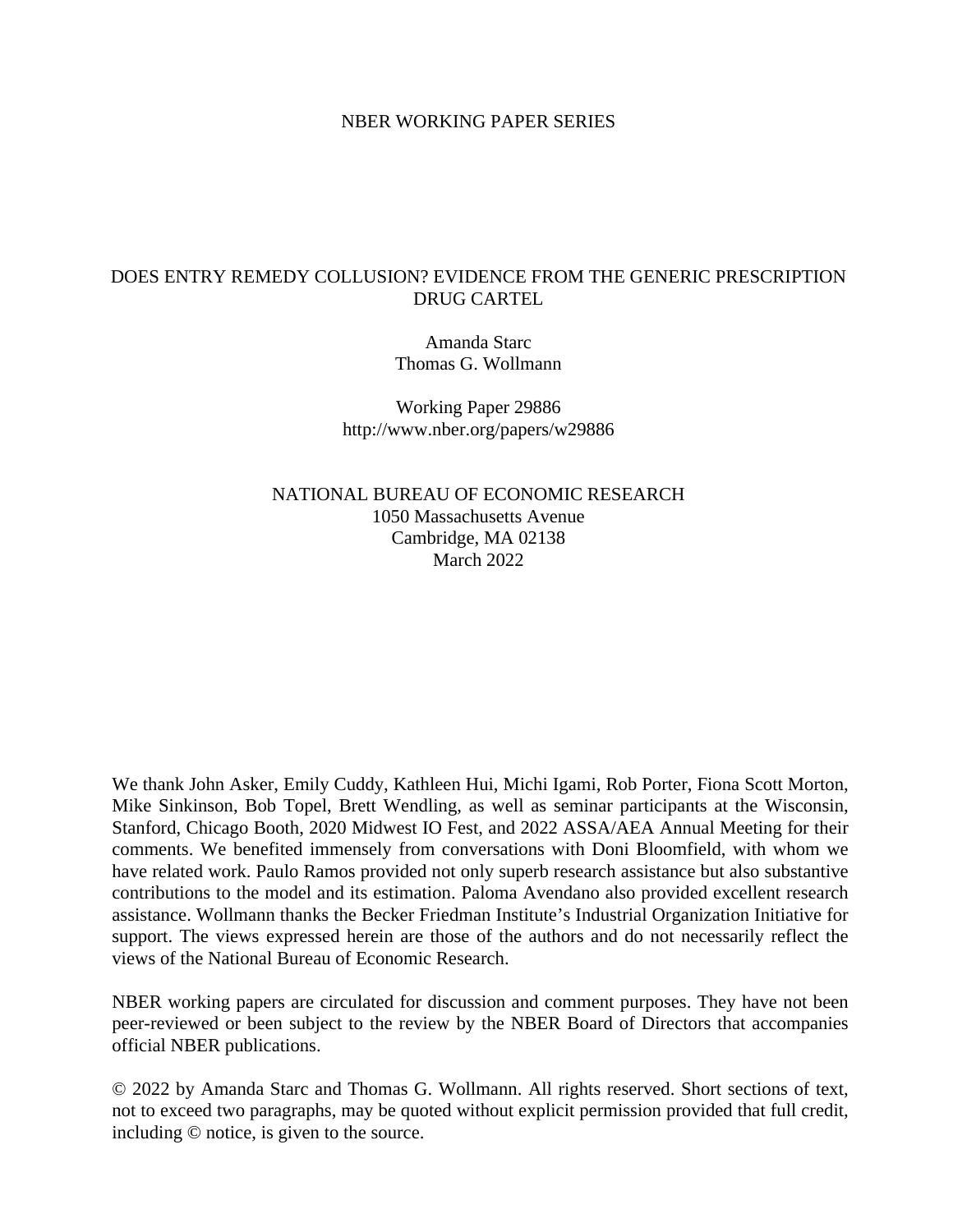NBER WORKING PAPER SERIES

# DOES ENTRY REMEDY COLLUSION? EVIDENCE FROM THE GENERIC PRESCRIPTION DRUG CARTEL

Amanda Starc
Thomas G. Wollmann

Working Paper 29886
http://www.nber.org/papers/w29886

NATIONAL BUREAU OF ECONOMIC RESEARCH
1050 Massachusetts Avenue
Cambridge, MA 02138
March 2022

We thank John Asker, Emily Cuddy, Kathleen Hui, Michi Igami, Rob Porter, Fiona Scott Morton, Mike Sinkinson, Bob Topel, Brett Wendling, as well as seminar participants at the Wisconsin, Stanford, Chicago Booth, 2020 Midwest IO Fest, and 2022 ASSA/AEA Annual Meeting for their comments. We benefited immensely from conversations with Doni Bloomfield, with whom we have related work. Paulo Ramos provided not only superb research assistance but also substantive contributions to the model and its estimation. Paloma Avendano also provided excellent research assistance. Wollmann thanks the Becker Friedman Institute's Industrial Organization Initiative for support. The views expressed herein are those of the authors and do not necessarily reflect the views of the National Bureau of Economic Research.

NBER working papers are circulated for discussion and comment purposes. They have not been peer-reviewed or been subject to the review by the NBER Board of Directors that accompanies official NBER publications.

© 2022 by Amanda Starc and Thomas G. Wollmann. All rights reserved. Short sections of text, not to exceed two paragraphs, may be quoted without explicit permission provided that full credit, including © notice, is given to the source.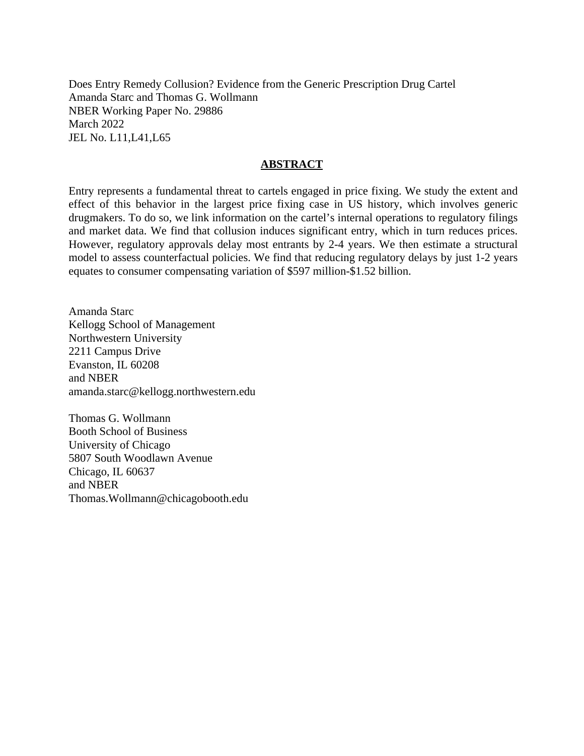Does Entry Remedy Collusion? Evidence from the Generic Prescription Drug Cartel
Amanda Starc and Thomas G. Wollmann
NBER Working Paper No. 29886
March 2022
JEL No. L11,L41,L65

## ABSTRACT

Entry represents a fundamental threat to cartels engaged in price fixing. We study the extent and effect of this behavior in the largest price fixing case in US history, which involves generic drugmakers. To do so, we link information on the cartel's internal operations to regulatory filings and market data. We find that collusion induces significant entry, which in turn reduces prices. However, regulatory approvals delay most entrants by 2-4 years. We then estimate a structural model to assess counterfactual policies. We find that reducing regulatory delays by just 1-2 years equates to consumer compensating variation of $597 million-$1.52 billion.

Amanda Starc
Kellogg School of Management
Northwestern University
2211 Campus Drive
Evanston, IL 60208
and NBER
amanda.starc@kellogg.northwestern.edu

Thomas G. Wollmann
Booth School of Business
University of Chicago
5807 South Woodlawn Avenue
Chicago, IL 60637
and NBER
Thomas.Wollmann@chicagobooth.edu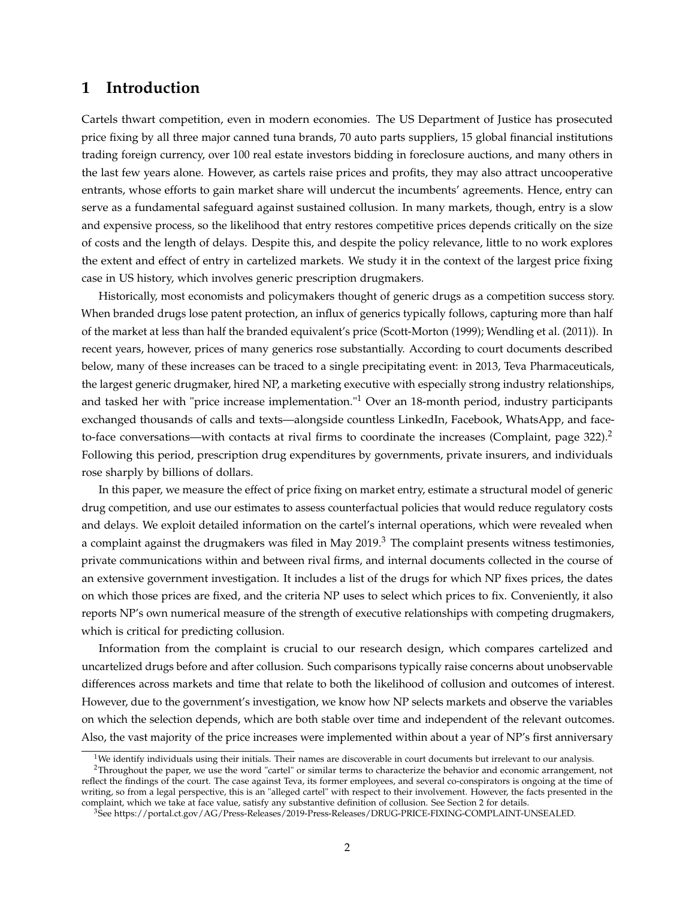## 1 Introduction

Cartels thwart competition, even in modern economies. The US Department of Justice has prosecuted price fixing by all three major canned tuna brands, 70 auto parts suppliers, 15 global financial institutions trading foreign currency, over 100 real estate investors bidding in foreclosure auctions, and many others in the last few years alone. However, as cartels raise prices and profits, they may also attract uncooperative entrants, whose efforts to gain market share will undercut the incumbents' agreements. Hence, entry can serve as a fundamental safeguard against sustained collusion. In many markets, though, entry is a slow and expensive process, so the likelihood that entry restores competitive prices depends critically on the size of costs and the length of delays. Despite this, and despite the policy relevance, little to no work explores the extent and effect of entry in cartelized markets. We study it in the context of the largest price fixing case in US history, which involves generic prescription drugmakers.

Historically, most economists and policymakers thought of generic drugs as a competition success story. When branded drugs lose patent protection, an influx of generics typically follows, capturing more than half of the market at less than half the branded equivalent's price (Scott-Morton (1999); Wendling et al. (2011)). In recent years, however, prices of many generics rose substantially. According to court documents described below, many of these increases can be traced to a single precipitating event: in 2013, Teva Pharmaceuticals, the largest generic drugmaker, hired NP, a marketing executive with especially strong industry relationships, and tasked her with "price increase implementation."[1] Over an 18-month period, industry participants exchanged thousands of calls and texts—alongside countless LinkedIn, Facebook, WhatsApp, and face-to-face conversations—with contacts at rival firms to coordinate the increases (Complaint, page 322).[2] Following this period, prescription drug expenditures by governments, private insurers, and individuals rose sharply by billions of dollars.

In this paper, we measure the effect of price fixing on market entry, estimate a structural model of generic drug competition, and use our estimates to assess counterfactual policies that would reduce regulatory costs and delays. We exploit detailed information on the cartel's internal operations, which were revealed when a complaint against the drugmakers was filed in May 2019.[3] The complaint presents witness testimonies, private communications within and between rival firms, and internal documents collected in the course of an extensive government investigation. It includes a list of the drugs for which NP fixes prices, the dates on which those prices are fixed, and the criteria NP uses to select which prices to fix. Conveniently, it also reports NP's own numerical measure of the strength of executive relationships with competing drugmakers, which is critical for predicting collusion.

Information from the complaint is crucial to our research design, which compares cartelized and uncartelized drugs before and after collusion. Such comparisons typically raise concerns about unobservable differences across markets and time that relate to both the likelihood of collusion and outcomes of interest. However, due to the government's investigation, we know how NP selects markets and observe the variables on which the selection depends, which are both stable over time and independent of the relevant outcomes. Also, the vast majority of the price increases were implemented within about a year of NP's first anniversary

[1] We identify individuals using their initials. Their names are discoverable in court documents but irrelevant to our analysis.

[2] Throughout the paper, we use the word "cartel" or similar terms to characterize the behavior and economic arrangement, not reflect the findings of the court. The case against Teva, its former employees, and several co-conspirators is ongoing at the time of writing, so from a legal perspective, this is an "alleged cartel" with respect to their involvement. However, the facts presented in the complaint, which we take at face value, satisfy any substantive definition of collusion. See Section 2 for details.

[3] See https://portal.ct.gov/AG/Press-Releases/2019-Press-Releases/DRUG-PRICE-FIXING-COMPLAINT-UNSEALED.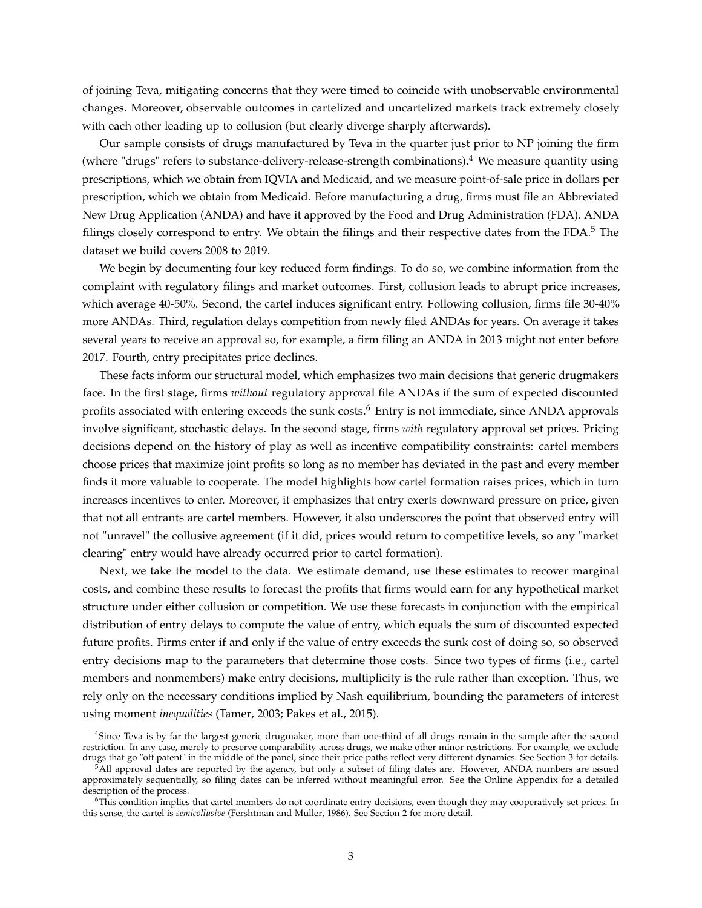of joining Teva, mitigating concerns that they were timed to coincide with unobservable environmental changes. Moreover, observable outcomes in cartelized and uncartelized markets track extremely closely with each other leading up to collusion (but clearly diverge sharply afterwards).

Our sample consists of drugs manufactured by Teva in the quarter just prior to NP joining the firm (where "drugs" refers to substance-delivery-release-strength combinations).[4] We measure quantity using prescriptions, which we obtain from IQVIA and Medicaid, and we measure point-of-sale price in dollars per prescription, which we obtain from Medicaid. Before manufacturing a drug, firms must file an Abbreviated New Drug Application (ANDA) and have it approved by the Food and Drug Administration (FDA). ANDA filings closely correspond to entry. We obtain the filings and their respective dates from the FDA.[5] The dataset we build covers 2008 to 2019.

We begin by documenting four key reduced form findings. To do so, we combine information from the complaint with regulatory filings and market outcomes. First, collusion leads to abrupt price increases, which average 40-50%. Second, the cartel induces significant entry. Following collusion, firms file 30-40% more ANDAs. Third, regulation delays competition from newly filed ANDAs for years. On average it takes several years to receive an approval so, for example, a firm filing an ANDA in 2013 might not enter before 2017. Fourth, entry precipitates price declines.

These facts inform our structural model, which emphasizes two main decisions that generic drugmakers face. In the first stage, firms *without* regulatory approval file ANDAs if the sum of expected discounted profits associated with entering exceeds the sunk costs.[6] Entry is not immediate, since ANDA approvals involve significant, stochastic delays. In the second stage, firms *with* regulatory approval set prices. Pricing decisions depend on the history of play as well as incentive compatibility constraints: cartel members choose prices that maximize joint profits so long as no member has deviated in the past and every member finds it more valuable to cooperate. The model highlights how cartel formation raises prices, which in turn increases incentives to enter. Moreover, it emphasizes that entry exerts downward pressure on price, given that not all entrants are cartel members. However, it also underscores the point that observed entry will not "unravel" the collusive agreement (if it did, prices would return to competitive levels, so any "market clearing" entry would have already occurred prior to cartel formation).

Next, we take the model to the data. We estimate demand, use these estimates to recover marginal costs, and combine these results to forecast the profits that firms would earn for any hypothetical market structure under either collusion or competition. We use these forecasts in conjunction with the empirical distribution of entry delays to compute the value of entry, which equals the sum of discounted expected future profits. Firms enter if and only if the value of entry exceeds the sunk cost of doing so, so observed entry decisions map to the parameters that determine those costs. Since two types of firms (i.e., cartel members and nonmembers) make entry decisions, multiplicity is the rule rather than exception. Thus, we rely only on the necessary conditions implied by Nash equilibrium, bounding the parameters of interest using moment *inequalities* (Tamer, 2003; Pakes et al., 2015).

[4]Since Teva is by far the largest generic drugmaker, more than one-third of all drugs remain in the sample after the second restriction. In any case, merely to preserve comparability across drugs, we make other minor restrictions. For example, we exclude drugs that go "off patent" in the middle of the panel, since their price paths reflect very different dynamics. See Section 3 for details.

[5]All approval dates are reported by the agency, but only a subset of filing dates are. However, ANDA numbers are issued approximately sequentially, so filing dates can be inferred without meaningful error. See the Online Appendix for a detailed description of the process.

[6]This condition implies that cartel members do not coordinate entry decisions, even though they may cooperatively set prices. In this sense, the cartel is *semicollusive* (Fershtman and Muller, 1986). See Section 2 for more detail.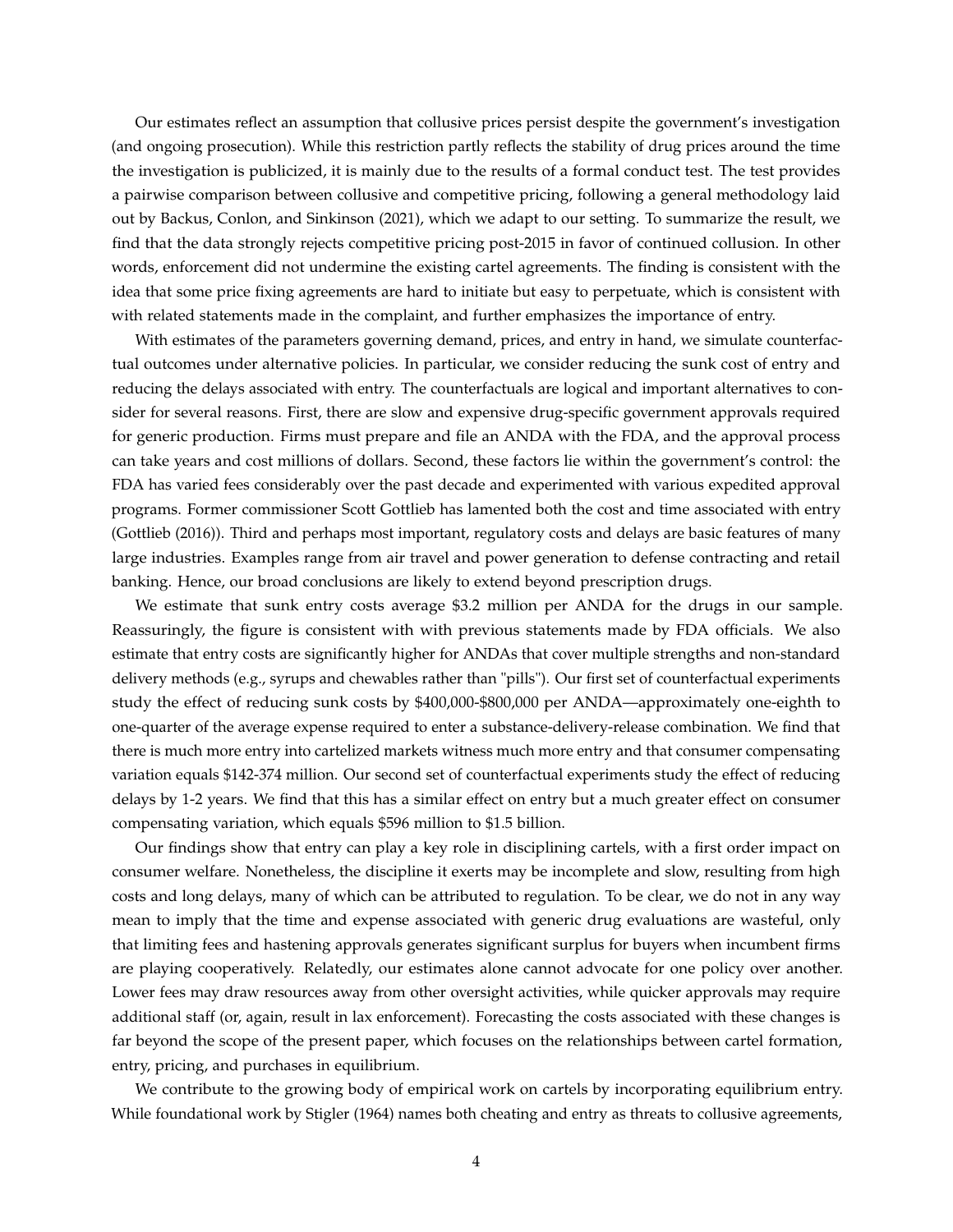Our estimates reflect an assumption that collusive prices persist despite the government's investigation (and ongoing prosecution). While this restriction partly reflects the stability of drug prices around the time the investigation is publicized, it is mainly due to the results of a formal conduct test. The test provides a pairwise comparison between collusive and competitive pricing, following a general methodology laid out by Backus, Conlon, and Sinkinson (2021), which we adapt to our setting. To summarize the result, we find that the data strongly rejects competitive pricing post-2015 in favor of continued collusion. In other words, enforcement did not undermine the existing cartel agreements. The finding is consistent with the idea that some price fixing agreements are hard to initiate but easy to perpetuate, which is consistent with with related statements made in the complaint, and further emphasizes the importance of entry.

With estimates of the parameters governing demand, prices, and entry in hand, we simulate counterfactual outcomes under alternative policies. In particular, we consider reducing the sunk cost of entry and reducing the delays associated with entry. The counterfactuals are logical and important alternatives to consider for several reasons. First, there are slow and expensive drug-specific government approvals required for generic production. Firms must prepare and file an ANDA with the FDA, and the approval process can take years and cost millions of dollars. Second, these factors lie within the government's control: the FDA has varied fees considerably over the past decade and experimented with various expedited approval programs. Former commissioner Scott Gottlieb has lamented both the cost and time associated with entry (Gottlieb (2016)). Third and perhaps most important, regulatory costs and delays are basic features of many large industries. Examples range from air travel and power generation to defense contracting and retail banking. Hence, our broad conclusions are likely to extend beyond prescription drugs.

We estimate that sunk entry costs average \$3.2 million per ANDA for the drugs in our sample. Reassuringly, the figure is consistent with with previous statements made by FDA officials. We also estimate that entry costs are significantly higher for ANDAs that cover multiple strengths and non-standard delivery methods (e.g., syrups and chewables rather than "pills"). Our first set of counterfactual experiments study the effect of reducing sunk costs by \$400,000-\$800,000 per ANDA—approximately one-eighth to one-quarter of the average expense required to enter a substance-delivery-release combination. We find that there is much more entry into cartelized markets witness much more entry and that consumer compensating variation equals \$142-374 million. Our second set of counterfactual experiments study the effect of reducing delays by 1-2 years. We find that this has a similar effect on entry but a much greater effect on consumer compensating variation, which equals \$596 million to \$1.5 billion.

Our findings show that entry can play a key role in disciplining cartels, with a first order impact on consumer welfare. Nonetheless, the discipline it exerts may be incomplete and slow, resulting from high costs and long delays, many of which can be attributed to regulation. To be clear, we do not in any way mean to imply that the time and expense associated with generic drug evaluations are wasteful, only that limiting fees and hastening approvals generates significant surplus for buyers when incumbent firms are playing cooperatively. Relatedly, our estimates alone cannot advocate for one policy over another. Lower fees may draw resources away from other oversight activities, while quicker approvals may require additional staff (or, again, result in lax enforcement). Forecasting the costs associated with these changes is far beyond the scope of the present paper, which focuses on the relationships between cartel formation, entry, pricing, and purchases in equilibrium.

We contribute to the growing body of empirical work on cartels by incorporating equilibrium entry. While foundational work by Stigler (1964) names both cheating and entry as threats to collusive agreements,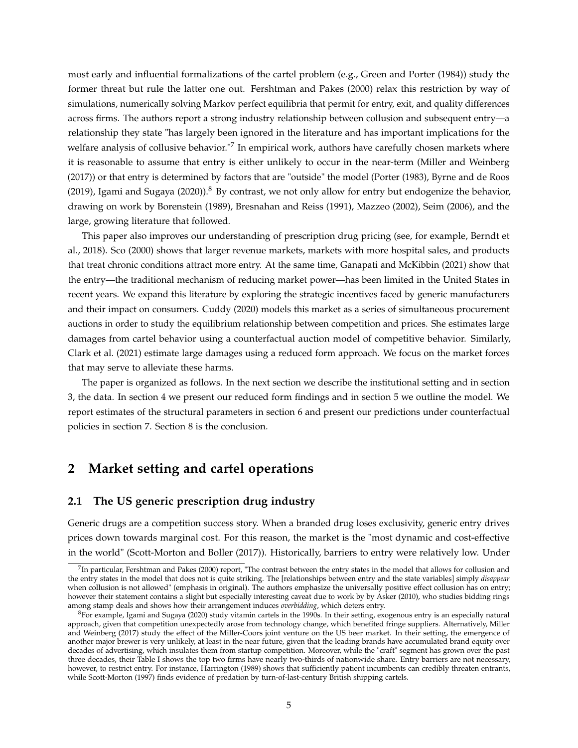most early and influential formalizations of the cartel problem (e.g., Green and Porter (1984)) study the former threat but rule the latter one out. Fershtman and Pakes (2000) relax this restriction by way of simulations, numerically solving Markov perfect equilibria that permit for entry, exit, and quality differences across firms. The authors report a strong industry relationship between collusion and subsequent entry—a relationship they state "has largely been ignored in the literature and has important implications for the welfare analysis of collusive behavior."[7] In empirical work, authors have carefully chosen markets where it is reasonable to assume that entry is either unlikely to occur in the near-term (Miller and Weinberg (2017)) or that entry is determined by factors that are "outside" the model (Porter (1983), Byrne and de Roos (2019), Igami and Sugaya (2020)).[8] By contrast, we not only allow for entry but endogenize the behavior, drawing on work by Borenstein (1989), Bresnahan and Reiss (1991), Mazzeo (2002), Seim (2006), and the large, growing literature that followed.

This paper also improves our understanding of prescription drug pricing (see, for example, Berndt et al., 2018). Sco (2000) shows that larger revenue markets, markets with more hospital sales, and products that treat chronic conditions attract more entry. At the same time, Ganapati and McKibbin (2021) show that the entry—the traditional mechanism of reducing market power—has been limited in the United States in recent years. We expand this literature by exploring the strategic incentives faced by generic manufacturers and their impact on consumers. Cuddy (2020) models this market as a series of simultaneous procurement auctions in order to study the equilibrium relationship between competition and prices. She estimates large damages from cartel behavior using a counterfactual auction model of competitive behavior. Similarly, Clark et al. (2021) estimate large damages using a reduced form approach. We focus on the market forces that may serve to alleviate these harms.

The paper is organized as follows. In the next section we describe the institutional setting and in section 3, the data. In section 4 we present our reduced form findings and in section 5 we outline the model. We report estimates of the structural parameters in section 6 and present our predictions under counterfactual policies in section 7. Section 8 is the conclusion.

## 2 Market setting and cartel operations

### 2.1 The US generic prescription drug industry

Generic drugs are a competition success story. When a branded drug loses exclusivity, generic entry drives prices down towards marginal cost. For this reason, the market is the "most dynamic and cost-effective in the world" (Scott-Morton and Boller (2017)). Historically, barriers to entry were relatively low. Under

[7] In particular, Fershtman and Pakes (2000) report, "The contrast between the entry states in the model that allows for collusion and the entry states in the model that does not is quite striking. The [relationships between entry and the state variables] simply *disappear* when collusion is not allowed" (emphasis in original). The authors emphasize the universally positive effect collusion has on entry; however their statement contains a slight but especially interesting caveat due to work by by Asker (2010), who studies bidding rings among stamp deals and shows how their arrangement induces *overbidding*, which deters entry.

[8] For example, Igami and Sugaya (2020) study vitamin cartels in the 1990s. In their setting, exogenous entry is an especially natural approach, given that competition unexpectedly arose from technology change, which benefited fringe suppliers. Alternatively, Miller and Weinberg (2017) study the effect of the Miller-Coors joint venture on the US beer market. In their setting, the emergence of another major brewer is very unlikely, at least in the near future, given that the leading brands have accumulated brand equity over decades of advertising, which insulates them from startup competition. Moreover, while the "craft" segment has grown over the past three decades, their Table I shows the top two firms have nearly two-thirds of nationwide share. Entry barriers are not necessary, however, to restrict entry. For instance, Harrington (1989) shows that sufficiently patient incumbents can credibly threaten entrants, while Scott-Morton (1997) finds evidence of predation by turn-of-last-century British shipping cartels.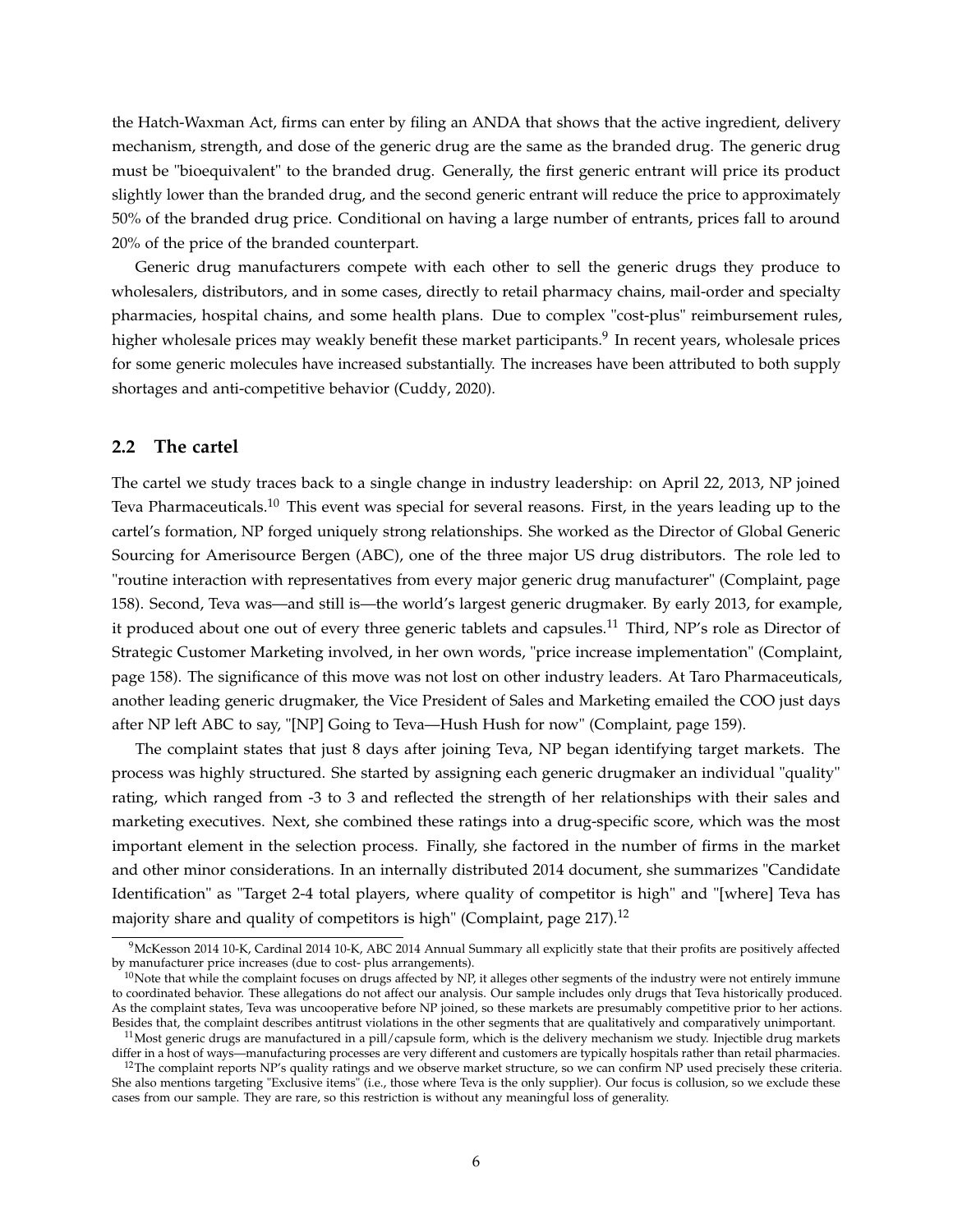the Hatch-Waxman Act, firms can enter by filing an ANDA that shows that the active ingredient, delivery mechanism, strength, and dose of the generic drug are the same as the branded drug. The generic drug must be "bioequivalent" to the branded drug. Generally, the first generic entrant will price its product slightly lower than the branded drug, and the second generic entrant will reduce the price to approximately 50% of the branded drug price. Conditional on having a large number of entrants, prices fall to around 20% of the price of the branded counterpart.

Generic drug manufacturers compete with each other to sell the generic drugs they produce to wholesalers, distributors, and in some cases, directly to retail pharmacy chains, mail-order and specialty pharmacies, hospital chains, and some health plans. Due to complex "cost-plus" reimbursement rules, higher wholesale prices may weakly benefit these market participants.[9] In recent years, wholesale prices for some generic molecules have increased substantially. The increases have been attributed to both supply shortages and anti-competitive behavior (Cuddy, 2020).

## 2.2 The cartel

The cartel we study traces back to a single change in industry leadership: on April 22, 2013, NP joined Teva Pharmaceuticals.[10] This event was special for several reasons. First, in the years leading up to the cartel's formation, NP forged uniquely strong relationships. She worked as the Director of Global Generic Sourcing for Amerisource Bergen (ABC), one of the three major US drug distributors. The role led to "routine interaction with representatives from every major generic drug manufacturer" (Complaint, page 158). Second, Teva was—and still is—the world's largest generic drugmaker. By early 2013, for example, it produced about one out of every three generic tablets and capsules.[11] Third, NP's role as Director of Strategic Customer Marketing involved, in her own words, "price increase implementation" (Complaint, page 158). The significance of this move was not lost on other industry leaders. At Taro Pharmaceuticals, another leading generic drugmaker, the Vice President of Sales and Marketing emailed the COO just days after NP left ABC to say, "[NP] Going to Teva—Hush Hush for now" (Complaint, page 159).

The complaint states that just 8 days after joining Teva, NP began identifying target markets. The process was highly structured. She started by assigning each generic drugmaker an individual "quality" rating, which ranged from -3 to 3 and reflected the strength of her relationships with their sales and marketing executives. Next, she combined these ratings into a drug-specific score, which was the most important element in the selection process. Finally, she factored in the number of firms in the market and other minor considerations. In an internally distributed 2014 document, she summarizes "Candidate Identification" as "Target 2-4 total players, where quality of competitor is high" and "[where] Teva has majority share and quality of competitors is high" (Complaint, page 217).[12]

[9] McKesson 2014 10-K, Cardinal 2014 10-K, ABC 2014 Annual Summary all explicitly state that their profits are positively affected by manufacturer price increases (due to cost- plus arrangements).

[10] Note that while the complaint focuses on drugs affected by NP, it alleges other segments of the industry were not entirely immune to coordinated behavior. These allegations do not affect our analysis. Our sample includes only drugs that Teva historically produced. As the complaint states, Teva was uncooperative before NP joined, so these markets are presumably competitive prior to her actions. Besides that, the complaint describes antitrust violations in the other segments that are qualitatively and comparatively unimportant.

[11] Most generic drugs are manufactured in a pill/capsule form, which is the delivery mechanism we study. Injectible drug markets differ in a host of ways—manufacturing processes are very different and customers are typically hospitals rather than retail pharmacies.

[12] The complaint reports NP's quality ratings and we observe market structure, so we can confirm NP used precisely these criteria. She also mentions targeting "Exclusive items" (i.e., those where Teva is the only supplier). Our focus is collusion, so we exclude these cases from our sample. They are rare, so this restriction is without any meaningful loss of generality.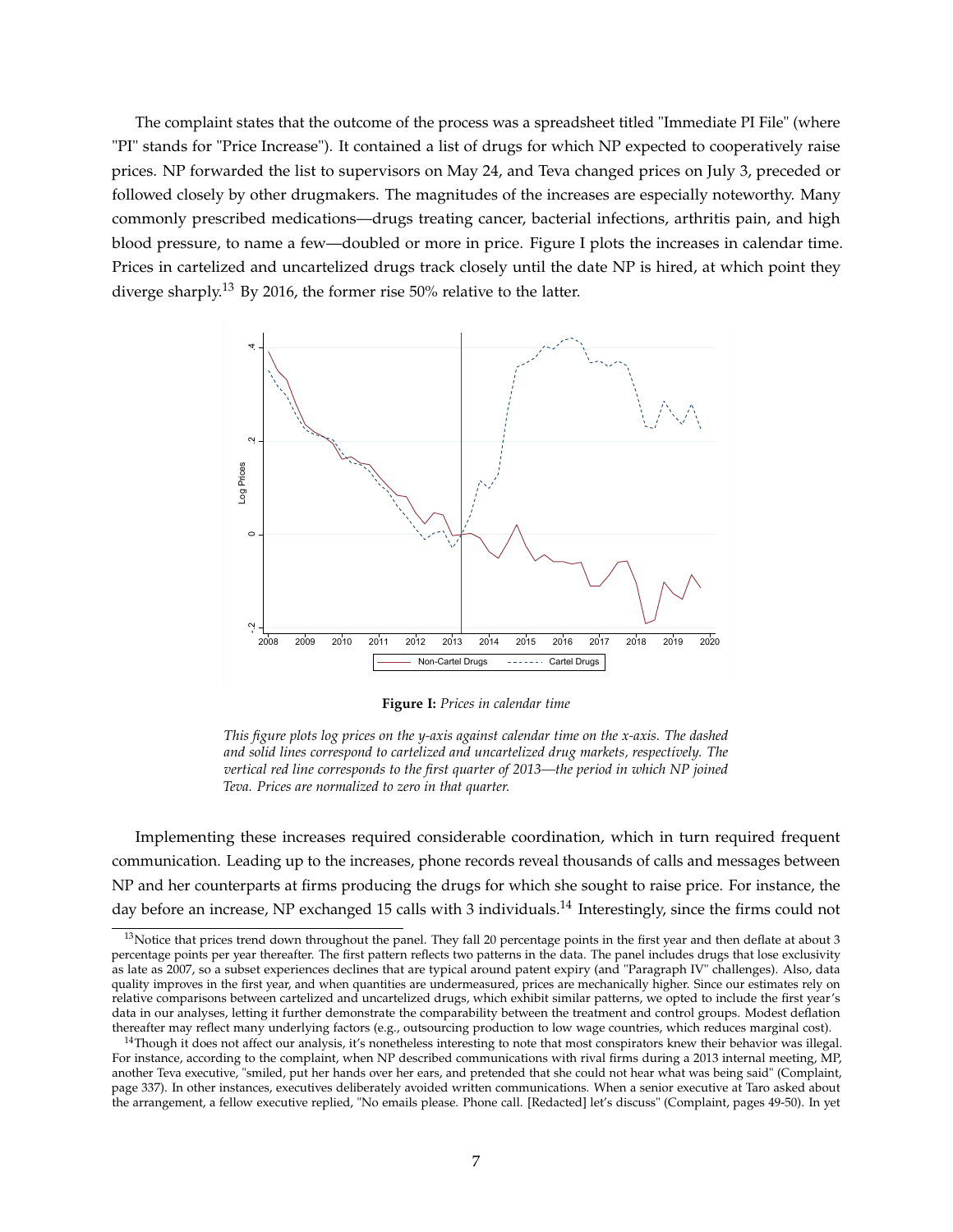The complaint states that the outcome of the process was a spreadsheet titled "Immediate PI File" (where "PI" stands for "Price Increase"). It contained a list of drugs for which NP expected to cooperatively raise prices. NP forwarded the list to supervisors on May 24, and Teva changed prices on July 3, preceded or followed closely by other drugmakers. The magnitudes of the increases are especially noteworthy. Many commonly prescribed medications—drugs treating cancer, bacterial infections, arthritis pain, and high blood pressure, to name a few—doubled or more in price. Figure I plots the increases in calendar time. Prices in cartelized and uncartelized drugs track closely until the date NP is hired, at which point they diverge sharply.[13] By 2016, the former rise 50% relative to the latter.

**Figure I:** *Prices in calendar time*

*This figure plots log prices on the y-axis against calendar time on the x-axis. The dashed and solid lines correspond to cartelized and uncartelized drug markets, respectively. The vertical red line corresponds to the first quarter of 2013—the period in which NP joined Teva. Prices are normalized to zero in that quarter.*

Implementing these increases required considerable coordination, which in turn required frequent communication. Leading up to the increases, phone records reveal thousands of calls and messages between NP and her counterparts at firms producing the drugs for which she sought to raise price. For instance, the day before an increase, NP exchanged 15 calls with 3 individuals.[14] Interestingly, since the firms could not

---

[13] Notice that prices trend down throughout the panel. They fall 20 percentage points in the first year and then deflate at about 3 percentage points per year thereafter. The first pattern reflects two patterns in the data. The panel includes drugs that lose exclusivity as late as 2007, so a subset experiences declines that are typical around patent expiry (and "Paragraph IV" challenges). Also, data quality improves in the first year, and when quantities are undermeasured, prices are mechanically higher. Since our estimates rely on relative comparisons between cartelized and uncartelized drugs, which exhibit similar patterns, we opted to include the first year's data in our analyses, letting it further demonstrate the comparability between the treatment and control groups. Modest deflation thereafter may reflect many underlying factors (e.g., outsourcing production to low wage countries, which reduces marginal cost).

[14] Though it does not affect our analysis, it's nonetheless interesting to note that most conspirators knew their behavior was illegal. For instance, according to the complaint, when NP described communications with rival firms during a 2013 internal meeting, MP, another Teva executive, "smiled, put her hands over her ears, and pretended that she could not hear what was being said" (Complaint, page 337). In other instances, executives deliberately avoided written communications. When a senior executive at Taro asked about the arrangement, a fellow executive replied, "No emails please. Phone call. [Redacted] let's discuss" (Complaint, pages 49-50). In yet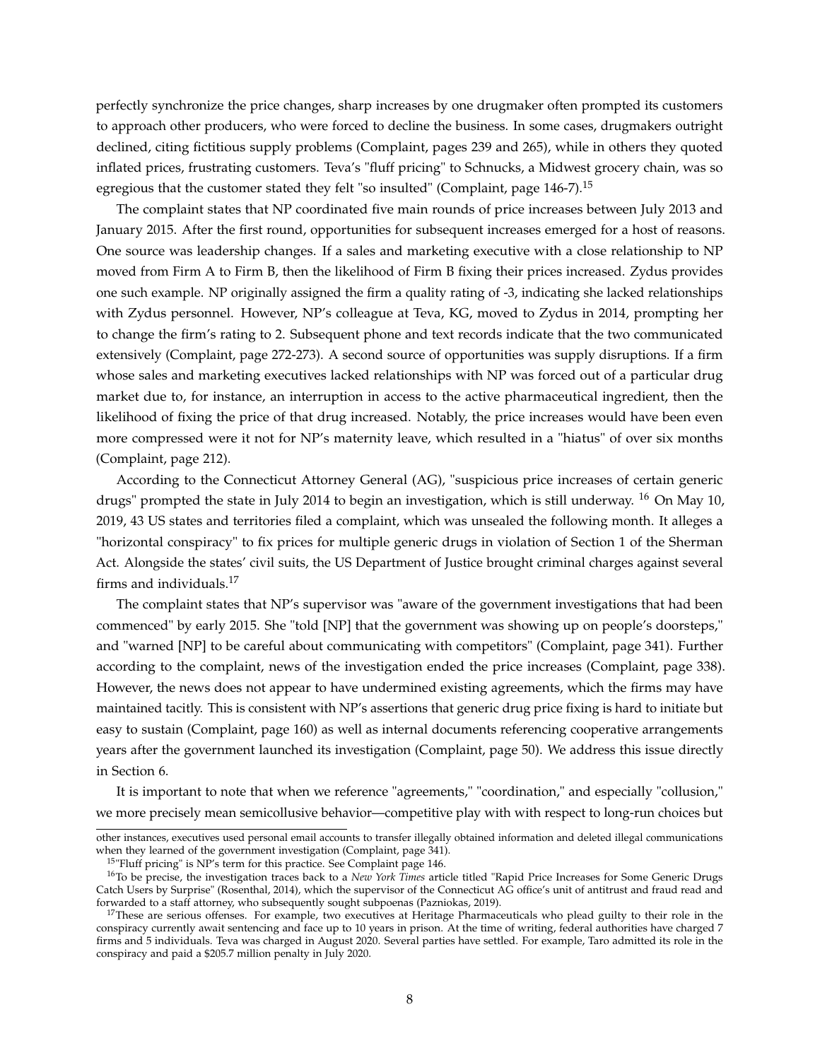perfectly synchronize the price changes, sharp increases by one drugmaker often prompted its customers to approach other producers, who were forced to decline the business. In some cases, drugmakers outright declined, citing fictitious supply problems (Complaint, pages 239 and 265), while in others they quoted inflated prices, frustrating customers. Teva's "fluff pricing" to Schnucks, a Midwest grocery chain, was so egregious that the customer stated they felt "so insulted" (Complaint, page 146-7).[15]

The complaint states that NP coordinated five main rounds of price increases between July 2013 and January 2015. After the first round, opportunities for subsequent increases emerged for a host of reasons. One source was leadership changes. If a sales and marketing executive with a close relationship to NP moved from Firm A to Firm B, then the likelihood of Firm B fixing their prices increased. Zydus provides one such example. NP originally assigned the firm a quality rating of -3, indicating she lacked relationships with Zydus personnel. However, NP's colleague at Teva, KG, moved to Zydus in 2014, prompting her to change the firm's rating to 2. Subsequent phone and text records indicate that the two communicated extensively (Complaint, page 272-273). A second source of opportunities was supply disruptions. If a firm whose sales and marketing executives lacked relationships with NP was forced out of a particular drug market due to, for instance, an interruption in access to the active pharmaceutical ingredient, then the likelihood of fixing the price of that drug increased. Notably, the price increases would have been even more compressed were it not for NP's maternity leave, which resulted in a "hiatus" of over six months (Complaint, page 212).

According to the Connecticut Attorney General (AG), "suspicious price increases of certain generic drugs" prompted the state in July 2014 to begin an investigation, which is still underway. [16] On May 10, 2019, 43 US states and territories filed a complaint, which was unsealed the following month. It alleges a "horizontal conspiracy" to fix prices for multiple generic drugs in violation of Section 1 of the Sherman Act. Alongside the states' civil suits, the US Department of Justice brought criminal charges against several firms and individuals.[17]

The complaint states that NP's supervisor was "aware of the government investigations that had been commenced" by early 2015. She "told [NP] that the government was showing up on people's doorsteps," and "warned [NP] to be careful about communicating with competitors" (Complaint, page 341). Further according to the complaint, news of the investigation ended the price increases (Complaint, page 338). However, the news does not appear to have undermined existing agreements, which the firms may have maintained tacitly. This is consistent with NP's assertions that generic drug price fixing is hard to initiate but easy to sustain (Complaint, page 160) as well as internal documents referencing cooperative arrangements years after the government launched its investigation (Complaint, page 50). We address this issue directly in Section 6.

It is important to note that when we reference "agreements," "coordination," and especially "collusion," we more precisely mean semicollusive behavior—competitive play with with respect to long-run choices but

---

other instances, executives used personal email accounts to transfer illegally obtained information and deleted illegal communications when they learned of the government investigation (Complaint, page 341).

[15] "Fluff pricing" is NP's term for this practice. See Complaint page 146.

[16] To be precise, the investigation traces back to a *New York Times* article titled "Rapid Price Increases for Some Generic Drugs Catch Users by Surprise" (Rosenthal, 2014), which the supervisor of the Connecticut AG office's unit of antitrust and fraud read and forwarded to a staff attorney, who subsequently sought subpoenas (Pazniokas, 2019).

[17] These are serious offenses. For example, two executives at Heritage Pharmaceuticals who plead guilty to their role in the conspiracy currently await sentencing and face up to 10 years in prison. At the time of writing, federal authorities have charged 7 firms and 5 individuals. Teva was charged in August 2020. Several parties have settled. For example, Taro admitted its role in the conspiracy and paid a \$205.7 million penalty in July 2020.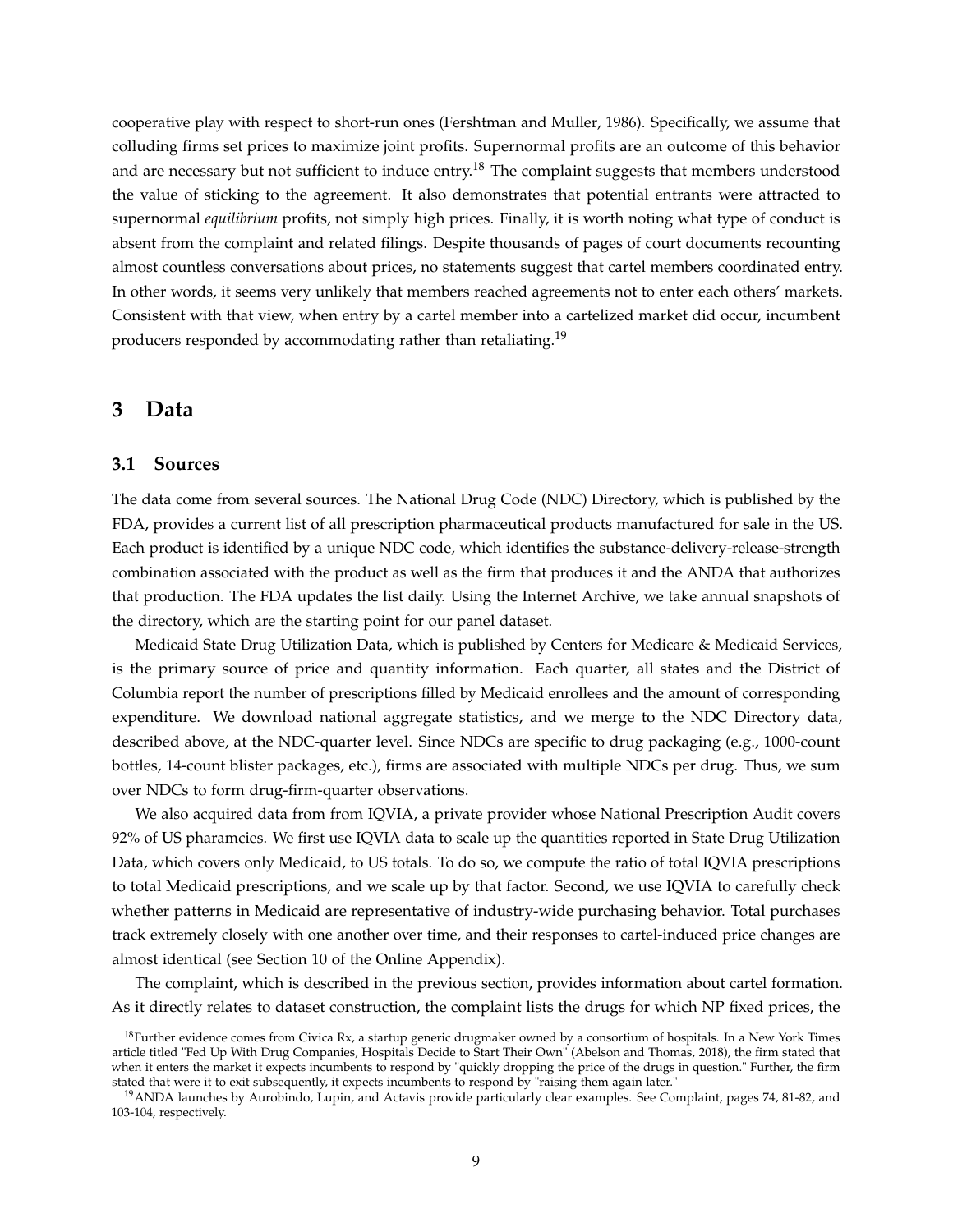cooperative play with respect to short-run ones (Fershtman and Muller, 1986). Specifically, we assume that colluding firms set prices to maximize joint profits. Supernormal profits are an outcome of this behavior and are necessary but not sufficient to induce entry.[18] The complaint suggests that members understood the value of sticking to the agreement. It also demonstrates that potential entrants were attracted to supernormal *equilibrium* profits, not simply high prices. Finally, it is worth noting what type of conduct is absent from the complaint and related filings. Despite thousands of pages of court documents recounting almost countless conversations about prices, no statements suggest that cartel members coordinated entry. In other words, it seems very unlikely that members reached agreements not to enter each others' markets. Consistent with that view, when entry by a cartel member into a cartelized market did occur, incumbent producers responded by accommodating rather than retaliating.[19]

## 3 Data

### 3.1 Sources

The data come from several sources. The National Drug Code (NDC) Directory, which is published by the FDA, provides a current list of all prescription pharmaceutical products manufactured for sale in the US. Each product is identified by a unique NDC code, which identifies the substance-delivery-release-strength combination associated with the product as well as the firm that produces it and the ANDA that authorizes that production. The FDA updates the list daily. Using the Internet Archive, we take annual snapshots of the directory, which are the starting point for our panel dataset.

Medicaid State Drug Utilization Data, which is published by Centers for Medicare & Medicaid Services, is the primary source of price and quantity information. Each quarter, all states and the District of Columbia report the number of prescriptions filled by Medicaid enrollees and the amount of corresponding expenditure. We download national aggregate statistics, and we merge to the NDC Directory data, described above, at the NDC-quarter level. Since NDCs are specific to drug packaging (e.g., 1000-count bottles, 14-count blister packages, etc.), firms are associated with multiple NDCs per drug. Thus, we sum over NDCs to form drug-firm-quarter observations.

We also acquired data from from IQVIA, a private provider whose National Prescription Audit covers 92% of US pharamcies. We first use IQVIA data to scale up the quantities reported in State Drug Utilization Data, which covers only Medicaid, to US totals. To do so, we compute the ratio of total IQVIA prescriptions to total Medicaid prescriptions, and we scale up by that factor. Second, we use IQVIA to carefully check whether patterns in Medicaid are representative of industry-wide purchasing behavior. Total purchases track extremely closely with one another over time, and their responses to cartel-induced price changes are almost identical (see Section 10 of the Online Appendix).

The complaint, which is described in the previous section, provides information about cartel formation. As it directly relates to dataset construction, the complaint lists the drugs for which NP fixed prices, the

[18] Further evidence comes from Civica Rx, a startup generic drugmaker owned by a consortium of hospitals. In a New York Times article titled "Fed Up With Drug Companies, Hospitals Decide to Start Their Own" (Abelson and Thomas, 2018), the firm stated that when it enters the market it expects incumbents to respond by "quickly dropping the price of the drugs in question." Further, the firm stated that were it to exit subsequently, it expects incumbents to respond by "raising them again later."

[19] ANDA launches by Aurobindo, Lupin, and Actavis provide particularly clear examples. See Complaint, pages 74, 81-82, and 103-104, respectively.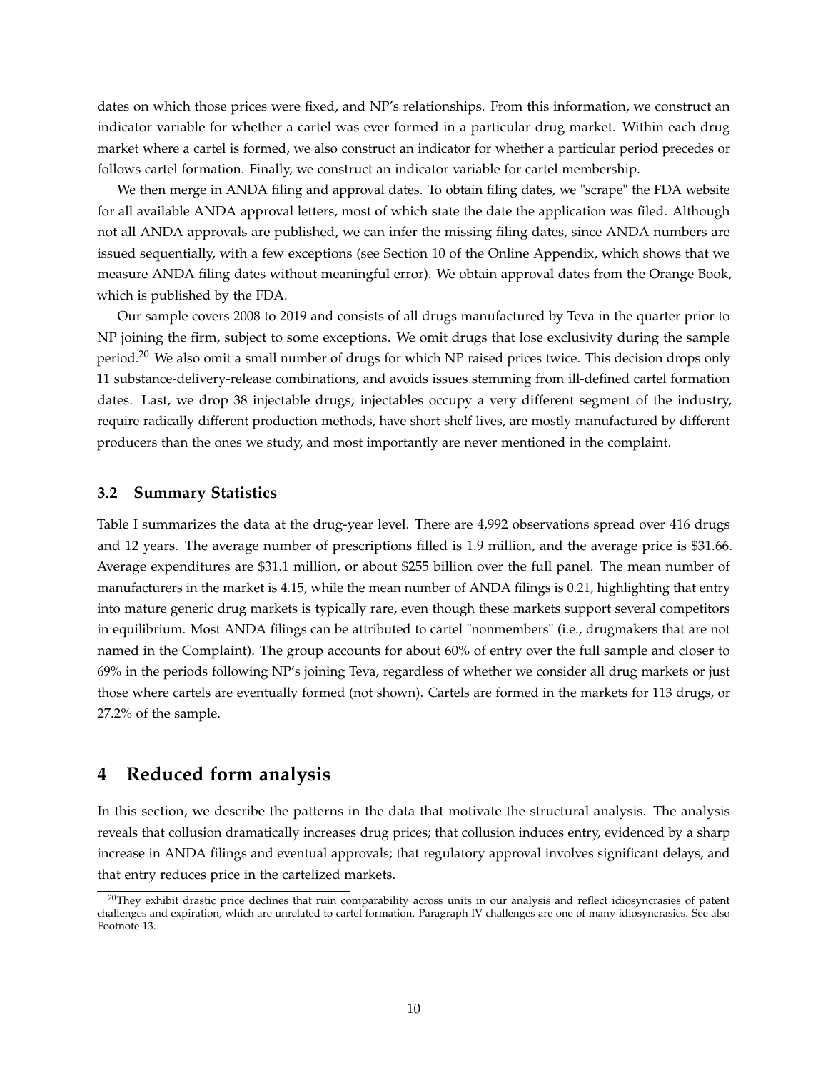dates on which those prices were fixed, and NP's relationships. From this information, we construct an indicator variable for whether a cartel was ever formed in a particular drug market. Within each drug market where a cartel is formed, we also construct an indicator for whether a particular period precedes or follows cartel formation. Finally, we construct an indicator variable for cartel membership.

We then merge in ANDA filing and approval dates. To obtain filing dates, we "scrape" the FDA website for all available ANDA approval letters, most of which state the date the application was filed. Although not all ANDA approvals are published, we can infer the missing filing dates, since ANDA numbers are issued sequentially, with a few exceptions (see Section 10 of the Online Appendix, which shows that we measure ANDA filing dates without meaningful error). We obtain approval dates from the Orange Book, which is published by the FDA.

Our sample covers 2008 to 2019 and consists of all drugs manufactured by Teva in the quarter prior to NP joining the firm, subject to some exceptions. We omit drugs that lose exclusivity during the sample period.[20] We also omit a small number of drugs for which NP raised prices twice. This decision drops only 11 substance-delivery-release combinations, and avoids issues stemming from ill-defined cartel formation dates. Last, we drop 38 injectable drugs; injectables occupy a very different segment of the industry, require radically different production methods, have short shelf lives, are mostly manufactured by different producers than the ones we study, and most importantly are never mentioned in the complaint.

### 3.2 Summary Statistics

Table I summarizes the data at the drug-year level. There are 4,992 observations spread over 416 drugs and 12 years. The average number of prescriptions filled is 1.9 million, and the average price is $31.66. Average expenditures are $31.1 million, or about $255 billion over the full panel. The mean number of manufacturers in the market is 4.15, while the mean number of ANDA filings is 0.21, highlighting that entry into mature generic drug markets is typically rare, even though these markets support several competitors in equilibrium. Most ANDA filings can be attributed to cartel "nonmembers" (i.e., drugmakers that are not named in the Complaint). The group accounts for about 60% of entry over the full sample and closer to 69% in the periods following NP's joining Teva, regardless of whether we consider all drug markets or just those where cartels are eventually formed (not shown). Cartels are formed in the markets for 113 drugs, or 27.2% of the sample.

## 4 Reduced form analysis

In this section, we describe the patterns in the data that motivate the structural analysis. The analysis reveals that collusion dramatically increases drug prices; that collusion induces entry, evidenced by a sharp increase in ANDA filings and eventual approvals; that regulatory approval involves significant delays, and that entry reduces price in the cartelized markets.

[20] They exhibit drastic price declines that ruin comparability across units in our analysis and reflect idiosyncrasies of patent challenges and expiration, which are unrelated to cartel formation. Paragraph IV challenges are one of many idiosyncrasies. See also Footnote 13.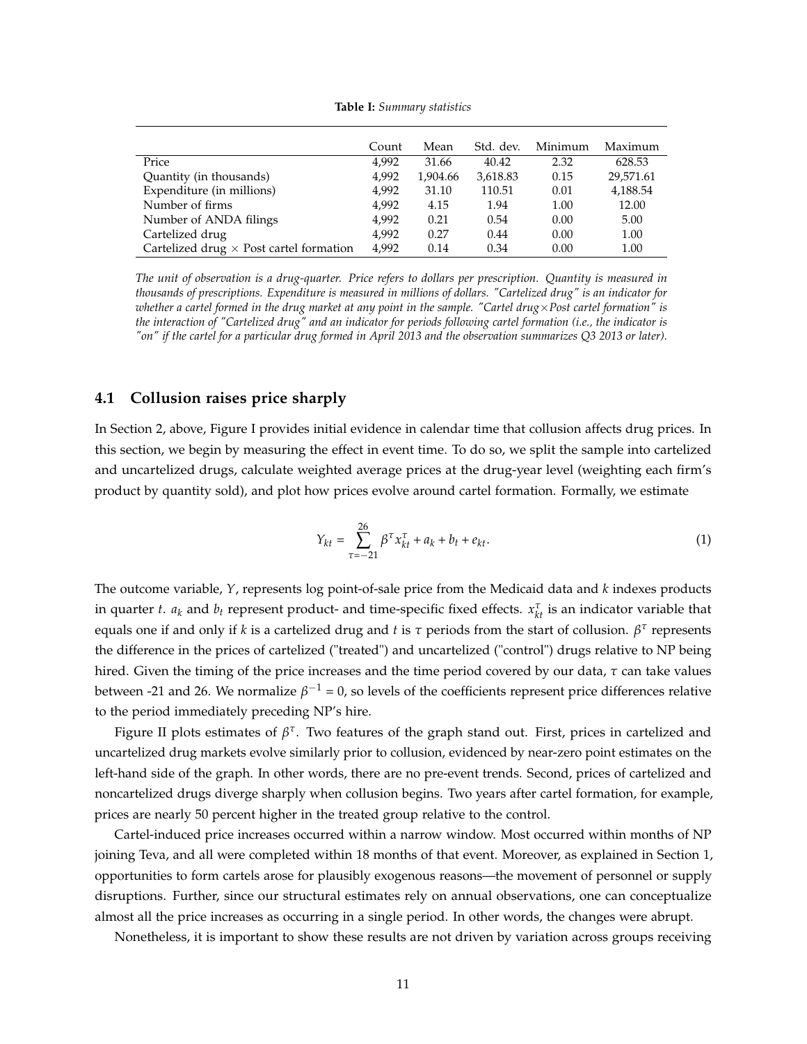**Table I:** *Summary statistics*

| | Count | Mean | Std. dev. | Minimum | Maximum |
|---|---|---|---|---|---|
| Price | 4,992 | 31.66 | 40.42 | 2.32 | 628.53 |
| Quantity (in thousands) | 4,992 | 1,904.66 | 3,618.83 | 0.15 | 29,571.61 |
| Expenditure (in millions) | 4,992 | 31.10 | 110.51 | 0.01 | 4,188.54 |
| Number of firms | 4,992 | 4.15 | 1.94 | 1.00 | 12.00 |
| Number of ANDA filings | 4,992 | 0.21 | 0.54 | 0.00 | 5.00 |
| Cartelized drug | 4,992 | 0.27 | 0.44 | 0.00 | 1.00 |
| Cartelized drug × Post cartel formation | 4,992 | 0.14 | 0.34 | 0.00 | 1.00 |

*The unit of observation is a drug-quarter. Price refers to dollars per prescription. Quantity is measured in thousands of prescriptions. Expenditure is measured in millions of dollars. "Cartelized drug" is an indicator for whether a cartel formed in the drug market at any point in the sample. "Cartel drug×Post cartel formation" is the interaction of "Cartelized drug" and an indicator for periods following cartel formation (i.e., the indicator is "on" if the cartel for a particular drug formed in April 2013 and the observation summarizes Q3 2013 or later).*

### 4.1 Collusion raises price sharply

In Section 2, above, Figure I provides initial evidence in calendar time that collusion affects drug prices. In this section, we begin by measuring the effect in event time. To do so, we split the sample into cartelized and uncartelized drugs, calculate weighted average prices at the drug-year level (weighting each firm's product by quantity sold), and plot how prices evolve around cartel formation. Formally, we estimate

$$Y_{kt} = \sum_{\tau=-21}^{26} \beta^{\tau} x_{kt}^{\tau} + a_k + b_t + e_{kt}. \tag{1}$$

The outcome variable, $Y$, represents log point-of-sale price from the Medicaid data and $k$ indexes products in quarter $t$. $a_k$ and $b_t$ represent product- and time-specific fixed effects. $x_{kt}^{\tau}$ is an indicator variable that equals one if and only if $k$ is a cartelized drug and $t$ is $\tau$ periods from the start of collusion. $\beta^{\tau}$ represents the difference in the prices of cartelized ("treated") and uncartelized ("control") drugs relative to NP being hired. Given the timing of the price increases and the time period covered by our data, $\tau$ can take values between -21 and 26. We normalize $\beta^{-1} = 0$, so levels of the coefficients represent price differences relative to the period immediately preceding NP's hire.

Figure II plots estimates of $\beta^{\tau}$. Two features of the graph stand out. First, prices in cartelized and uncartelized drug markets evolve similarly prior to collusion, evidenced by near-zero point estimates on the left-hand side of the graph. In other words, there are no pre-event trends. Second, prices of cartelized and noncartelized drugs diverge sharply when collusion begins. Two years after cartel formation, for example, prices are nearly 50 percent higher in the treated group relative to the control.

Cartel-induced price increases occurred within a narrow window. Most occurred within months of NP joining Teva, and all were completed within 18 months of that event. Moreover, as explained in Section 1, opportunities to form cartels arose for plausibly exogenous reasons—the movement of personnel or supply disruptions. Further, since our structural estimates rely on annual observations, one can conceptualize almost all the price increases as occurring in a single period. In other words, the changes were abrupt.

Nonetheless, it is important to show these results are not driven by variation across groups receiving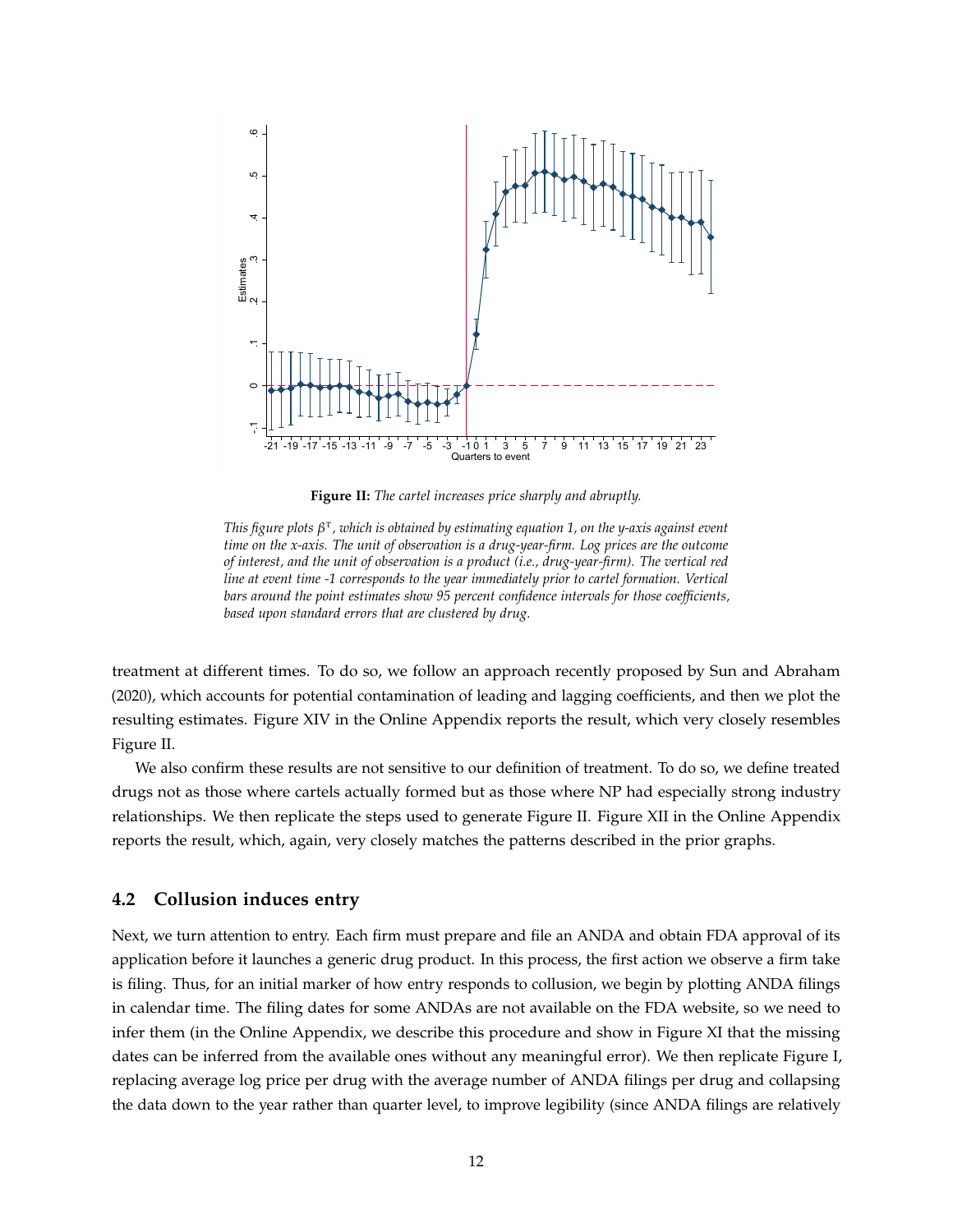**Figure II:** *The cartel increases price sharply and abruptly.*

*This figure plots $\beta^{\tau}$, which is obtained by estimating equation 1, on the y-axis against event time on the x-axis. The unit of observation is a drug-year-firm. Log prices are the outcome of interest, and the unit of observation is a product (i.e., drug-year-firm). The vertical red line at event time -1 corresponds to the year immediately prior to cartel formation. Vertical bars around the point estimates show 95 percent confidence intervals for those coefficients, based upon standard errors that are clustered by drug.*

treatment at different times. To do so, we follow an approach recently proposed by Sun and Abraham (2020), which accounts for potential contamination of leading and lagging coefficients, and then we plot the resulting estimates. Figure XIV in the Online Appendix reports the result, which very closely resembles Figure II.

We also confirm these results are not sensitive to our definition of treatment. To do so, we define treated drugs not as those where cartels actually formed but as those where NP had especially strong industry relationships. We then replicate the steps used to generate Figure II. Figure XII in the Online Appendix reports the result, which, again, very closely matches the patterns described in the prior graphs.

## 4.2 Collusion induces entry

Next, we turn attention to entry. Each firm must prepare and file an ANDA and obtain FDA approval of its application before it launches a generic drug product. In this process, the first action we observe a firm take is filing. Thus, for an initial marker of how entry responds to collusion, we begin by plotting ANDA filings in calendar time. The filing dates for some ANDAs are not available on the FDA website, so we need to infer them (in the Online Appendix, we describe this procedure and show in Figure XI that the missing dates can be inferred from the available ones without any meaningful error). We then replicate Figure I, replacing average log price per drug with the average number of ANDA filings per drug and collapsing the data down to the year rather than quarter level, to improve legibility (since ANDA filings are relatively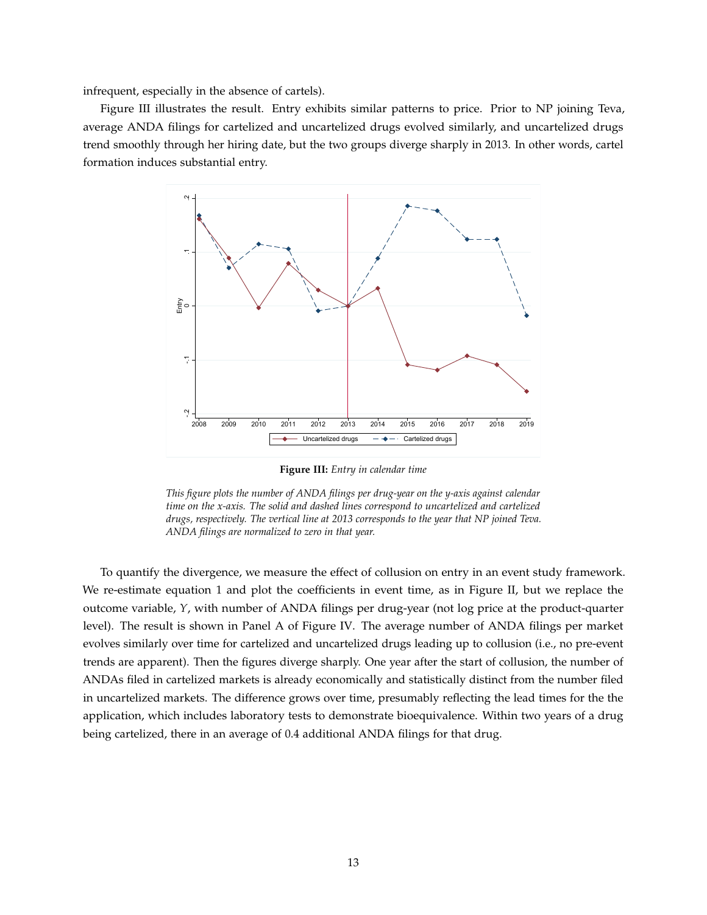infrequent, especially in the absence of cartels).

Figure III illustrates the result. Entry exhibits similar patterns to price. Prior to NP joining Teva, average ANDA filings for cartelized and uncartelized drugs evolved similarly, and uncartelized drugs trend smoothly through her hiring date, but the two groups diverge sharply in 2013. In other words, cartel formation induces substantial entry.

**Figure III:** *Entry in calendar time*

*This figure plots the number of ANDA filings per drug-year on the y-axis against calendar time on the x-axis. The solid and dashed lines correspond to uncartelized and cartelized drugs, respectively. The vertical line at 2013 corresponds to the year that NP joined Teva. ANDA filings are normalized to zero in that year.*

To quantify the divergence, we measure the effect of collusion on entry in an event study framework. We re-estimate equation 1 and plot the coefficients in event time, as in Figure II, but we replace the outcome variable, $Y$, with number of ANDA filings per drug-year (not log price at the product-quarter level). The result is shown in Panel A of Figure IV. The average number of ANDA filings per market evolves similarly over time for cartelized and uncartelized drugs leading up to collusion (i.e., no pre-event trends are apparent). Then the figures diverge sharply. One year after the start of collusion, the number of ANDAs filed in cartelized markets is already economically and statistically distinct from the number filed in uncartelized markets. The difference grows over time, presumably reflecting the lead times for the the application, which includes laboratory tests to demonstrate bioequivalence. Within two years of a drug being cartelized, there in an average of 0.4 additional ANDA filings for that drug.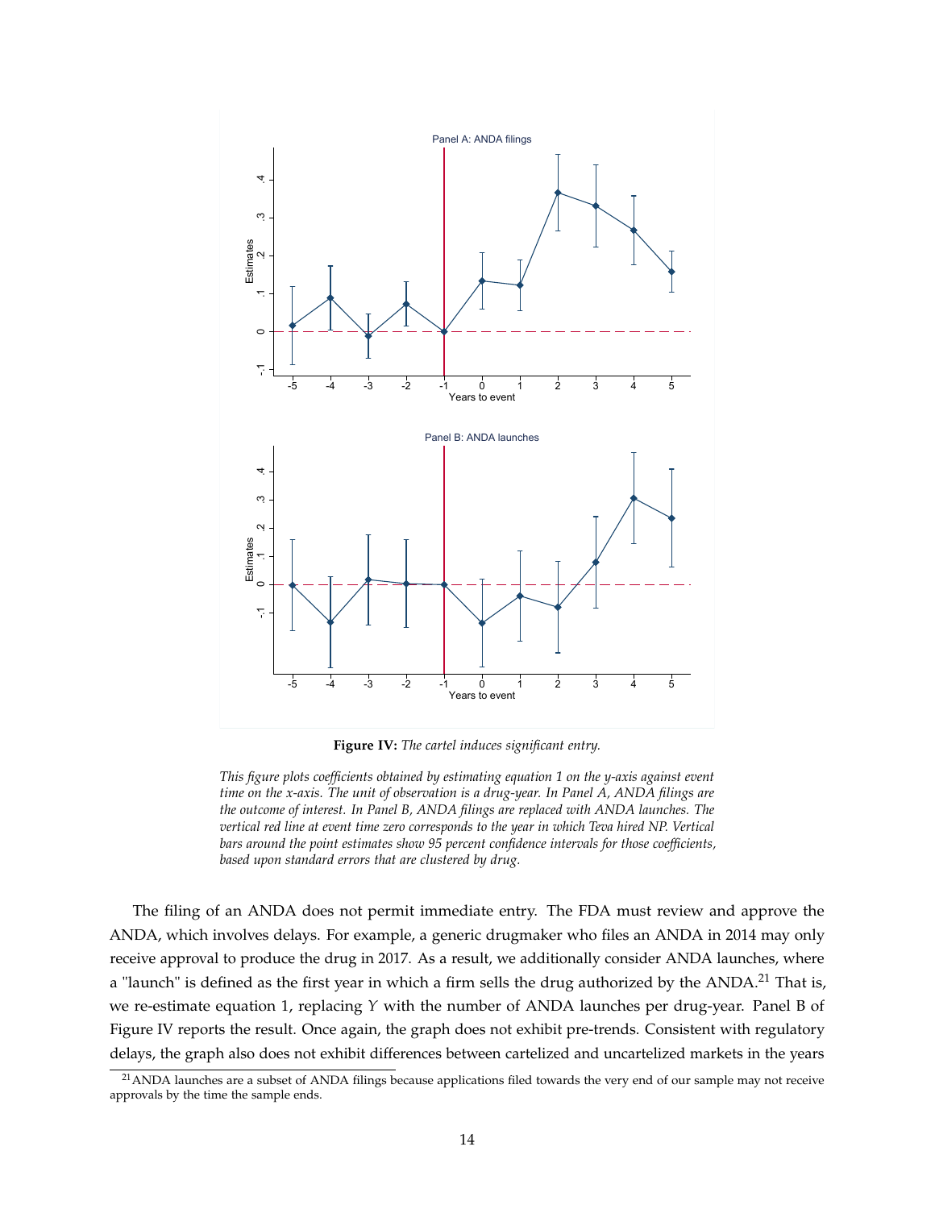**Figure IV:** *The cartel induces significant entry.*

*This figure plots coefficients obtained by estimating equation 1 on the y-axis against event time on the x-axis. The unit of observation is a drug-year. In Panel A, ANDA filings are the outcome of interest. In Panel B, ANDA filings are replaced with ANDA launches. The vertical red line at event time zero corresponds to the year in which Teva hired NP. Vertical bars around the point estimates show 95 percent confidence intervals for those coefficients, based upon standard errors that are clustered by drug.*

The filing of an ANDA does not permit immediate entry. The FDA must review and approve the ANDA, which involves delays. For example, a generic drugmaker who files an ANDA in 2014 may only receive approval to produce the drug in 2017. As a result, we additionally consider ANDA launches, where a "launch" is defined as the first year in which a firm sells the drug authorized by the ANDA.[21] That is, we re-estimate equation 1, replacing $Y$ with the number of ANDA launches per drug-year. Panel B of Figure IV reports the result. Once again, the graph does not exhibit pre-trends. Consistent with regulatory delays, the graph also does not exhibit differences between cartelized and uncartelized markets in the years

[21] ANDA launches are a subset of ANDA filings because applications filed towards the very end of our sample may not receive approvals by the time the sample ends.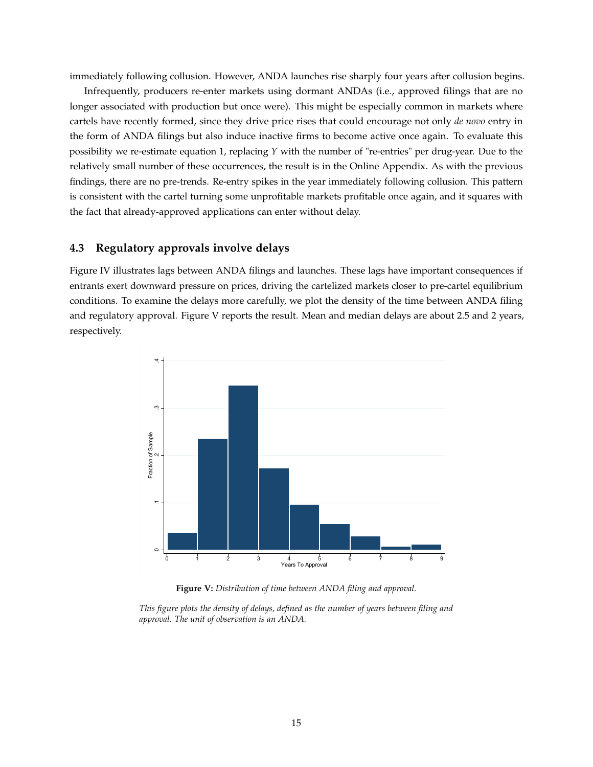immediately following collusion. However, ANDA launches rise sharply four years after collusion begins.

Infrequently, producers re-enter markets using dormant ANDAs (i.e., approved filings that are no longer associated with production but once were). This might be especially common in markets where cartels have recently formed, since they drive price rises that could encourage not only *de novo* entry in the form of ANDA filings but also induce inactive firms to become active once again. To evaluate this possibility we re-estimate equation 1, replacing $Y$ with the number of "re-entries" per drug-year. Due to the relatively small number of these occurrences, the result is in the Online Appendix. As with the previous findings, there are no pre-trends. Re-entry spikes in the year immediately following collusion. This pattern is consistent with the cartel turning some unprofitable markets profitable once again, and it squares with the fact that already-approved applications can enter without delay.

### 4.3 Regulatory approvals involve delays

Figure IV illustrates lags between ANDA filings and launches. These lags have important consequences if entrants exert downward pressure on prices, driving the cartelized markets closer to pre-cartel equilibrium conditions. To examine the delays more carefully, we plot the density of the time between ANDA filing and regulatory approval. Figure V reports the result. Mean and median delays are about 2.5 and 2 years, respectively.

**Figure V:** *Distribution of time between ANDA filing and approval.*

*This figure plots the density of delays, defined as the number of years between filing and approval. The unit of observation is an ANDA.*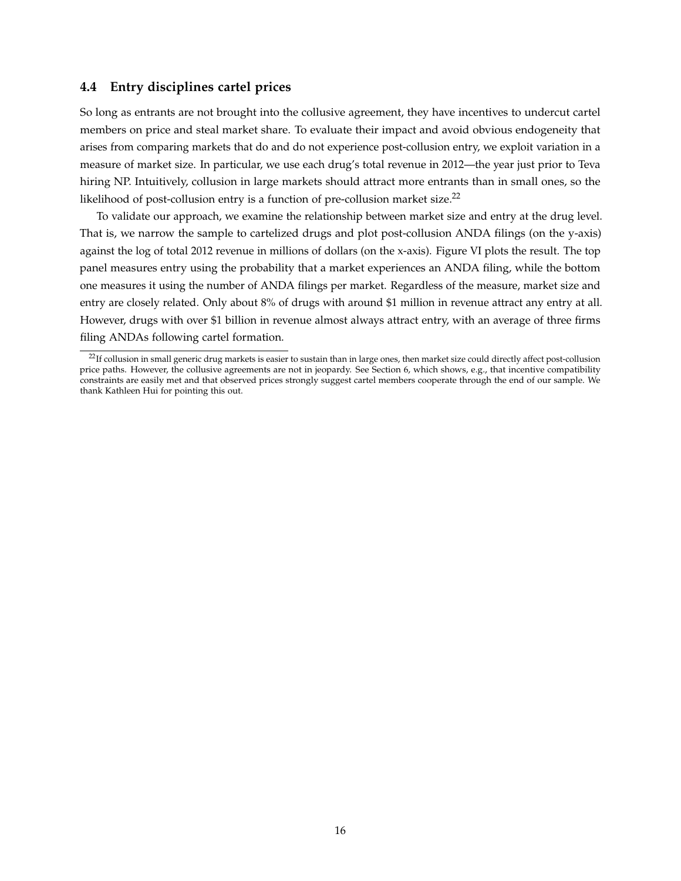### 4.4 Entry disciplines cartel prices

So long as entrants are not brought into the collusive agreement, they have incentives to undercut cartel members on price and steal market share. To evaluate their impact and avoid obvious endogeneity that arises from comparing markets that do and do not experience post-collusion entry, we exploit variation in a measure of market size. In particular, we use each drug's total revenue in 2012—the year just prior to Teva hiring NP. Intuitively, collusion in large markets should attract more entrants than in small ones, so the likelihood of post-collusion entry is a function of pre-collusion market size.[22]

To validate our approach, we examine the relationship between market size and entry at the drug level. That is, we narrow the sample to cartelized drugs and plot post-collusion ANDA filings (on the y-axis) against the log of total 2012 revenue in millions of dollars (on the x-axis). Figure VI plots the result. The top panel measures entry using the probability that a market experiences an ANDA filing, while the bottom one measures it using the number of ANDA filings per market. Regardless of the measure, market size and entry are closely related. Only about 8% of drugs with around \$1 million in revenue attract any entry at all. However, drugs with over \$1 billion in revenue almost always attract entry, with an average of three firms filing ANDAs following cartel formation.

---

[22] If collusion in small generic drug markets is easier to sustain than in large ones, then market size could directly affect post-collusion price paths. However, the collusive agreements are not in jeopardy. See Section 6, which shows, e.g., that incentive compatibility constraints are easily met and that observed prices strongly suggest cartel members cooperate through the end of our sample. We thank Kathleen Hui for pointing this out.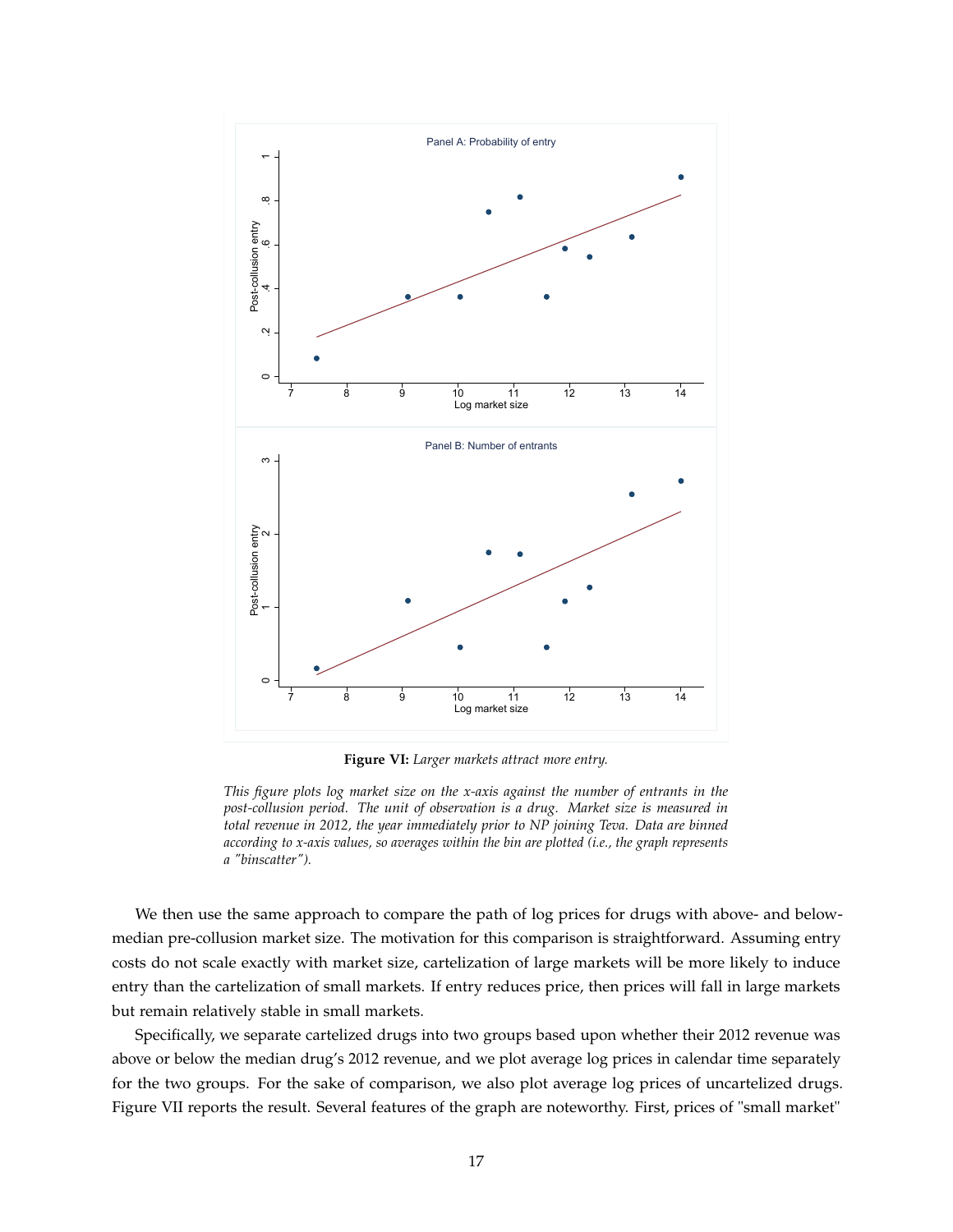**Figure VI:** *Larger markets attract more entry.*

*This figure plots log market size on the x-axis against the number of entrants in the post-collusion period. The unit of observation is a drug. Market size is measured in total revenue in 2012, the year immediately prior to NP joining Teva. Data are binned according to x-axis values, so averages within the bin are plotted (i.e., the graph represents a "binscatter").*

We then use the same approach to compare the path of log prices for drugs with above- and below-median pre-collusion market size. The motivation for this comparison is straightforward. Assuming entry costs do not scale exactly with market size, cartelization of large markets will be more likely to induce entry than the cartelization of small markets. If entry reduces price, then prices will fall in large markets but remain relatively stable in small markets.

Specifically, we separate cartelized drugs into two groups based upon whether their 2012 revenue was above or below the median drug's 2012 revenue, and we plot average log prices in calendar time separately for the two groups. For the sake of comparison, we also plot average log prices of uncartelized drugs. Figure VII reports the result. Several features of the graph are noteworthy. First, prices of "small market"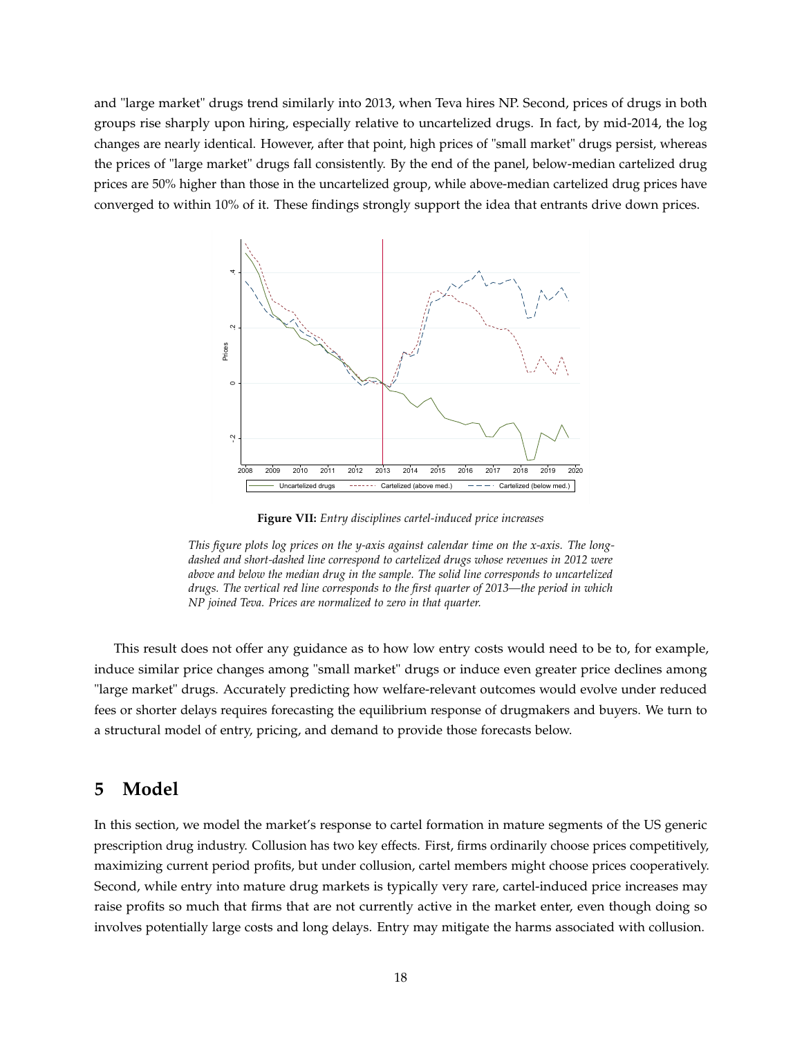and "large market" drugs trend similarly into 2013, when Teva hires NP. Second, prices of drugs in both groups rise sharply upon hiring, especially relative to uncartelized drugs. In fact, by mid-2014, the log changes are nearly identical. However, after that point, high prices of "small market" drugs persist, whereas the prices of "large market" drugs fall consistently. By the end of the panel, below-median cartelized drug prices are 50% higher than those in the uncartelized group, while above-median cartelized drug prices have converged to within 10% of it. These findings strongly support the idea that entrants drive down prices.

**Figure VII:** *Entry disciplines cartel-induced price increases*

*This figure plots log prices on the y-axis against calendar time on the x-axis. The long-dashed and short-dashed line correspond to cartelized drugs whose revenues in 2012 were above and below the median drug in the sample. The solid line corresponds to uncartelized drugs. The vertical red line corresponds to the first quarter of 2013—the period in which NP joined Teva. Prices are normalized to zero in that quarter.*

This result does not offer any guidance as to how low entry costs would need to be to, for example, induce similar price changes among "small market" drugs or induce even greater price declines among "large market" drugs. Accurately predicting how welfare-relevant outcomes would evolve under reduced fees or shorter delays requires forecasting the equilibrium response of drugmakers and buyers. We turn to a structural model of entry, pricing, and demand to provide those forecasts below.

## 5 Model

In this section, we model the market's response to cartel formation in mature segments of the US generic prescription drug industry. Collusion has two key effects. First, firms ordinarily choose prices competitively, maximizing current period profits, but under collusion, cartel members might choose prices cooperatively. Second, while entry into mature drug markets is typically very rare, cartel-induced price increases may raise profits so much that firms that are not currently active in the market enter, even though doing so involves potentially large costs and long delays. Entry may mitigate the harms associated with collusion.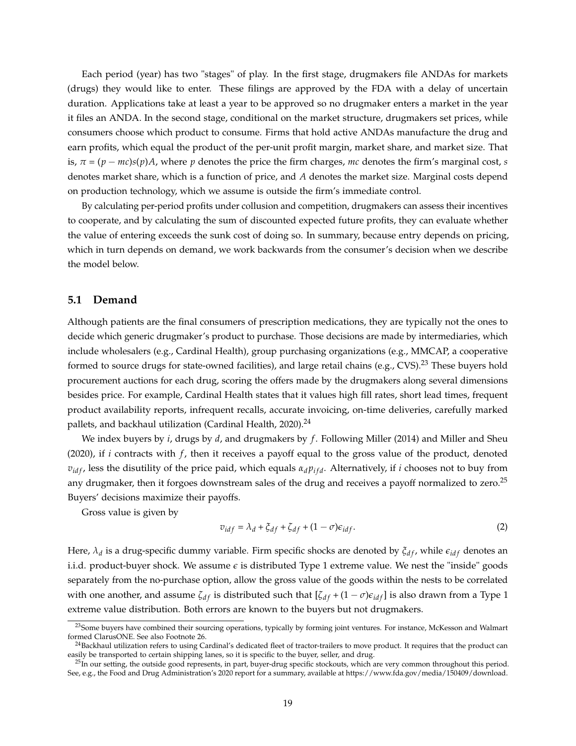Each period (year) has two "stages" of play. In the first stage, drugmakers file ANDAs for markets (drugs) they would like to enter. These filings are approved by the FDA with a delay of uncertain duration. Applications take at least a year to be approved so no drugmaker enters a market in the year it files an ANDA. In the second stage, conditional on the market structure, drugmakers set prices, while consumers choose which product to consume. Firms that hold active ANDAs manufacture the drug and earn profits, which equal the product of the per-unit profit margin, market share, and market size. That is, $\pi = (p - mc)s(p)A$, where $p$ denotes the price the firm charges, $mc$ denotes the firm's marginal cost, $s$ denotes market share, which is a function of price, and $A$ denotes the market size. Marginal costs depend on production technology, which we assume is outside the firm's immediate control.

By calculating per-period profits under collusion and competition, drugmakers can assess their incentives to cooperate, and by calculating the sum of discounted expected future profits, they can evaluate whether the value of entering exceeds the sunk cost of doing so. In summary, because entry depends on pricing, which in turn depends on demand, we work backwards from the consumer's decision when we describe the model below.

## 5.1 Demand

Although patients are the final consumers of prescription medications, they are typically not the ones to decide which generic drugmaker's product to purchase. Those decisions are made by intermediaries, which include wholesalers (e.g., Cardinal Health), group purchasing organizations (e.g., MMCAP, a cooperative formed to source drugs for state-owned facilities), and large retail chains (e.g., CVS).[23] These buyers hold procurement auctions for each drug, scoring the offers made by the drugmakers along several dimensions besides price. For example, Cardinal Health states that it values high fill rates, short lead times, frequent product availability reports, infrequent recalls, accurate invoicing, on-time deliveries, carefully marked pallets, and backhaul utilization (Cardinal Health, 2020).[24]

We index buyers by $i$, drugs by $d$, and drugmakers by $f$. Following Miller (2014) and Miller and Sheu (2020), if $i$ contracts with $f$, then it receives a payoff equal to the gross value of the product, denoted $v_{idf}$, less the disutility of the price paid, which equals $\alpha_d p_{ifd}$. Alternatively, if $i$ chooses not to buy from any drugmaker, then it forgoes downstream sales of the drug and receives a payoff normalized to zero.[25] Buyers' decisions maximize their payoffs.

Gross value is given by

$$v_{idf} = \lambda_d + \xi_{df} + \zeta_{df} + (1 - \sigma)\epsilon_{idf}. \tag{2}$$

Here, $\lambda_d$ is a drug-specific dummy variable. Firm specific shocks are denoted by $\xi_{df}$, while $\epsilon_{idf}$ denotes an i.i.d. product-buyer shock. We assume $\epsilon$ is distributed Type 1 extreme value. We nest the "inside" goods separately from the no-purchase option, allow the gross value of the goods within the nests to be correlated with one another, and assume $\zeta_{df}$ is distributed such that $[\zeta_{df} + (1 - \sigma)\epsilon_{idf}]$ is also drawn from a Type 1 extreme value distribution. Both errors are known to the buyers but not drugmakers.

[23] Some buyers have combined their sourcing operations, typically by forming joint ventures. For instance, McKesson and Walmart formed ClarusONE. See also Footnote 26.

[24] Backhaul utilization refers to using Cardinal's dedicated fleet of tractor-trailers to move product. It requires that the product can easily be transported to certain shipping lanes, so it is specific to the buyer, seller, and drug.

[25] In our setting, the outside good represents, in part, buyer-drug specific stockouts, which are very common throughout this period. See, e.g., the Food and Drug Administration's 2020 report for a summary, available at https://www.fda.gov/media/150409/download.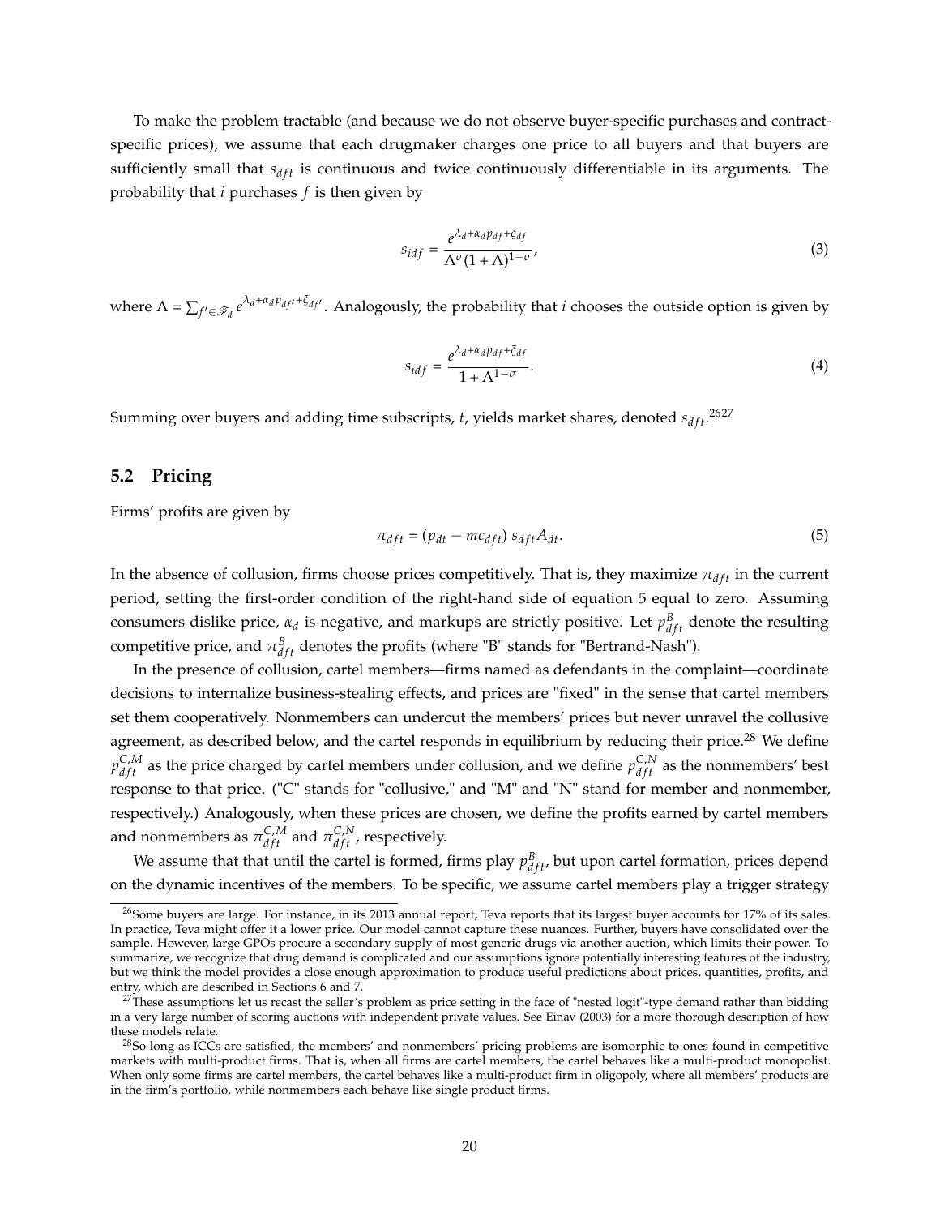To make the problem tractable (and because we do not observe buyer-specific purchases and contract-specific prices), we assume that each drugmaker charges one price to all buyers and that buyers are sufficiently small that $s_{dft}$ is continuous and twice continuously differentiable in its arguments. The probability that $i$ purchases $f$ is then given by

$$s_{idf} = \frac{e^{\lambda_d + \alpha_d p_{df} + \xi_{df}}}{\Lambda^{\sigma}(1+\Lambda)^{1-\sigma}}, \tag{3}$$

where $\Lambda = \sum_{f' \in \mathscr{F}_d} e^{\lambda_d + \alpha_d p_{df'} + \xi_{df'}}$. Analogously, the probability that $i$ chooses the outside option is given by

$$s_{idf} = \frac{e^{\lambda_d + \alpha_d p_{df} + \xi_{df}}}{1 + \Lambda^{1-\sigma}}. \tag{4}$$

Summing over buyers and adding time subscripts, $t$, yields market shares, denoted $s_{dft}$.[26][27]

## 5.2 Pricing

Firms' profits are given by

$$\pi_{dft} = (p_{dt} - mc_{dft})\, s_{dft} A_{dt}. \tag{5}$$

In the absence of collusion, firms choose prices competitively. That is, they maximize $\pi_{dft}$ in the current period, setting the first-order condition of the right-hand side of equation 5 equal to zero. Assuming consumers dislike price, $\alpha_d$ is negative, and markups are strictly positive. Let $p^{B}_{dft}$ denote the resulting competitive price, and $\pi^{B}_{dft}$ denotes the profits (where "B" stands for "Bertrand-Nash").

In the presence of collusion, cartel members—firms named as defendants in the complaint—coordinate decisions to internalize business-stealing effects, and prices are "fixed" in the sense that cartel members set them cooperatively. Nonmembers can undercut the members' prices but never unravel the collusive agreement, as described below, and the cartel responds in equilibrium by reducing their price.[28] We define $p^{C,M}_{dft}$ as the price charged by cartel members under collusion, and we define $p^{C,N}_{dft}$ as the nonmembers' best response to that price. ("C" stands for "collusive," and "M" and "N" stand for member and nonmember, respectively.) Analogously, when these prices are chosen, we define the profits earned by cartel members and nonmembers as $\pi^{C,M}_{dft}$ and $\pi^{C,N}_{dft}$, respectively.

We assume that that until the cartel is formed, firms play $p^{B}_{dft}$, but upon cartel formation, prices depend on the dynamic incentives of the members. To be specific, we assume cartel members play a trigger strategy

---

[26] Some buyers are large. For instance, in its 2013 annual report, Teva reports that its largest buyer accounts for 17% of its sales. In practice, Teva might offer it a lower price. Our model cannot capture these nuances. Further, buyers have consolidated over the sample. However, large GPOs procure a secondary supply of most generic drugs via another auction, which limits their power. To summarize, we recognize that drug demand is complicated and our assumptions ignore potentially interesting features of the industry, but we think the model provides a close enough approximation to produce useful predictions about prices, quantities, profits, and entry, which are described in Sections 6 and 7.

[27] These assumptions let us recast the seller's problem as price setting in the face of "nested logit"-type demand rather than bidding in a very large number of scoring auctions with independent private values. See Einav (2003) for a more thorough description of how these models relate.

[28] So long as ICCs are satisfied, the members' and nonmembers' pricing problems are isomorphic to ones found in competitive markets with multi-product firms. That is, when all firms are cartel members, the cartel behaves like a multi-product monopolist. When only some firms are cartel members, the cartel behaves like a multi-product firm in oligopoly, where all members' products are in the firm's portfolio, while nonmembers each behave like single product firms.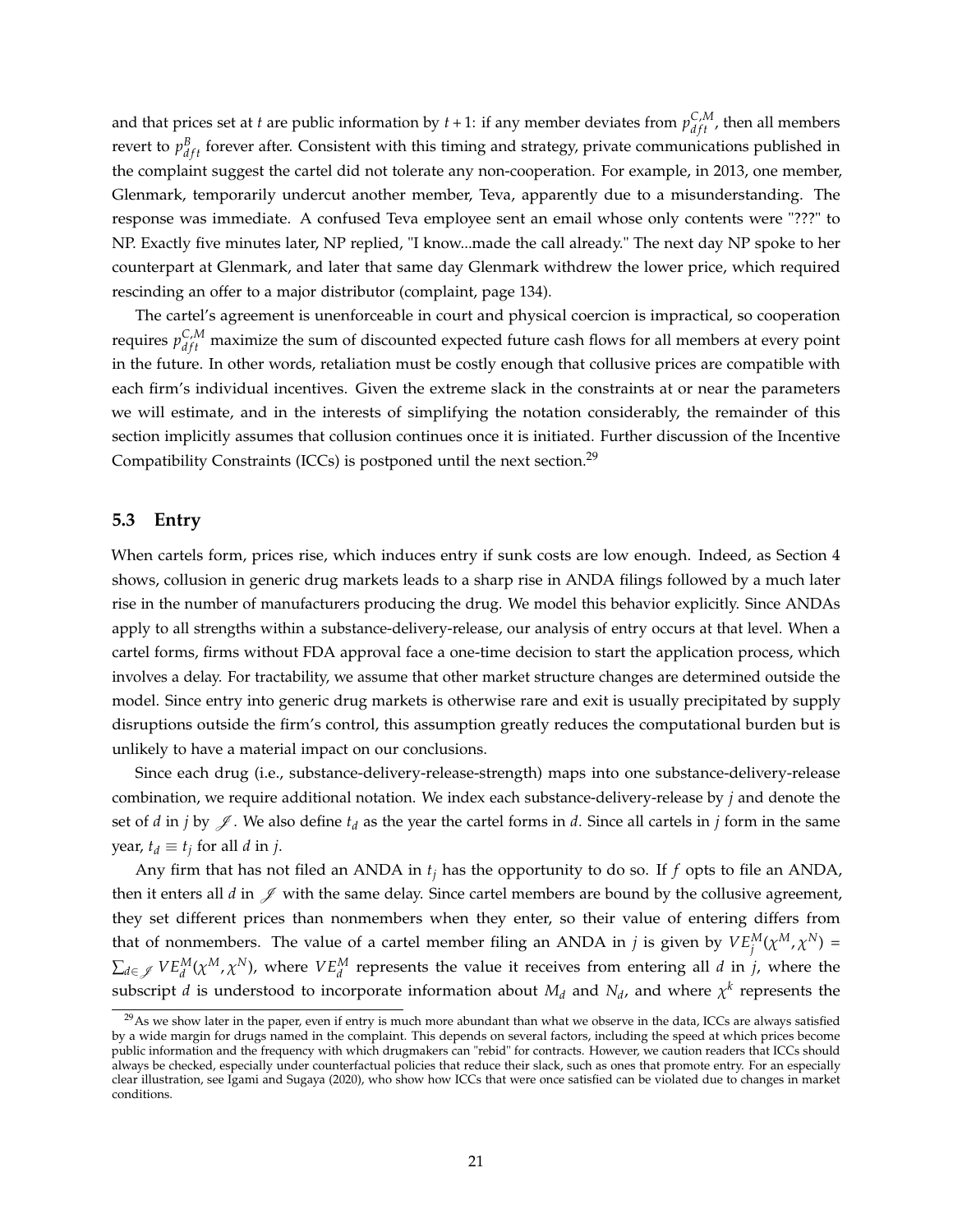and that prices set at $t$ are public information by $t+1$: if any member deviates from $p^{C,M}_{dft}$, then all members revert to $p^{B}_{dft}$ forever after. Consistent with this timing and strategy, private communications published in the complaint suggest the cartel did not tolerate any non-cooperation. For example, in 2013, one member, Glenmark, temporarily undercut another member, Teva, apparently due to a misunderstanding. The response was immediate. A confused Teva employee sent an email whose only contents were "???" to NP. Exactly five minutes later, NP replied, "I know...made the call already." The next day NP spoke to her counterpart at Glenmark, and later that same day Glenmark withdrew the lower price, which required rescinding an offer to a major distributor (complaint, page 134).

The cartel's agreement is unenforceable in court and physical coercion is impractical, so cooperation requires $p^{C,M}_{dft}$ maximize the sum of discounted expected future cash flows for all members at every point in the future. In other words, retaliation must be costly enough that collusive prices are compatible with each firm's individual incentives. Given the extreme slack in the constraints at or near the parameters we will estimate, and in the interests of simplifying the notation considerably, the remainder of this section implicitly assumes that collusion continues once it is initiated. Further discussion of the Incentive Compatibility Constraints (ICCs) is postponed until the next section.[29]

### 5.3 Entry

When cartels form, prices rise, which induces entry if sunk costs are low enough. Indeed, as Section 4 shows, collusion in generic drug markets leads to a sharp rise in ANDA filings followed by a much later rise in the number of manufacturers producing the drug. We model this behavior explicitly. Since ANDAs apply to all strengths within a substance-delivery-release, our analysis of entry occurs at that level. When a cartel forms, firms without FDA approval face a one-time decision to start the application process, which involves a delay. For tractability, we assume that other market structure changes are determined outside the model. Since entry into generic drug markets is otherwise rare and exit is usually precipitated by supply disruptions outside the firm's control, this assumption greatly reduces the computational burden but is unlikely to have a material impact on our conclusions.

Since each drug (i.e., substance-delivery-release-strength) maps into one substance-delivery-release combination, we require additional notation. We index each substance-delivery-release by $j$ and denote the set of $d$ in $j$ by $\mathscr{J}$. We also define $t_d$ as the year the cartel forms in $d$. Since all cartels in $j$ form in the same year, $t_d \equiv t_j$ for all $d$ in $j$.

Any firm that has not filed an ANDA in $t_j$ has the opportunity to do so. If $f$ opts to file an ANDA, then it enters all $d$ in $\mathscr{J}$ with the same delay. Since cartel members are bound by the collusive agreement, they set different prices than nonmembers when they enter, so their value of entering differs from that of nonmembers. The value of a cartel member filing an ANDA in $j$ is given by $VE^{M}_{j}(\chi^{M}, \chi^{N}) = \sum_{d \in \mathscr{J}} VE^{M}_{d}(\chi^{M}, \chi^{N})$, where $VE^{M}_{d}$ represents the value it receives from entering all $d$ in $j$, where the subscript $d$ is understood to incorporate information about $M_d$ and $N_d$, and where $\chi^{k}$ represents the

[29] As we show later in the paper, even if entry is much more abundant than what we observe in the data, ICCs are always satisfied by a wide margin for drugs named in the complaint. This depends on several factors, including the speed at which prices become public information and the frequency with which drugmakers can "rebid" for contracts. However, we caution readers that ICCs should always be checked, especially under counterfactual policies that reduce their slack, such as ones that promote entry. For an especially clear illustration, see Igami and Sugaya (2020), who show how ICCs that were once satisfied can be violated due to changes in market conditions.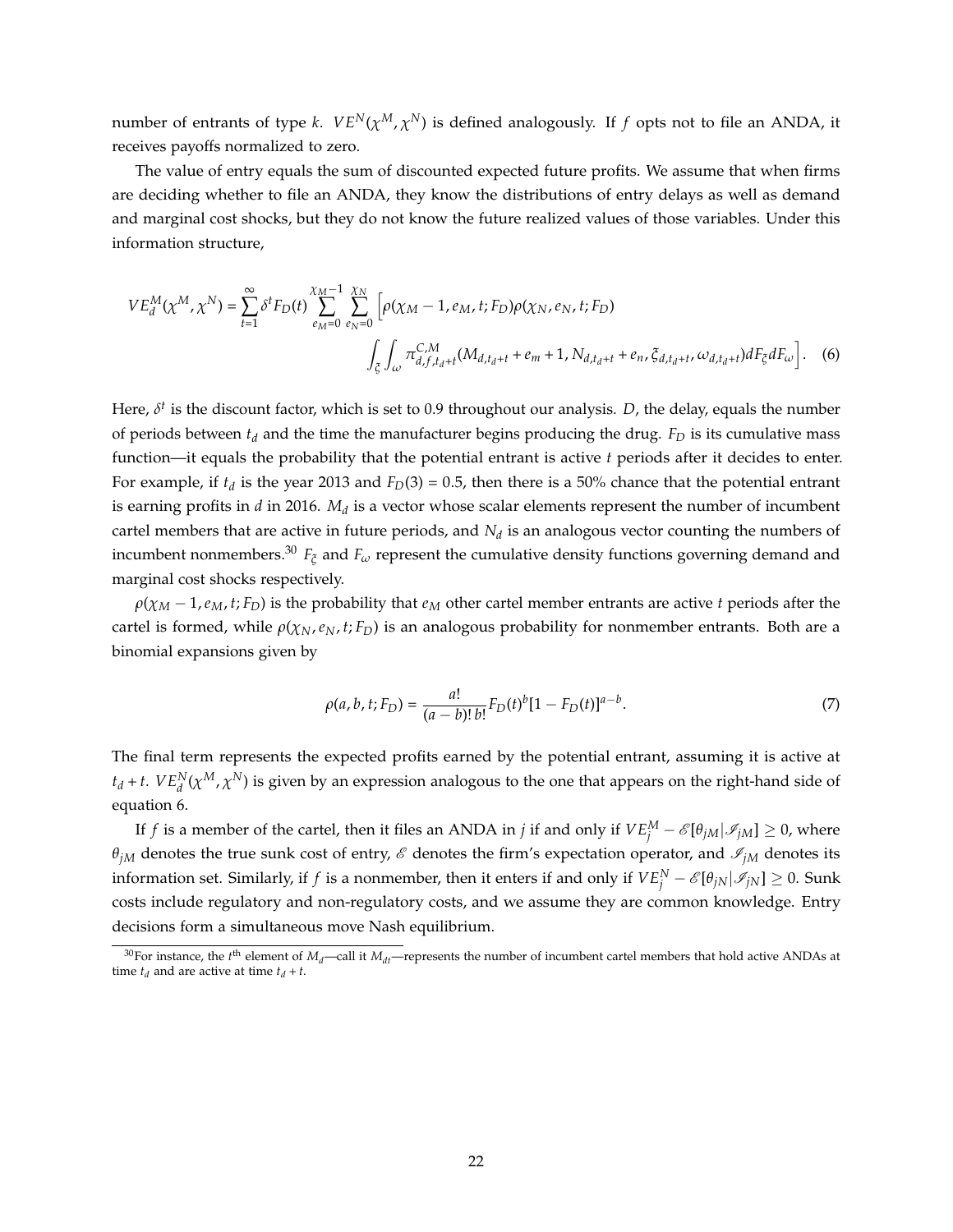number of entrants of type $k$. $VE^N(\chi^M, \chi^N)$ is defined analogously. If $f$ opts not to file an ANDA, it receives payoffs normalized to zero.

The value of entry equals the sum of discounted expected future profits. We assume that when firms are deciding whether to file an ANDA, they know the distributions of entry delays as well as demand and marginal cost shocks, but they do not know the future realized values of those variables. Under this information structure,

$$VE_d^M(\chi^M, \chi^N) = \sum_{t=1}^{\infty} \delta^t F_D(t) \sum_{e_M=0}^{\chi_M - 1} \sum_{e_N=0}^{\chi_N} \Big[ \rho(\chi_M - 1, e_M, t; F_D) \rho(\chi_N, e_N, t; F_D)$$
$$\int_{\xi} \int_{\omega} \pi^{C,M}_{d,f,t_d+t}(M_{d,t_d+t} + e_m + 1, N_{d,t_d+t} + e_n, \xi_{d,t_d+t}, \omega_{d,t_d+t}) dF_{\xi} dF_{\omega} \Big]. \quad (6)$$

Here, $\delta^t$ is the discount factor, which is set to 0.9 throughout our analysis. $D$, the delay, equals the number of periods between $t_d$ and the time the manufacturer begins producing the drug. $F_D$ is its cumulative mass function—it equals the probability that the potential entrant is active $t$ periods after it decides to enter. For example, if $t_d$ is the year 2013 and $F_D(3) = 0.5$, then there is a 50% chance that the potential entrant is earning profits in $d$ in 2016. $M_d$ is a vector whose scalar elements represent the number of incumbent cartel members that are active in future periods, and $N_d$ is an analogous vector counting the numbers of incumbent nonmembers.[30] $F_{\xi}$ and $F_{\omega}$ represent the cumulative density functions governing demand and marginal cost shocks respectively.

$\rho(\chi_M - 1, e_M, t; F_D)$ is the probability that $e_M$ other cartel member entrants are active $t$ periods after the cartel is formed, while $\rho(\chi_N, e_N, t; F_D)$ is an analogous probability for nonmember entrants. Both are a binomial expansions given by

$$\rho(a, b, t; F_D) = \frac{a!}{(a-b)!\, b!} F_D(t)^b [1 - F_D(t)]^{a-b}. \quad (7)$$

The final term represents the expected profits earned by the potential entrant, assuming it is active at $t_d + t$. $VE_d^N(\chi^M, \chi^N)$ is given by an expression analogous to the one that appears on the right-hand side of equation 6.

If $f$ is a member of the cartel, then it files an ANDA in $j$ if and only if $VE_j^M - \mathscr{E}[\theta_{jM} | \mathscr{I}_{jM}] \geq 0$, where $\theta_{jM}$ denotes the true sunk cost of entry, $\mathscr{E}$ denotes the firm's expectation operator, and $\mathscr{I}_{jM}$ denotes its information set. Similarly, if $f$ is a nonmember, then it enters if and only if $VE_j^N - \mathscr{E}[\theta_{jN} | \mathscr{I}_{jN}] \geq 0$. Sunk costs include regulatory and non-regulatory costs, and we assume they are common knowledge. Entry decisions form a simultaneous move Nash equilibrium.

[30] For instance, the $t^{\text{th}}$ element of $M_d$—call it $M_{dt}$—represents the number of incumbent cartel members that hold active ANDAs at time $t_d$ and are active at time $t_d + t$.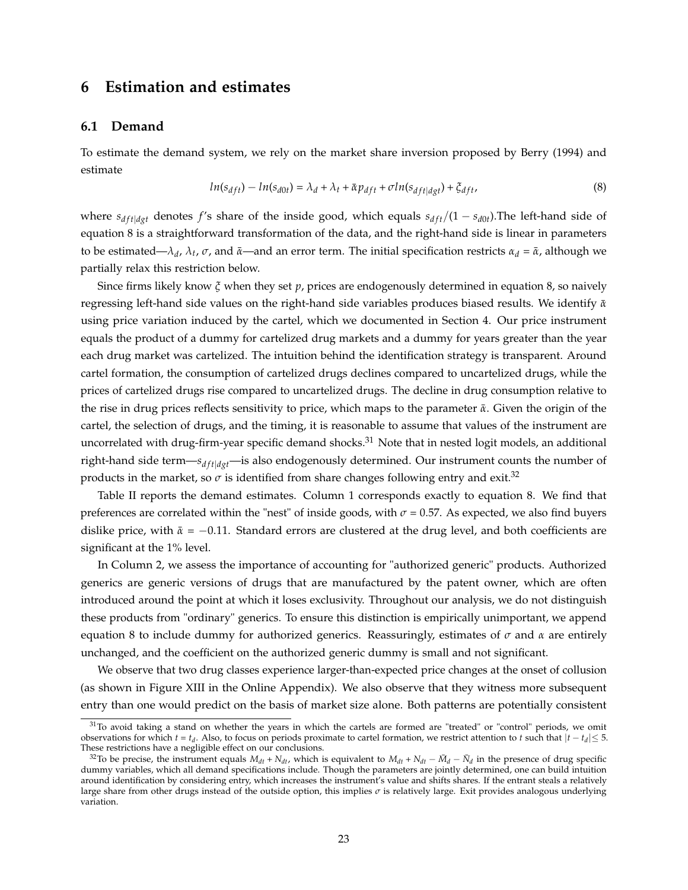# 6 Estimation and estimates

## 6.1 Demand

To estimate the demand system, we rely on the market share inversion proposed by Berry (1994) and estimate

$$ln(s_{dft}) - ln(s_{d0t}) = \lambda_d + \lambda_t + \bar{\alpha} p_{dft} + \sigma ln(s_{dft|dgt}) + \xi_{dft}, \tag{8}$$

where $s_{dft|dgt}$ denotes $f$'s share of the inside good, which equals $s_{dft}/(1 - s_{d0t})$.The left-hand side of equation 8 is a straightforward transformation of the data, and the right-hand side is linear in parameters to be estimated—$\lambda_d$, $\lambda_t$, $\sigma$, and $\bar{\alpha}$—and an error term. The initial specification restricts $\alpha_d = \bar{\alpha}$, although we partially relax this restriction below.

Since firms likely know $\xi$ when they set $p$, prices are endogenously determined in equation 8, so naively regressing left-hand side values on the right-hand side variables produces biased results. We identify $\bar{\alpha}$ using price variation induced by the cartel, which we documented in Section 4. Our price instrument equals the product of a dummy for cartelized drug markets and a dummy for years greater than the year each drug market was cartelized. The intuition behind the identification strategy is transparent. Around cartel formation, the consumption of cartelized drugs declines compared to uncartelized drugs, while the prices of cartelized drugs rise compared to uncartelized drugs. The decline in drug consumption relative to the rise in drug prices reflects sensitivity to price, which maps to the parameter $\bar{\alpha}$. Given the origin of the cartel, the selection of drugs, and the timing, it is reasonable to assume that values of the instrument are uncorrelated with drug-firm-year specific demand shocks.[31] Note that in nested logit models, an additional right-hand side term—$s_{dft|dgt}$—is also endogenously determined. Our instrument counts the number of products in the market, so $\sigma$ is identified from share changes following entry and exit.[32]

Table II reports the demand estimates. Column 1 corresponds exactly to equation 8. We find that preferences are correlated within the "nest" of inside goods, with $\sigma = 0.57$. As expected, we also find buyers dislike price, with $\bar{\alpha} = -0.11$. Standard errors are clustered at the drug level, and both coefficients are significant at the 1% level.

In Column 2, we assess the importance of accounting for "authorized generic" products. Authorized generics are generic versions of drugs that are manufactured by the patent owner, which are often introduced around the point at which it loses exclusivity. Throughout our analysis, we do not distinguish these products from "ordinary" generics. To ensure this distinction is empirically unimportant, we append equation 8 to include dummy for authorized generics. Reassuringly, estimates of $\sigma$ and $\alpha$ are entirely unchanged, and the coefficient on the authorized generic dummy is small and not significant.

We observe that two drug classes experience larger-than-expected price changes at the onset of collusion (as shown in Figure XIII in the Online Appendix). We also observe that they witness more subsequent entry than one would predict on the basis of market size alone. Both patterns are potentially consistent

[31] To avoid taking a stand on whether the years in which the cartels are formed are "treated" or "control" periods, we omit observations for which $t = t_d$. Also, to focus on periods proximate to cartel formation, we restrict attention to $t$ such that $|t - t_d| \leq 5$. These restrictions have a negligible effect on our conclusions.

[32] To be precise, the instrument equals $M_{dt} + N_{dt}$, which is equivalent to $M_{dt} + N_{dt} - \bar{M}_d - \bar{N}_d$ in the presence of drug specific dummy variables, which all demand specifications include. Though the parameters are jointly determined, one can build intuition around identification by considering entry, which increases the instrument's value and shifts shares. If the entrant steals a relatively large share from other drugs instead of the outside option, this implies $\sigma$ is relatively large. Exit provides analogous underlying variation.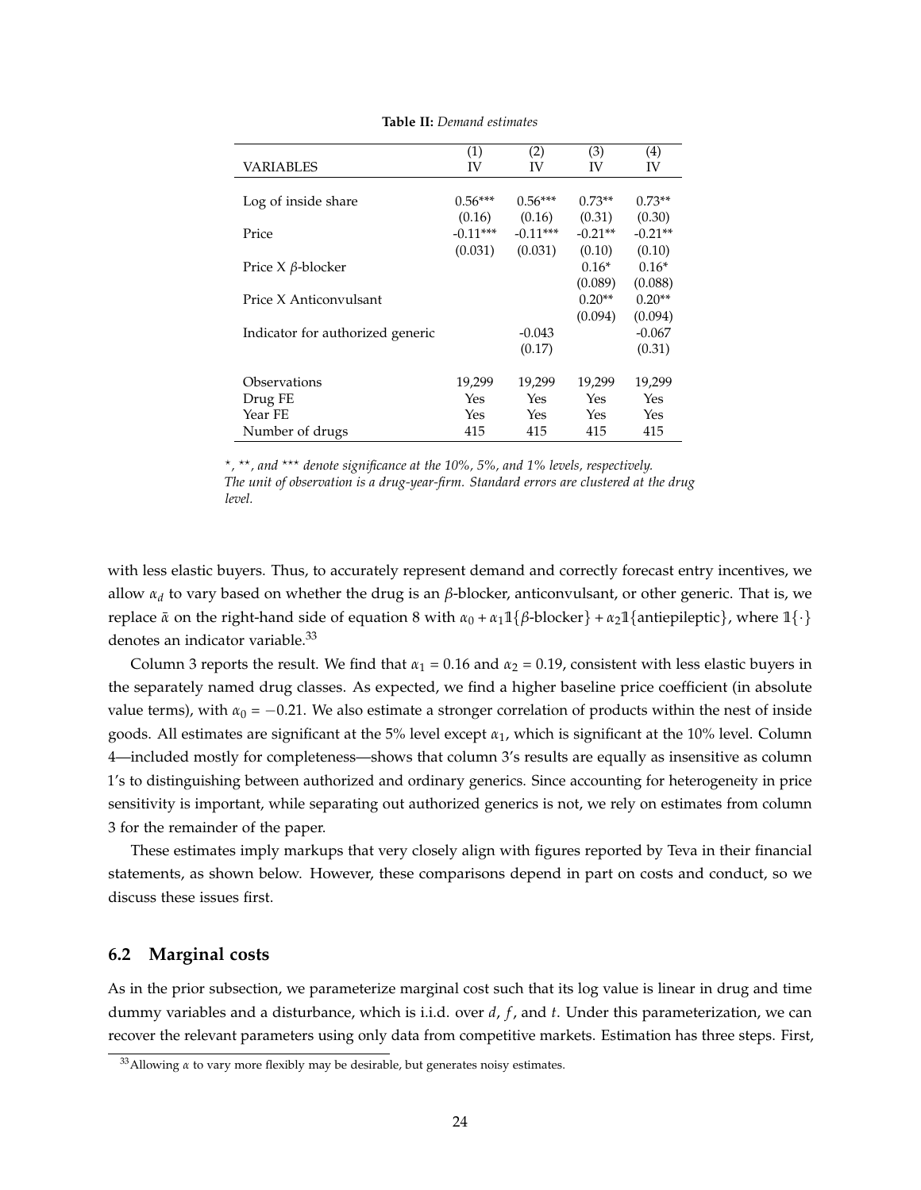**Table II:** *Demand estimates*

| VARIABLES | (1) IV | (2) IV | (3) IV | (4) IV |
|---|---|---|---|---|
| Log of inside share | 0.56*** | 0.56*** | 0.73** | 0.73** |
| | (0.16) | (0.16) | (0.31) | (0.30) |
| Price | -0.11*** | -0.11*** | -0.21** | -0.21** |
| | (0.031) | (0.031) | (0.10) | (0.10) |
| Price X $\beta$-blocker | | | 0.16* | 0.16* |
| | | | (0.089) | (0.088) |
| Price X Anticonvulsant | | | 0.20** | 0.20** |
| | | | (0.094) | (0.094) |
| Indicator for authorized generic | | -0.043 | | -0.067 |
| | | (0.17) | | (0.31) |
| Observations | 19,299 | 19,299 | 19,299 | 19,299 |
| Drug FE | Yes | Yes | Yes | Yes |
| Year FE | Yes | Yes | Yes | Yes |
| Number of drugs | 415 | 415 | 415 | 415 |

*$^{*}$, $^{**}$, and $^{***}$ denote significance at the 10%, 5%, and 1% levels, respectively. The unit of observation is a drug-year-firm. Standard errors are clustered at the drug level.*

with less elastic buyers. Thus, to accurately represent demand and correctly forecast entry incentives, we allow $\alpha_d$ to vary based on whether the drug is an $\beta$-blocker, anticonvulsant, or other generic. That is, we replace $\bar{\alpha}$ on the right-hand side of equation 8 with $\alpha_0 + \alpha_1 \mathbb{1}\{\beta\text{-blocker}\} + \alpha_2 \mathbb{1}\{\text{antiepileptic}\}$, where $\mathbb{1}\{\cdot\}$ denotes an indicator variable.[33]

Column 3 reports the result. We find that $\alpha_1 = 0.16$ and $\alpha_2 = 0.19$, consistent with less elastic buyers in the separately named drug classes. As expected, we find a higher baseline price coefficient (in absolute value terms), with $\alpha_0 = -0.21$. We also estimate a stronger correlation of products within the nest of inside goods. All estimates are significant at the 5% level except $\alpha_1$, which is significant at the 10% level. Column 4—included mostly for completeness—shows that column 3's results are equally as insensitive as column 1's to distinguishing between authorized and ordinary generics. Since accounting for heterogeneity in price sensitivity is important, while separating out authorized generics is not, we rely on estimates from column 3 for the remainder of the paper.

These estimates imply markups that very closely align with figures reported by Teva in their financial statements, as shown below. However, these comparisons depend in part on costs and conduct, so we discuss these issues first.

## 6.2 Marginal costs

As in the prior subsection, we parameterize marginal cost such that its log value is linear in drug and time dummy variables and a disturbance, which is i.i.d. over $d$, $f$, and $t$. Under this parameterization, we can recover the relevant parameters using only data from competitive markets. Estimation has three steps. First,

[33] Allowing $\alpha$ to vary more flexibly may be desirable, but generates noisy estimates.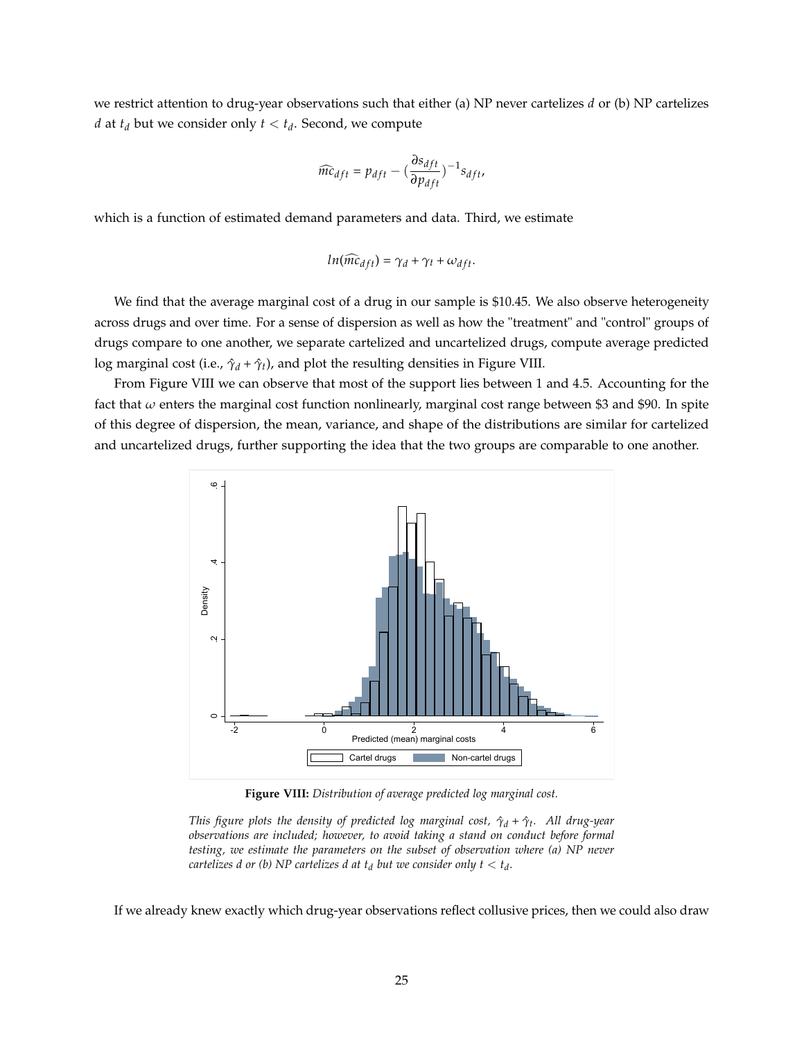we restrict attention to drug-year observations such that either (a) NP never cartelizes $d$ or (b) NP cartelizes $d$ at $t_d$ but we consider only $t < t_d$. Second, we compute

$$\widehat{mc}_{dft} = p_{dft} - (\frac{\partial s_{dft}}{\partial p_{dft}})^{-1} s_{dft},$$

which is a function of estimated demand parameters and data. Third, we estimate

$$ln(\widehat{mc}_{dft}) = \gamma_d + \gamma_t + \omega_{dft}.$$

We find that the average marginal cost of a drug in our sample is \$10.45. We also observe heterogeneity across drugs and over time. For a sense of dispersion as well as how the "treatment" and "control" groups of drugs compare to one another, we separate cartelized and uncartelized drugs, compute average predicted log marginal cost (i.e., $\hat{\gamma}_d + \hat{\gamma}_t$), and plot the resulting densities in Figure VIII.

From Figure VIII we can observe that most of the support lies between 1 and 4.5. Accounting for the fact that $\omega$ enters the marginal cost function nonlinearly, marginal cost range between \$3 and \$90. In spite of this degree of dispersion, the mean, variance, and shape of the distributions are similar for cartelized and uncartelized drugs, further supporting the idea that the two groups are comparable to one another.

**Figure VIII:** *Distribution of average predicted log marginal cost.*

*This figure plots the density of predicted log marginal cost, $\hat{\gamma}_d + \hat{\gamma}_t$. All drug-year observations are included; however, to avoid taking a stand on conduct before formal testing, we estimate the parameters on the subset of observation where (a) NP never cartelizes $d$ or (b) NP cartelizes $d$ at $t_d$ but we consider only $t < t_d$.*

If we already knew exactly which drug-year observations reflect collusive prices, then we could also draw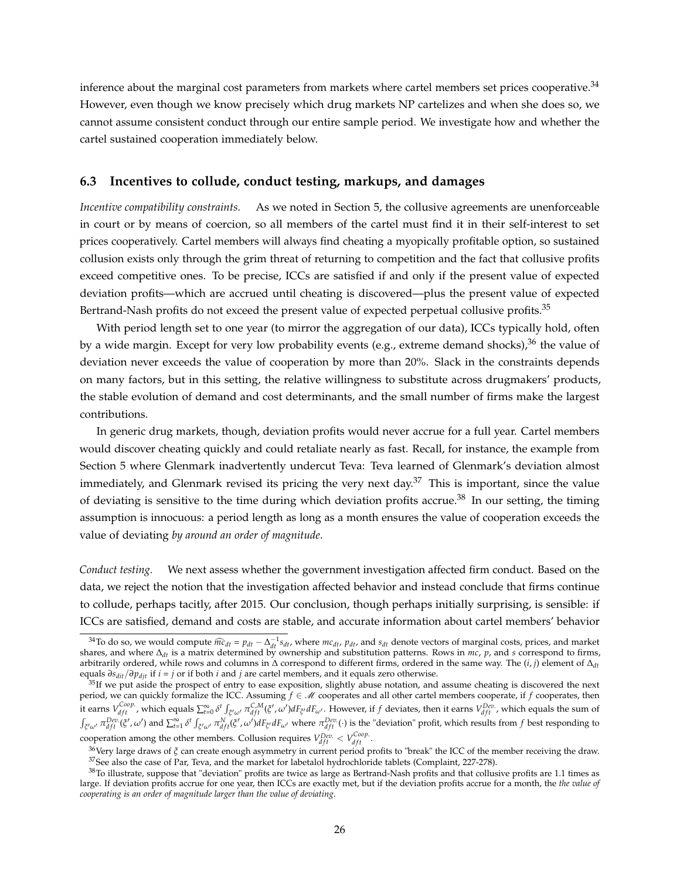inference about the marginal cost parameters from markets where cartel members set prices cooperative.[34] However, even though we know precisely which drug markets NP cartelizes and when she does so, we cannot assume consistent conduct through our entire sample period. We investigate how and whether the cartel sustained cooperation immediately below.

### 6.3 Incentives to collude, conduct testing, markups, and damages

*Incentive compatibility constraints.* As we noted in Section 5, the collusive agreements are unenforceable in court or by means of coercion, so all members of the cartel must find it in their self-interest to set prices cooperatively. Cartel members will always find cheating a myopically profitable option, so sustained collusion exists only through the grim threat of returning to competition and the fact that collusive profits exceed competitive ones. To be precise, ICCs are satisfied if and only if the present value of expected deviation profits—which are accrued until cheating is discovered—plus the present value of expected Bertrand-Nash profits do not exceed the present value of expected perpetual collusive profits.[35]

With period length set to one year (to mirror the aggregation of our data), ICCs typically hold, often by a wide margin. Except for very low probability events (e.g., extreme demand shocks),[36] the value of deviation never exceeds the value of cooperation by more than 20%. Slack in the constraints depends on many factors, but in this setting, the relative willingness to substitute across drugmakers' products, the stable evolution of demand and cost determinants, and the small number of firms make the largest contributions.

In generic drug markets, though, deviation profits would never accrue for a full year. Cartel members would discover cheating quickly and could retaliate nearly as fast. Recall, for instance, the example from Section 5 where Glenmark inadvertently undercut Teva: Teva learned of Glenmark's deviation almost immediately, and Glenmark revised its pricing the very next day.[37] This is important, since the value of deviating is sensitive to the time during which deviation profits accrue.[38] In our setting, the timing assumption is innocuous: a period length as long as a month ensures the value of cooperation exceeds the value of deviating *by around an order of magnitude*.

*Conduct testing.* We next assess whether the government investigation affected firm conduct. Based on the data, we reject the notion that the investigation affected behavior and instead conclude that firms continue to collude, perhaps tacitly, after 2015. Our conclusion, though perhaps initially surprising, is sensible: if ICCs are satisfied, demand and costs are stable, and accurate information about cartel members' behavior

---

[34] To do so, we would compute $\widehat{mc}_{dt} = p_{dt} - \Delta_{dt}^{-1} s_{dt}$, where $mc_{dt}$, $p_{dt}$, and $s_{dt}$ denote vectors of marginal costs, prices, and market shares, and where $\Delta_{dt}$ is a matrix determined by ownership and substitution patterns. Rows in $mc$, $p$, and $s$ correspond to firms, arbitrarily ordered, while rows and columns in $\Delta$ correspond to different firms, ordered in the same way. The $(i, j)$ element of $\Delta_{dt}$ equals $\partial s_{dit}/\partial p_{djt}$ if $i = j$ or if both $i$ and $j$ are cartel members, and it equals zero otherwise.

[35] If we put aside the prospect of entry to ease exposition, slightly abuse notation, and assume cheating is discovered the next period, we can quickly formalize the ICC. Assuming $f \in \mathscr{M}$ cooperates and all other cartel members cooperate, if $f$ cooperates, then it earns $V_{dft}^{Coop.}$, which equals $\sum_{t=0}^{\infty} \delta^t \int_{\xi'\omega'} \pi_{dft}^{C,M}(\xi', \omega') dF_{\xi'} dF_{\omega'}$. However, if $f$ deviates, then it earns $V_{dft}^{Dev.}$, which equals the sum of $\int_{\xi'\omega'} \pi_{dft}^{Dev.}(\xi', \omega')$ and $\sum_{t=1}^{\infty} \delta^t \int_{\xi'\omega'} \pi_{dft}^{N}(\xi', \omega') dF_{\xi'} dF_{\omega'}$ where $\pi_{dft}^{Dev.}(\cdot)$ is the "deviation" profit, which results from $f$ best responding to cooperation among the other members. Collusion requires $V_{dft}^{Dev.} < V_{dft}^{Coop.}$.

[36] Very large draws of $\xi$ can create enough asymmetry in current period profits to "break" the ICC of the member receiving the draw.

[37] See also the case of Par, Teva, and the market for labetalol hydrochloride tablets (Complaint, 227-278).

[38] To illustrate, suppose that "deviation" profits are twice as large as Bertrand-Nash profits and that collusive profits are 1.1 times as large. If deviation profits accrue for one year, then ICCs are exactly met, but if the deviation profits accrue for a month, the *the value of cooperating is an order of magnitude larger than the value of deviating*.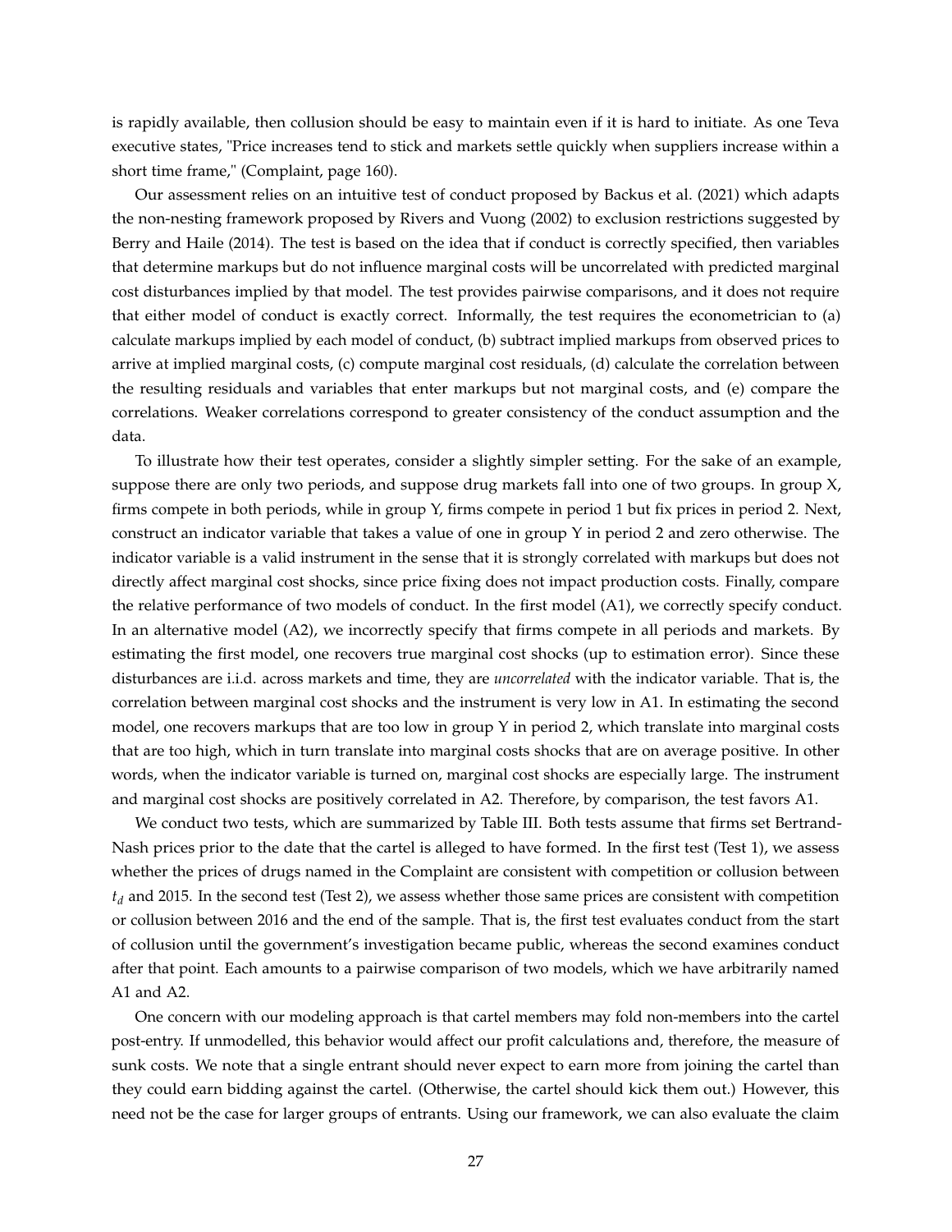is rapidly available, then collusion should be easy to maintain even if it is hard to initiate. As one Teva executive states, "Price increases tend to stick and markets settle quickly when suppliers increase within a short time frame," (Complaint, page 160).

Our assessment relies on an intuitive test of conduct proposed by Backus et al. (2021) which adapts the non-nesting framework proposed by Rivers and Vuong (2002) to exclusion restrictions suggested by Berry and Haile (2014). The test is based on the idea that if conduct is correctly specified, then variables that determine markups but do not influence marginal costs will be uncorrelated with predicted marginal cost disturbances implied by that model. The test provides pairwise comparisons, and it does not require that either model of conduct is exactly correct. Informally, the test requires the econometrician to (a) calculate markups implied by each model of conduct, (b) subtract implied markups from observed prices to arrive at implied marginal costs, (c) compute marginal cost residuals, (d) calculate the correlation between the resulting residuals and variables that enter markups but not marginal costs, and (e) compare the correlations. Weaker correlations correspond to greater consistency of the conduct assumption and the data.

To illustrate how their test operates, consider a slightly simpler setting. For the sake of an example, suppose there are only two periods, and suppose drug markets fall into one of two groups. In group X, firms compete in both periods, while in group Y, firms compete in period 1 but fix prices in period 2. Next, construct an indicator variable that takes a value of one in group Y in period 2 and zero otherwise. The indicator variable is a valid instrument in the sense that it is strongly correlated with markups but does not directly affect marginal cost shocks, since price fixing does not impact production costs. Finally, compare the relative performance of two models of conduct. In the first model (A1), we correctly specify conduct. In an alternative model (A2), we incorrectly specify that firms compete in all periods and markets. By estimating the first model, one recovers true marginal cost shocks (up to estimation error). Since these disturbances are i.i.d. across markets and time, they are *uncorrelated* with the indicator variable. That is, the correlation between marginal cost shocks and the instrument is very low in A1. In estimating the second model, one recovers markups that are too low in group Y in period 2, which translate into marginal costs that are too high, which in turn translate into marginal costs shocks that are on average positive. In other words, when the indicator variable is turned on, marginal cost shocks are especially large. The instrument and marginal cost shocks are positively correlated in A2. Therefore, by comparison, the test favors A1.

We conduct two tests, which are summarized by Table III. Both tests assume that firms set Bertrand-Nash prices prior to the date that the cartel is alleged to have formed. In the first test (Test 1), we assess whether the prices of drugs named in the Complaint are consistent with competition or collusion between $t_d$ and 2015. In the second test (Test 2), we assess whether those same prices are consistent with competition or collusion between 2016 and the end of the sample. That is, the first test evaluates conduct from the start of collusion until the government's investigation became public, whereas the second examines conduct after that point. Each amounts to a pairwise comparison of two models, which we have arbitrarily named A1 and A2.

One concern with our modeling approach is that cartel members may fold non-members into the cartel post-entry. If unmodelled, this behavior would affect our profit calculations and, therefore, the measure of sunk costs. We note that a single entrant should never expect to earn more from joining the cartel than they could earn bidding against the cartel. (Otherwise, the cartel should kick them out.) However, this need not be the case for larger groups of entrants. Using our framework, we can also evaluate the claim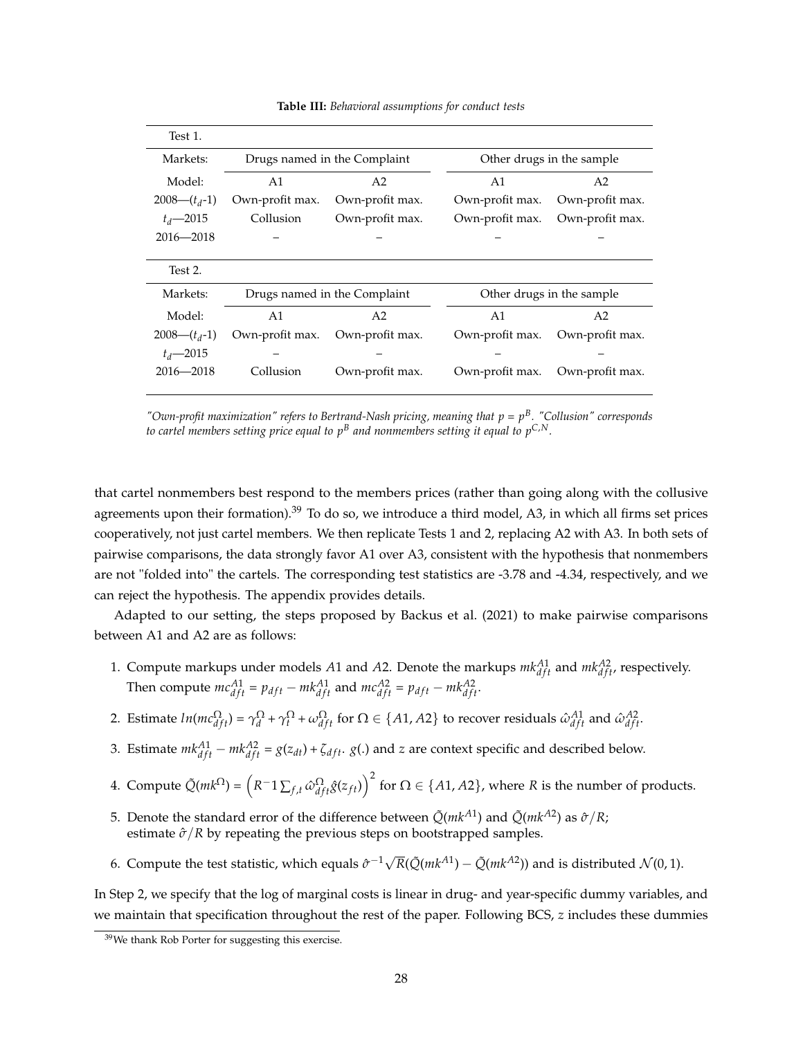**Table III:** *Behavioral assumptions for conduct tests*

| Test 1. | | | | |
|---|---|---|---|---|
| Markets: | Drugs named in the Complaint | | Other drugs in the sample | |
| Model: | A1 | A2 | A1 | A2 |
| 2008—($t_d$-1) | Own-profit max. | Own-profit max. | Own-profit max. | Own-profit max. |
| $t_d$—2015 | Collusion | Own-profit max. | Own-profit max. | Own-profit max. |
| 2016—2018 | – | – | – | – |

| Test 2. | | | | |
|---|---|---|---|---|
| Markets: | Drugs named in the Complaint | | Other drugs in the sample | |
| Model: | A1 | A2 | A1 | A2 |
| 2008—($t_d$-1) | Own-profit max. | Own-profit max. | Own-profit max. | Own-profit max. |
| $t_d$—2015 | – | – | – | – |
| 2016—2018 | Collusion | Own-profit max. | Own-profit max. | Own-profit max. |

*"Own-profit maximization" refers to Bertrand-Nash pricing, meaning that $p = p^B$. "Collusion" corresponds to cartel members setting price equal to $p^B$ and nonmembers setting it equal to $p^{C,N}$.*

that cartel nonmembers best respond to the members prices (rather than going along with the collusive agreements upon their formation).[39] To do so, we introduce a third model, A3, in which all firms set prices cooperatively, not just cartel members. We then replicate Tests 1 and 2, replacing A2 with A3. In both sets of pairwise comparisons, the data strongly favor A1 over A3, consistent with the hypothesis that nonmembers are not "folded into" the cartels. The corresponding test statistics are -3.78 and -4.34, respectively, and we can reject the hypothesis. The appendix provides details.

Adapted to our setting, the steps proposed by Backus et al. (2021) to make pairwise comparisons between A1 and A2 are as follows:

1. Compute markups under models $A1$ and $A2$. Denote the markups $mk^{A1}_{dft}$ and $mk^{A2}_{dft}$, respectively. Then compute $mc^{A1}_{dft} = p_{dft} - mk^{A1}_{dft}$ and $mc^{A2}_{dft} = p_{dft} - mk^{A2}_{dft}$.
2. Estimate $ln(mc^{\Omega}_{dft}) = \gamma^{\Omega}_d + \gamma^{\Omega}_t + \omega^{\Omega}_{dft}$ for $\Omega \in \{A1, A2\}$ to recover residuals $\hat{\omega}^{A1}_{dft}$ and $\hat{\omega}^{A2}_{dft}$.
3. Estimate $mk^{A1}_{dft} - mk^{A2}_{dft} = g(z_{dt}) + \zeta_{dft}$. $g(.)$ and $z$ are context specific and described below.
4. Compute $\tilde{Q}(mk^{\Omega}) = \left(R^{-1}1 \sum_{f,t} \hat{\omega}^{\Omega}_{dft}\hat{g}(z_{ft})\right)^2$ for $\Omega \in \{A1, A2\}$, where $R$ is the number of products.
5. Denote the standard error of the difference between $\tilde{Q}(mk^{A1})$ and $\tilde{Q}(mk^{A2})$ as $\hat{\sigma}/R$; estimate $\hat{\sigma}/R$ by repeating the previous steps on bootstrapped samples.
6. Compute the test statistic, which equals $\hat{\sigma}^{-1}\sqrt{R}(\tilde{Q}(mk^{A1}) - \tilde{Q}(mk^{A2}))$ and is distributed $\mathcal{N}(0, 1)$.

In Step 2, we specify that the log of marginal costs is linear in drug- and year-specific dummy variables, and we maintain that specification throughout the rest of the paper. Following BCS, $z$ includes these dummies

[39] We thank Rob Porter for suggesting this exercise.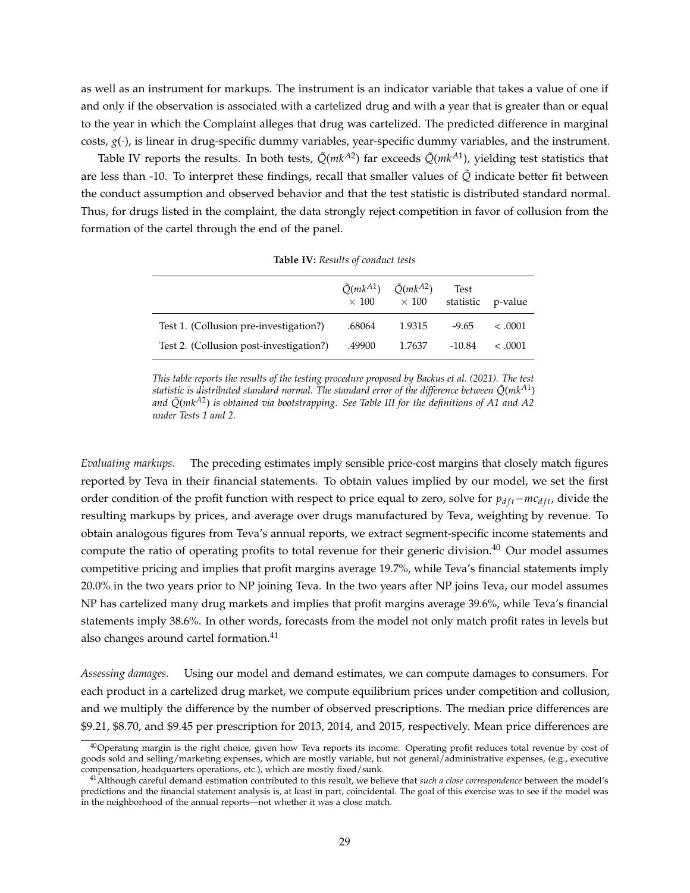as well as an instrument for markups. The instrument is an indicator variable that takes a value of one if and only if the observation is associated with a cartelized drug and with a year that is greater than or equal to the year in which the Complaint alleges that drug was cartelized. The predicted difference in marginal costs, $g(\cdot)$, is linear in drug-specific dummy variables, year-specific dummy variables, and the instrument.

Table IV reports the results. In both tests, $\tilde{Q}(mk^{A2})$ far exceeds $\tilde{Q}(mk^{A1})$, yielding test statistics that are less than -10. To interpret these findings, recall that smaller values of $\tilde{Q}$ indicate better fit between the conduct assumption and observed behavior and that the test statistic is distributed standard normal. Thus, for drugs listed in the complaint, the data strongly reject competition in favor of collusion from the formation of the cartel through the end of the panel.

**Table IV:** *Results of conduct tests*

| | $\tilde{Q}(mk^{A1})$ $\times$ 100 | $\tilde{Q}(mk^{A2})$ $\times$ 100 | Test statistic | p-value |
|---|---|---|---|---|
| Test 1. (Collusion pre-investigation?) | .68064 | 1.9315 | -9.65 | < .0001 |
| Test 2. (Collusion post-investigation?) | .49900 | 1.7637 | -10.84 | < .0001 |

*This table reports the results of the testing procedure proposed by Backus et al. (2021). The test statistic is distributed standard normal. The standard error of the difference between $\tilde{Q}(mk^{A1})$ and $\tilde{Q}(mk^{A2})$ is obtained via bootstrapping. See Table III for the definitions of A1 and A2 under Tests 1 and 2.*

*Evaluating markups.* The preceding estimates imply sensible price-cost margins that closely match figures reported by Teva in their financial statements. To obtain values implied by our model, we set the first order condition of the profit function with respect to price equal to zero, solve for $p_{dft} - mc_{dft}$, divide the resulting markups by prices, and average over drugs manufactured by Teva, weighting by revenue. To obtain analogous figures from Teva's annual reports, we extract segment-specific income statements and compute the ratio of operating profits to total revenue for their generic division.[40] Our model assumes competitive pricing and implies that profit margins average 19.7%, while Teva's financial statements imply 20.0% in the two years prior to NP joining Teva. In the two years after NP joins Teva, our model assumes NP has cartelized many drug markets and implies that profit margins average 39.6%, while Teva's financial statements imply 38.6%. In other words, forecasts from the model not only match profit rates in levels but also changes around cartel formation.[41]

*Assessing damages.* Using our model and demand estimates, we can compute damages to consumers. For each product in a cartelized drug market, we compute equilibrium prices under competition and collusion, and we multiply the difference by the number of observed prescriptions. The median price differences are \$9.21, \$8.70, and \$9.45 per prescription for 2013, 2014, and 2015, respectively. Mean price differences are

[40] Operating margin is the right choice, given how Teva reports its income. Operating profit reduces total revenue by cost of goods sold and selling/marketing expenses, which are mostly variable, but not general/administrative expenses, (e.g., executive compensation, headquarters operations, etc.), which are mostly fixed/sunk.

[41] Although careful demand estimation contributed to this result, we believe that *such a close correspondence* between the model's predictions and the financial statement analysis is, at least in part, coincidental. The goal of this exercise was to see if the model was in the neighborhood of the annual reports—not whether it was a close match.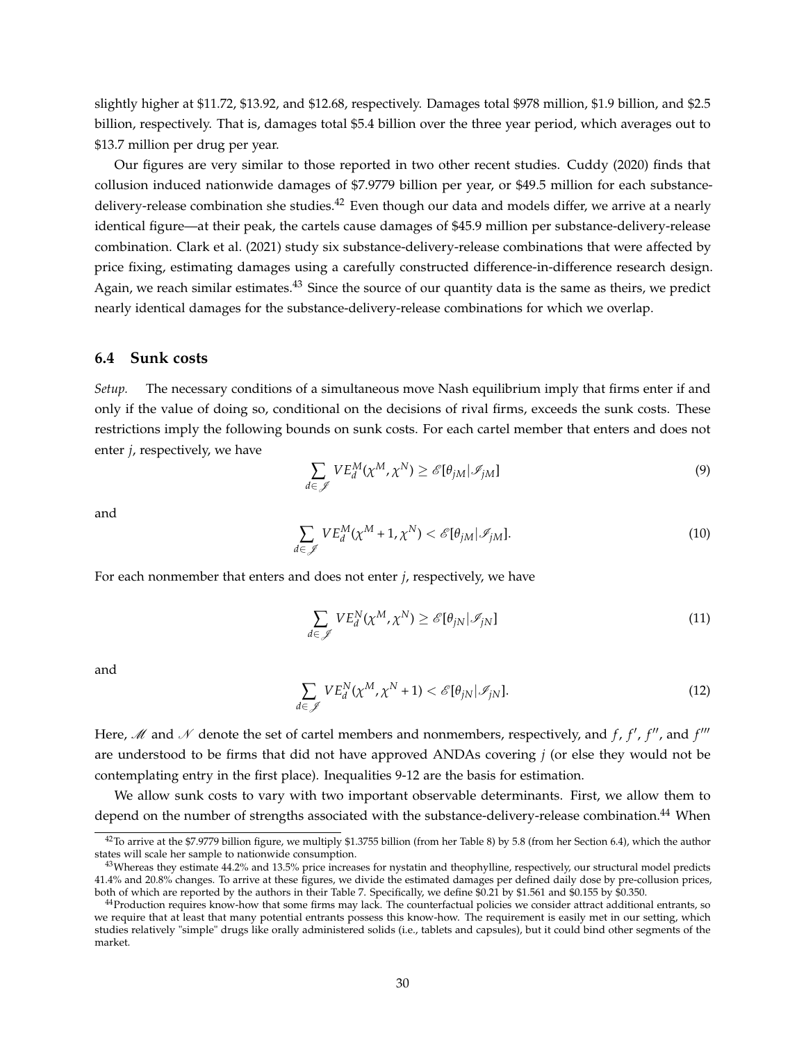slightly higher at \$11.72, \$13.92, and \$12.68, respectively. Damages total \$978 million, \$1.9 billion, and \$2.5 billion, respectively. That is, damages total \$5.4 billion over the three year period, which averages out to \$13.7 million per drug per year.

Our figures are very similar to those reported in two other recent studies. Cuddy (2020) finds that collusion induced nationwide damages of \$7.9779 billion per year, or \$49.5 million for each substance-delivery-release combination she studies.[42] Even though our data and models differ, we arrive at a nearly identical figure—at their peak, the cartels cause damages of \$45.9 million per substance-delivery-release combination. Clark et al. (2021) study six substance-delivery-release combinations that were affected by price fixing, estimating damages using a carefully constructed difference-in-difference research design. Again, we reach similar estimates.[43] Since the source of our quantity data is the same as theirs, we predict nearly identical damages for the substance-delivery-release combinations for which we overlap.

### 6.4 Sunk costs

*Setup.* The necessary conditions of a simultaneous move Nash equilibrium imply that firms enter if and only if the value of doing so, conditional on the decisions of rival firms, exceeds the sunk costs. These restrictions imply the following bounds on sunk costs. For each cartel member that enters and does not enter $j$, respectively, we have

$$\sum_{d \in \mathscr{J}} VE_d^M(\chi^M, \chi^N) \geq \mathscr{E}[\theta_{jM} | \mathscr{I}_{jM}] \tag{9}$$

and

$$\sum_{d \in \mathscr{J}} VE_d^M(\chi^M + 1, \chi^N) < \mathscr{E}[\theta_{jM} | \mathscr{I}_{jM}]. \tag{10}$$

For each nonmember that enters and does not enter $j$, respectively, we have

$$\sum_{d \in \mathscr{J}} VE_d^N(\chi^M, \chi^N) \geq \mathscr{E}[\theta_{jN} | \mathscr{I}_{jN}] \tag{11}$$

and

$$\sum_{d \in \mathscr{J}} VE_d^N(\chi^M, \chi^N + 1) < \mathscr{E}[\theta_{jN} | \mathscr{I}_{jN}]. \tag{12}$$

Here, $\mathscr{M}$ and $\mathscr{N}$ denote the set of cartel members and nonmembers, respectively, and $f$, $f'$, $f''$, and $f'''$ are understood to be firms that did not have approved ANDAs covering $j$ (or else they would not be contemplating entry in the first place). Inequalities 9-12 are the basis for estimation.

We allow sunk costs to vary with two important observable determinants. First, we allow them to depend on the number of strengths associated with the substance-delivery-release combination.[44] When

[42] To arrive at the \$7.9779 billion figure, we multiply \$1.3755 billion (from her Table 8) by 5.8 (from her Section 6.4), which the author states will scale her sample to nationwide consumption.

[43] Whereas they estimate 44.2% and 13.5% price increases for nystatin and theophylline, respectively, our structural model predicts 41.4% and 20.8% changes. To arrive at these figures, we divide the estimated damages per defined daily dose by pre-collusion prices, both of which are reported by the authors in their Table 7. Specifically, we define \$0.21 by \$1.561 and \$0.155 by \$0.350.

[44] Production requires know-how that some firms may lack. The counterfactual policies we consider attract additional entrants, so we require that at least that many potential entrants possess this know-how. The requirement is easily met in our setting, which studies relatively "simple" drugs like orally administered solids (i.e., tablets and capsules), but it could bind other segments of the market.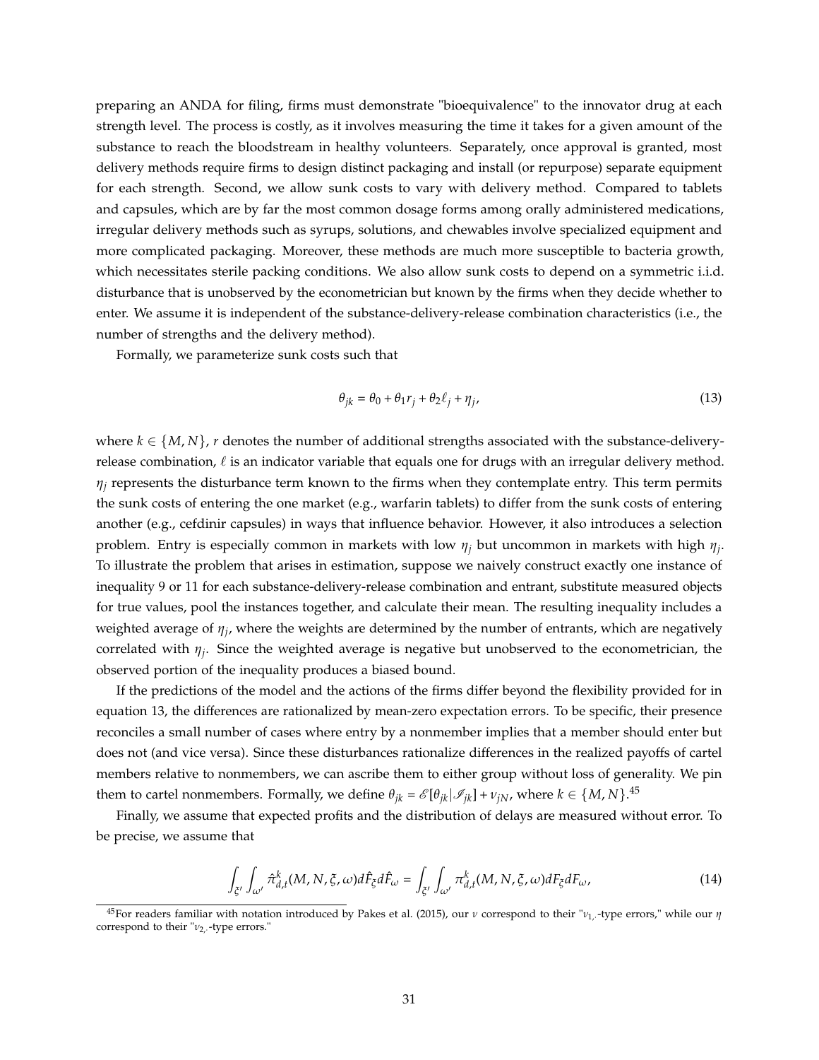preparing an ANDA for filing, firms must demonstrate "bioequivalence" to the innovator drug at each strength level. The process is costly, as it involves measuring the time it takes for a given amount of the substance to reach the bloodstream in healthy volunteers. Separately, once approval is granted, most delivery methods require firms to design distinct packaging and install (or repurpose) separate equipment for each strength. Second, we allow sunk costs to vary with delivery method. Compared to tablets and capsules, which are by far the most common dosage forms among orally administered medications, irregular delivery methods such as syrups, solutions, and chewables involve specialized equipment and more complicated packaging. Moreover, these methods are much more susceptible to bacteria growth, which necessitates sterile packing conditions. We also allow sunk costs to depend on a symmetric i.i.d. disturbance that is unobserved by the econometrician but known by the firms when they decide whether to enter. We assume it is independent of the substance-delivery-release combination characteristics (i.e., the number of strengths and the delivery method).

Formally, we parameterize sunk costs such that

$$\theta_{jk} = \theta_0 + \theta_1 r_j + \theta_2 \ell_j + \eta_j, \tag{13}$$

where $k \in \{M, N\}$, $r$ denotes the number of additional strengths associated with the substance-delivery-release combination, $\ell$ is an indicator variable that equals one for drugs with an irregular delivery method. $\eta_j$ represents the disturbance term known to the firms when they contemplate entry. This term permits the sunk costs of entering the one market (e.g., warfarin tablets) to differ from the sunk costs of entering another (e.g., cefdinir capsules) in ways that influence behavior. However, it also introduces a selection problem. Entry is especially common in markets with low $\eta_j$ but uncommon in markets with high $\eta_j$. To illustrate the problem that arises in estimation, suppose we naively construct exactly one instance of inequality 9 or 11 for each substance-delivery-release combination and entrant, substitute measured objects for true values, pool the instances together, and calculate their mean. The resulting inequality includes a weighted average of $\eta_j$, where the weights are determined by the number of entrants, which are negatively correlated with $\eta_j$. Since the weighted average is negative but unobserved to the econometrician, the observed portion of the inequality produces a biased bound.

If the predictions of the model and the actions of the firms differ beyond the flexibility provided for in equation 13, the differences are rationalized by mean-zero expectation errors. To be specific, their presence reconciles a small number of cases where entry by a nonmember implies that a member should enter but does not (and vice versa). Since these disturbances rationalize differences in the realized payoffs of cartel members relative to nonmembers, we can ascribe them to either group without loss of generality. We pin them to cartel nonmembers. Formally, we define $\theta_{jk} = \mathscr{E}[\theta_{jk}|\mathscr{I}_{jk}] + \nu_{jN}$, where $k \in \{M, N\}$.[45]

Finally, we assume that expected profits and the distribution of delays are measured without error. To be precise, we assume that

$$\int_{\xi'} \int_{\omega'} \hat{\pi}^k_{d,t}(M, N, \xi, \omega) d\hat{F}_\xi d\hat{F}_\omega = \int_{\xi'} \int_{\omega'} \pi^k_{d,t}(M, N, \xi, \omega) dF_\xi dF_\omega, \tag{14}$$

[45] For readers familiar with notation introduced by Pakes et al. (2015), our $\nu$ correspond to their "$\nu_{1,\cdot}$-type errors," while our $\eta$ correspond to their "$\nu_{2,\cdot}$-type errors."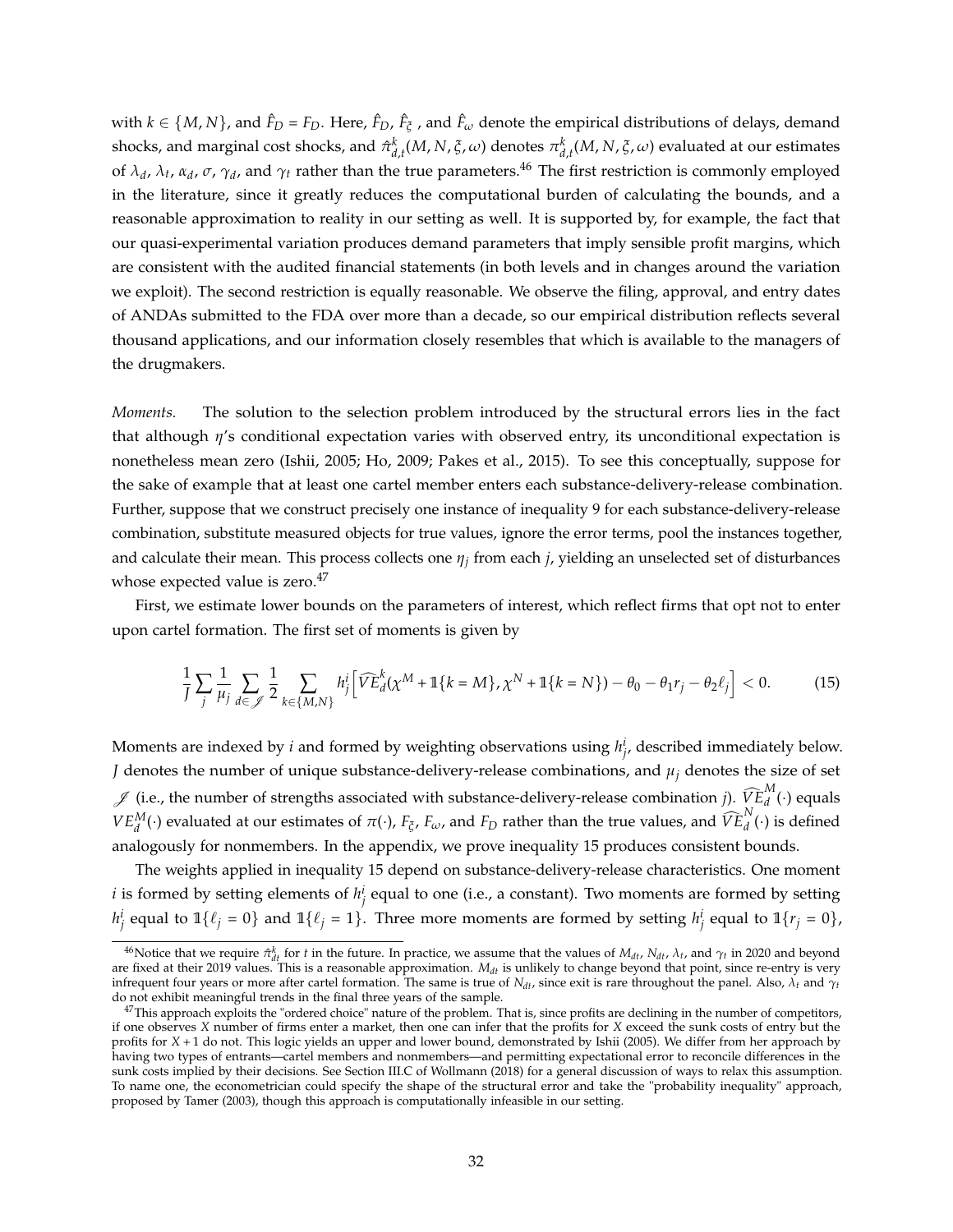with $k \in \{M, N\}$, and $\hat{F}_D = F_D$. Here, $\hat{F}_D$, $\hat{F}_\xi$, and $\hat{F}_\omega$ denote the empirical distributions of delays, demand shocks, and marginal cost shocks, and $\hat{\pi}^k_{d,t}(M, N, \xi, \omega)$ denotes $\pi^k_{d,t}(M, N, \xi, \omega)$ evaluated at our estimates of $\lambda_d$, $\lambda_t$, $\alpha_d$, $\sigma$, $\gamma_d$, and $\gamma_t$ rather than the true parameters.[46] The first restriction is commonly employed in the literature, since it greatly reduces the computational burden of calculating the bounds, and a reasonable approximation to reality in our setting as well. It is supported by, for example, the fact that our quasi-experimental variation produces demand parameters that imply sensible profit margins, which are consistent with the audited financial statements (in both levels and in changes around the variation we exploit). The second restriction is equally reasonable. We observe the filing, approval, and entry dates of ANDAs submitted to the FDA over more than a decade, so our empirical distribution reflects several thousand applications, and our information closely resembles that which is available to the managers of the drugmakers.

*Moments.* The solution to the selection problem introduced by the structural errors lies in the fact that although $\eta$'s conditional expectation varies with observed entry, its unconditional expectation is nonetheless mean zero (Ishii, 2005; Ho, 2009; Pakes et al., 2015). To see this conceptually, suppose for the sake of example that at least one cartel member enters each substance-delivery-release combination. Further, suppose that we construct precisely one instance of inequality 9 for each substance-delivery-release combination, substitute measured objects for true values, ignore the error terms, pool the instances together, and calculate their mean. This process collects one $\eta_j$ from each $j$, yielding an unselected set of disturbances whose expected value is zero.[47]

First, we estimate lower bounds on the parameters of interest, which reflect firms that opt not to enter upon cartel formation. The first set of moments is given by

$$\frac{1}{J}\sum_j \frac{1}{\mu_j}\sum_{d\in\mathscr{J}} \frac{1}{2}\sum_{k\in\{M,N\}} h^i_j\Big[\widehat{VE}^k_d(\chi^M + \mathbb{1}\{k=M\}, \chi^N + \mathbb{1}\{k=N\}) - \theta_0 - \theta_1 r_j - \theta_2 \ell_j\Big] < 0. \tag{15}$$

Moments are indexed by $i$ and formed by weighting observations using $h^i_j$, described immediately below. $J$ denotes the number of unique substance-delivery-release combinations, and $\mu_j$ denotes the size of set $\mathscr{J}$ (i.e., the number of strengths associated with substance-delivery-release combination $j$). $\widehat{VE}^M_d(\cdot)$ equals $VE^M_d(\cdot)$ evaluated at our estimates of $\pi(\cdot)$, $F_\xi$, $F_\omega$, and $F_D$ rather than the true values, and $\widehat{VE}^N_d(\cdot)$ is defined analogously for nonmembers. In the appendix, we prove inequality 15 produces consistent bounds.

The weights applied in inequality 15 depend on substance-delivery-release characteristics. One moment $i$ is formed by setting elements of $h^i_j$ equal to one (i.e., a constant). Two moments are formed by setting $h^i_j$ equal to $\mathbb{1}\{\ell_j = 0\}$ and $\mathbb{1}\{\ell_j = 1\}$. Three more moments are formed by setting $h^i_j$ equal to $\mathbb{1}\{r_j = 0\}$,

---

[46] Notice that we require $\hat{\pi}^k_{dt}$ for $t$ in the future. In practice, we assume that the values of $M_{dt}$, $N_{dt}$, $\lambda_t$, and $\gamma_t$ in 2020 and beyond are fixed at their 2019 values. This is a reasonable approximation. $M_{dt}$ is unlikely to change beyond that point, since re-entry is very infrequent four years or more after cartel formation. The same is true of $N_{dt}$, since exit is rare throughout the panel. Also, $\lambda_t$ and $\gamma_t$ do not exhibit meaningful trends in the final three years of the sample.

[47] This approach exploits the "ordered choice" nature of the problem. That is, since profits are declining in the number of competitors, if one observes $X$ number of firms enter a market, then one can infer that the profits for $X$ exceed the sunk costs of entry but the profits for $X+1$ do not. This logic yields an upper and lower bound, demonstrated by Ishii (2005). We differ from her approach by having two types of entrants—cartel members and nonmembers—and permitting expectational error to reconcile differences in the sunk costs implied by their decisions. See Section III.C of Wollmann (2018) for a general discussion of ways to relax this assumption. To name one, the econometrician could specify the shape of the structural error and take the "probability inequality" approach, proposed by Tamer (2003), though this approach is computationally infeasible in our setting.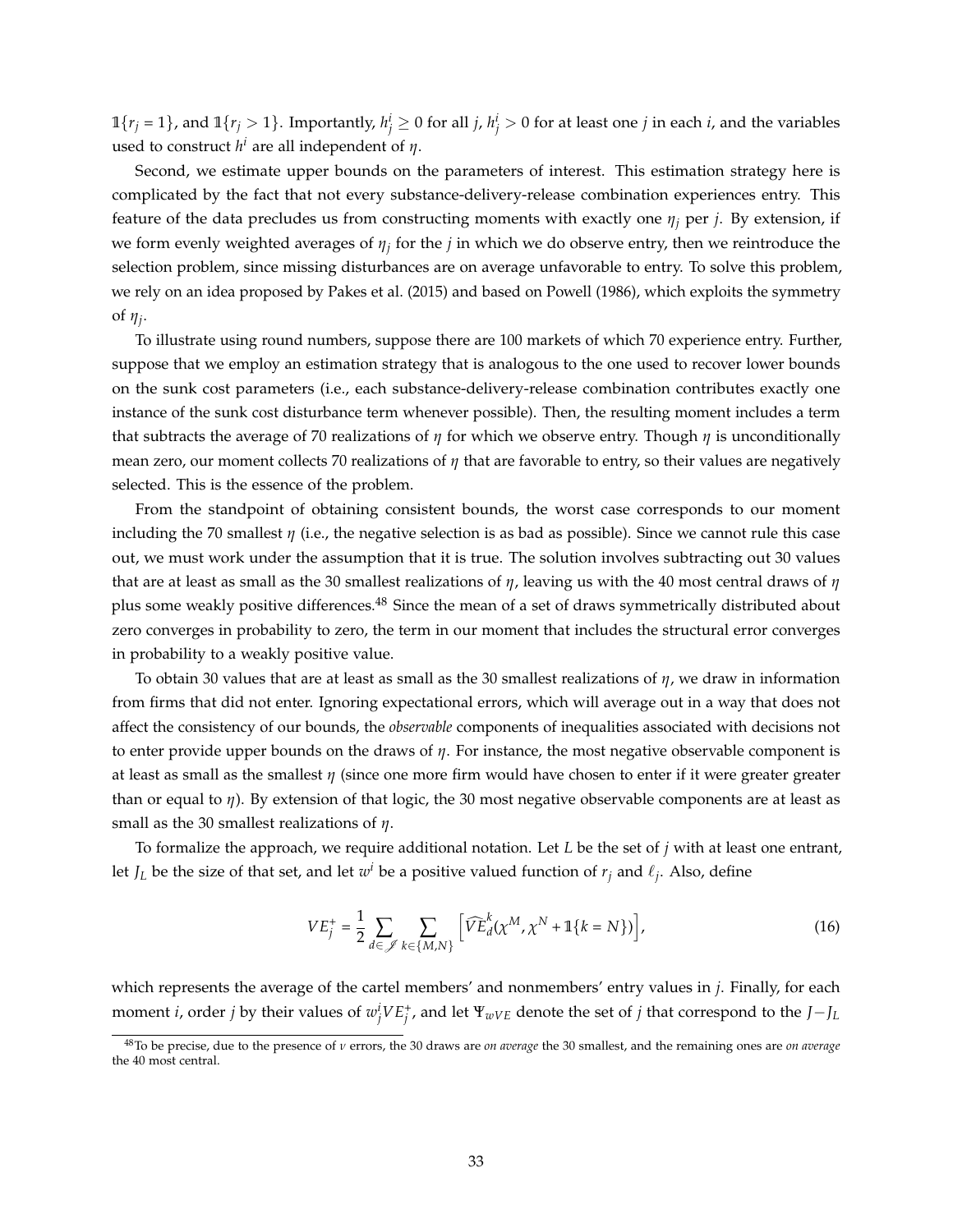$\mathbb{1}\{r_j = 1\}$, and $\mathbb{1}\{r_j > 1\}$. Importantly, $h^i_j \geq 0$ for all $j$, $h^i_j > 0$ for at least one $j$ in each $i$, and the variables used to construct $h^i$ are all independent of $\eta$.

Second, we estimate upper bounds on the parameters of interest. This estimation strategy here is complicated by the fact that not every substance-delivery-release combination experiences entry. This feature of the data precludes us from constructing moments with exactly one $\eta_j$ per $j$. By extension, if we form evenly weighted averages of $\eta_j$ for the $j$ in which we do observe entry, then we reintroduce the selection problem, since missing disturbances are on average unfavorable to entry. To solve this problem, we rely on an idea proposed by Pakes et al. (2015) and based on Powell (1986), which exploits the symmetry of $\eta_j$.

To illustrate using round numbers, suppose there are 100 markets of which 70 experience entry. Further, suppose that we employ an estimation strategy that is analogous to the one used to recover lower bounds on the sunk cost parameters (i.e., each substance-delivery-release combination contributes exactly one instance of the sunk cost disturbance term whenever possible). Then, the resulting moment includes a term that subtracts the average of 70 realizations of $\eta$ for which we observe entry. Though $\eta$ is unconditionally mean zero, our moment collects 70 realizations of $\eta$ that are favorable to entry, so their values are negatively selected. This is the essence of the problem.

From the standpoint of obtaining consistent bounds, the worst case corresponds to our moment including the 70 smallest $\eta$ (i.e., the negative selection is as bad as possible). Since we cannot rule this case out, we must work under the assumption that it is true. The solution involves subtracting out 30 values that are at least as small as the 30 smallest realizations of $\eta$, leaving us with the 40 most central draws of $\eta$ plus some weakly positive differences.[48] Since the mean of a set of draws symmetrically distributed about zero converges in probability to zero, the term in our moment that includes the structural error converges in probability to a weakly positive value.

To obtain 30 values that are at least as small as the 30 smallest realizations of $\eta$, we draw in information from firms that did not enter. Ignoring expectational errors, which will average out in a way that does not affect the consistency of our bounds, the *observable* components of inequalities associated with decisions not to enter provide upper bounds on the draws of $\eta$. For instance, the most negative observable component is at least as small as the smallest $\eta$ (since one more firm would have chosen to enter if it were greater greater than or equal to $\eta$). By extension of that logic, the 30 most negative observable components are at least as small as the 30 smallest realizations of $\eta$.

To formalize the approach, we require additional notation. Let $L$ be the set of $j$ with at least one entrant, let $J_L$ be the size of that set, and let $w^i$ be a positive valued function of $r_j$ and $\ell_j$. Also, define

$$VE^+_j = \frac{1}{2} \sum_{d \in \mathscr{J}} \sum_{k \in \{M,N\}} \left[ \widehat{VE}^k_d(\chi^M, \chi^N + \mathbb{1}\{k = N\}) \right], \tag{16}$$

which represents the average of the cartel members' and nonmembers' entry values in $j$. Finally, for each moment $i$, order $j$ by their values of $w^i_j VE^+_j$, and let $\Psi_{wVE}$ denote the set of $j$ that correspond to the $J - J_L$

[48] To be precise, due to the presence of $\nu$ errors, the 30 draws are *on average* the 30 smallest, and the remaining ones are *on average* the 40 most central.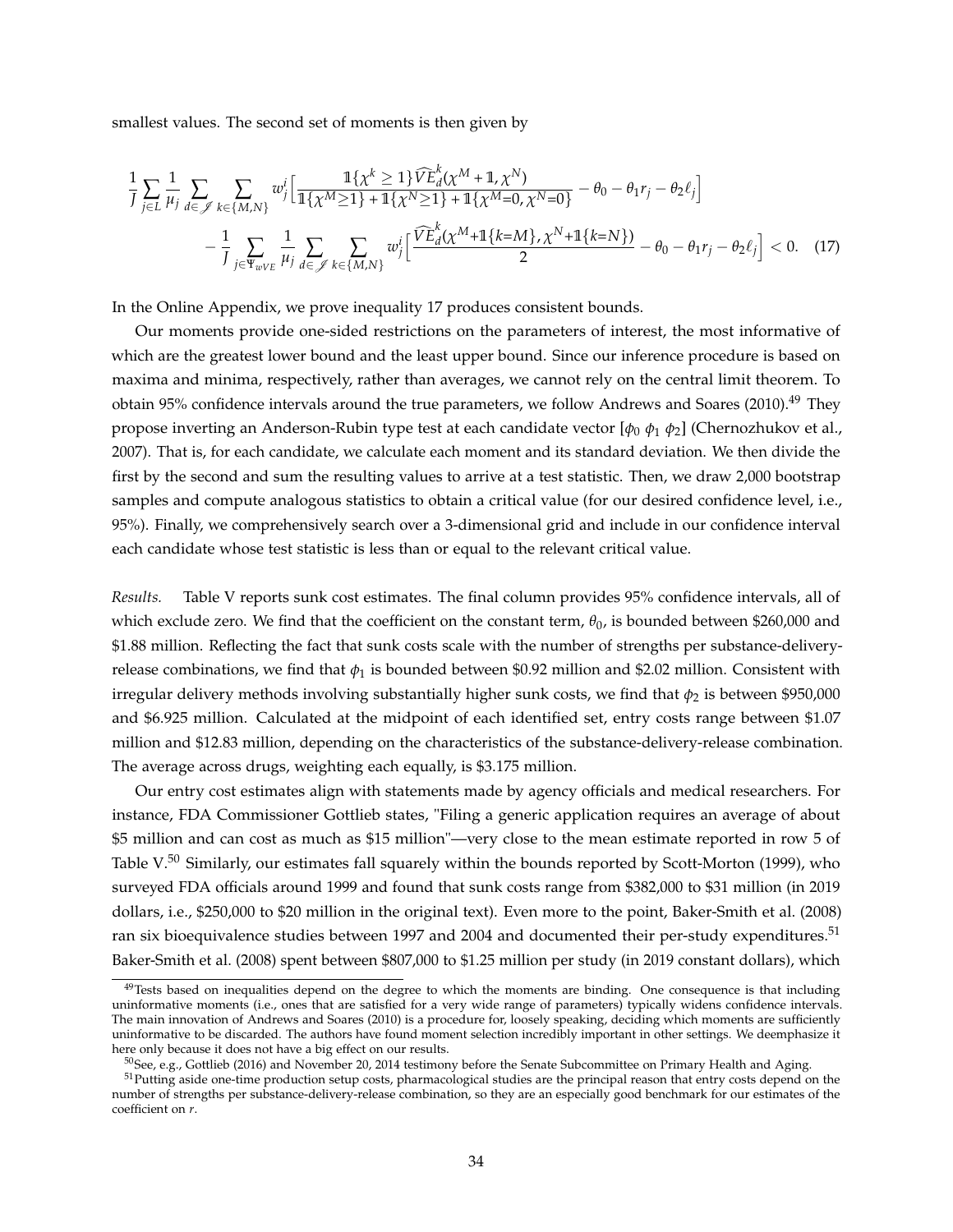smallest values. The second set of moments is then given by

$$\frac{1}{J}\sum_{j\in L}\frac{1}{\mu_j}\sum_{d\in\mathscr{J}}\sum_{k\in\{M,N\}} w_j^i\Big[\frac{\mathbb{1}\{\chi^k\geq 1\}\widehat{VE}_d^k(\chi^M+\mathbb{1},\chi^N)}{\mathbb{1}\{\chi^M\geq 1\}+\mathbb{1}\{\chi^N\geq 1\}+\mathbb{1}\{\chi^M=0,\chi^N=0\}}-\theta_0-\theta_1 r_j-\theta_2\ell_j\Big]$$
$$-\frac{1}{J}\sum_{j\in\Psi_{wVE}}\frac{1}{\mu_j}\sum_{d\in\mathscr{J}}\sum_{k\in\{M,N\}} w_j^i\Big[\frac{\widehat{VE}_d^k(\chi^M+\mathbb{1}\{k=M\},\chi^N+\mathbb{1}\{k=N\})}{2}-\theta_0-\theta_1 r_j-\theta_2\ell_j\Big]<0. \quad (17)$$

In the Online Appendix, we prove inequality 17 produces consistent bounds.

Our moments provide one-sided restrictions on the parameters of interest, the most informative of which are the greatest lower bound and the least upper bound. Since our inference procedure is based on maxima and minima, respectively, rather than averages, we cannot rely on the central limit theorem. To obtain 95% confidence intervals around the true parameters, we follow Andrews and Soares (2010).[49] They propose inverting an Anderson-Rubin type test at each candidate vector $[\phi_0\ \phi_1\ \phi_2]$ (Chernozhukov et al., 2007). That is, for each candidate, we calculate each moment and its standard deviation. We then divide the first by the second and sum the resulting values to arrive at a test statistic. Then, we draw 2,000 bootstrap samples and compute analogous statistics to obtain a critical value (for our desired confidence level, i.e., 95%). Finally, we comprehensively search over a 3-dimensional grid and include in our confidence interval each candidate whose test statistic is less than or equal to the relevant critical value.

*Results.* Table V reports sunk cost estimates. The final column provides 95% confidence intervals, all of which exclude zero. We find that the coefficient on the constant term, $\theta_0$, is bounded between \$260,000 and \$1.88 million. Reflecting the fact that sunk costs scale with the number of strengths per substance-delivery-release combinations, we find that $\phi_1$ is bounded between \$0.92 million and \$2.02 million. Consistent with irregular delivery methods involving substantially higher sunk costs, we find that $\phi_2$ is between \$950,000 and \$6.925 million. Calculated at the midpoint of each identified set, entry costs range between \$1.07 million and \$12.83 million, depending on the characteristics of the substance-delivery-release combination. The average across drugs, weighting each equally, is \$3.175 million.

Our entry cost estimates align with statements made by agency officials and medical researchers. For instance, FDA Commissioner Gottlieb states, "Filing a generic application requires an average of about \$5 million and can cost as much as \$15 million"—very close to the mean estimate reported in row 5 of Table V.[50] Similarly, our estimates fall squarely within the bounds reported by Scott-Morton (1999), who surveyed FDA officials around 1999 and found that sunk costs range from \$382,000 to \$31 million (in 2019 dollars, i.e., \$250,000 to \$20 million in the original text). Even more to the point, Baker-Smith et al. (2008) ran six bioequivalence studies between 1997 and 2004 and documented their per-study expenditures.[51] Baker-Smith et al. (2008) spent between \$807,000 to \$1.25 million per study (in 2019 constant dollars), which

---

[49] Tests based on inequalities depend on the degree to which the moments are binding. One consequence is that including uninformative moments (i.e., ones that are satisfied for a very wide range of parameters) typically widens confidence intervals. The main innovation of Andrews and Soares (2010) is a procedure for, loosely speaking, deciding which moments are sufficiently uninformative to be discarded. The authors have found moment selection incredibly important in other settings. We deemphasize it here only because it does not have a big effect on our results.

[50] See, e.g., Gottlieb (2016) and November 20, 2014 testimony before the Senate Subcommittee on Primary Health and Aging.

[51] Putting aside one-time production setup costs, pharmacological studies are the principal reason that entry costs depend on the number of strengths per substance-delivery-release combination, so they are an especially good benchmark for our estimates of the coefficient on $r$.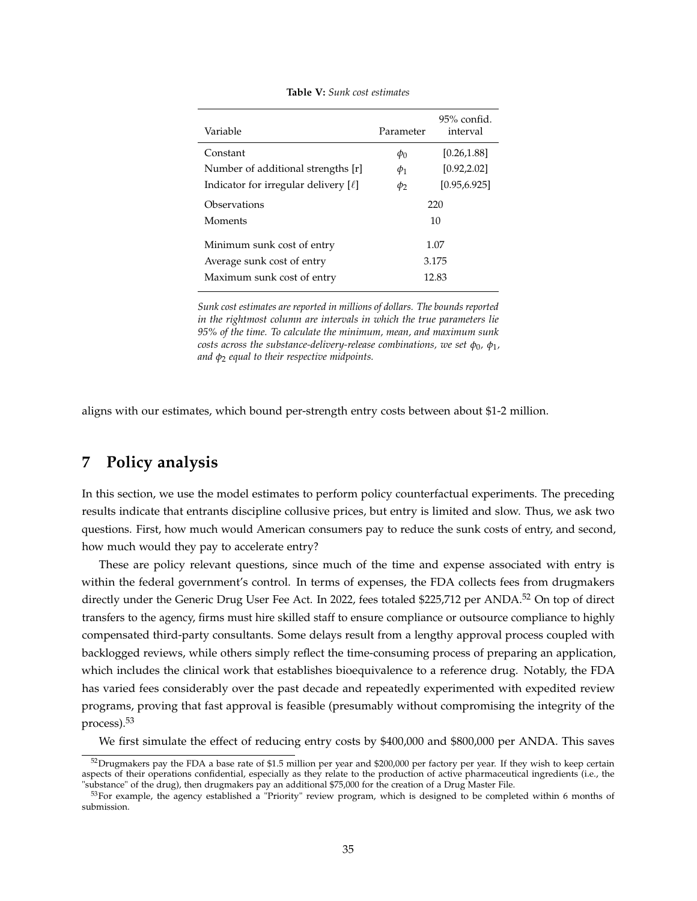**Table V:** *Sunk cost estimates*

| Variable | Parameter | 95% confid. interval |
|---|---|---|
| Constant | $\phi_0$ | [0.26,1.88] |
| Number of additional strengths [r] | $\phi_1$ | [0.92,2.02] |
| Indicator for irregular delivery [$\ell$] | $\phi_2$ | [0.95,6.925] |
| Observations | 220 | |
| Moments | 10 | |
| Minimum sunk cost of entry | 1.07 | |
| Average sunk cost of entry | 3.175 | |
| Maximum sunk cost of entry | 12.83 | |

*Sunk cost estimates are reported in millions of dollars. The bounds reported in the rightmost column are intervals in which the true parameters lie 95% of the time. To calculate the minimum, mean, and maximum sunk costs across the substance-delivery-release combinations, we set $\phi_0$, $\phi_1$, and $\phi_2$ equal to their respective midpoints.*

aligns with our estimates, which bound per-strength entry costs between about $1-2 million.

## 7 Policy analysis

In this section, we use the model estimates to perform policy counterfactual experiments. The preceding results indicate that entrants discipline collusive prices, but entry is limited and slow. Thus, we ask two questions. First, how much would American consumers pay to reduce the sunk costs of entry, and second, how much would they pay to accelerate entry?

These are policy relevant questions, since much of the time and expense associated with entry is within the federal government's control. In terms of expenses, the FDA collects fees from drugmakers directly under the Generic Drug User Fee Act. In 2022, fees totaled $225,712 per ANDA.[52] On top of direct transfers to the agency, firms must hire skilled staff to ensure compliance or outsource compliance to highly compensated third-party consultants. Some delays result from a lengthy approval process coupled with backlogged reviews, while others simply reflect the time-consuming process of preparing an application, which includes the clinical work that establishes bioequivalence to a reference drug. Notably, the FDA has varied fees considerably over the past decade and repeatedly experimented with expedited review programs, proving that fast approval is feasible (presumably without compromising the integrity of the process).[53]

We first simulate the effect of reducing entry costs by $400,000 and $800,000 per ANDA. This saves

[52] Drugmakers pay the FDA a base rate of $1.5 million per year and $200,000 per factory per year. If they wish to keep certain aspects of their operations confidential, especially as they relate to the production of active pharmaceutical ingredients (i.e., the "substance" of the drug), then drugmakers pay an additional $75,000 for the creation of a Drug Master File.

[53] For example, the agency established a "Priority" review program, which is designed to be completed within 6 months of submission.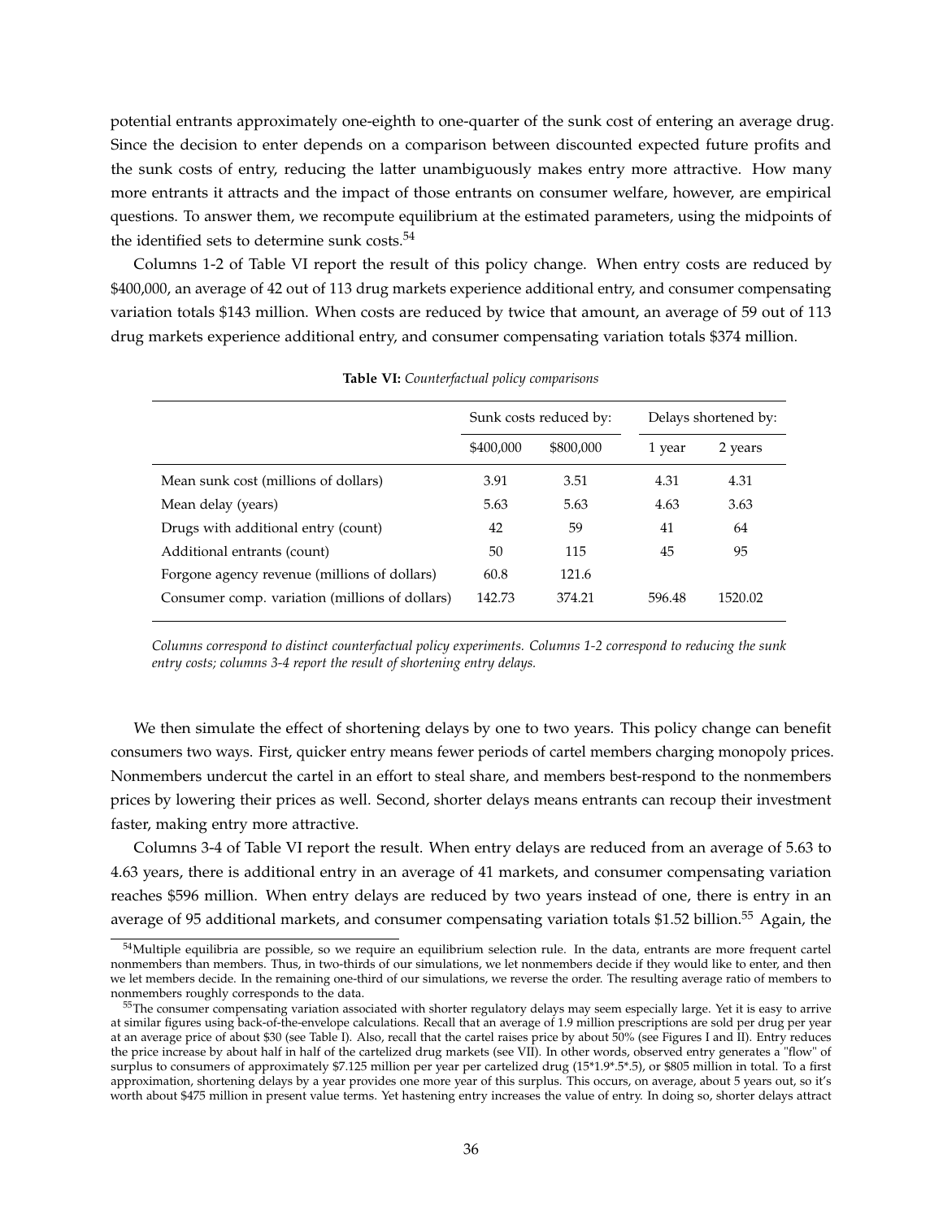potential entrants approximately one-eighth to one-quarter of the sunk cost of entering an average drug. Since the decision to enter depends on a comparison between discounted expected future profits and the sunk costs of entry, reducing the latter unambiguously makes entry more attractive. How many more entrants it attracts and the impact of those entrants on consumer welfare, however, are empirical questions. To answer them, we recompute equilibrium at the estimated parameters, using the midpoints of the identified sets to determine sunk costs.[54]

Columns 1-2 of Table VI report the result of this policy change. When entry costs are reduced by \$400,000, an average of 42 out of 113 drug markets experience additional entry, and consumer compensating variation totals \$143 million. When costs are reduced by twice that amount, an average of 59 out of 113 drug markets experience additional entry, and consumer compensating variation totals \$374 million.

**Table VI:** *Counterfactual policy comparisons*

| | Sunk costs reduced by: | | Delays shortened by: | |
|---|---|---|---|---|
| | \$400,000 | \$800,000 | 1 year | 2 years |
| Mean sunk cost (millions of dollars) | 3.91 | 3.51 | 4.31 | 4.31 |
| Mean delay (years) | 5.63 | 5.63 | 4.63 | 3.63 |
| Drugs with additional entry (count) | 42 | 59 | 41 | 64 |
| Additional entrants (count) | 50 | 115 | 45 | 95 |
| Forgone agency revenue (millions of dollars) | 60.8 | 121.6 | | |
| Consumer comp. variation (millions of dollars) | 142.73 | 374.21 | 596.48 | 1520.02 |

*Columns correspond to distinct counterfactual policy experiments. Columns 1-2 correspond to reducing the sunk entry costs; columns 3-4 report the result of shortening entry delays.*

We then simulate the effect of shortening delays by one to two years. This policy change can benefit consumers two ways. First, quicker entry means fewer periods of cartel members charging monopoly prices. Nonmembers undercut the cartel in an effort to steal share, and members best-respond to the nonmembers prices by lowering their prices as well. Second, shorter delays means entrants can recoup their investment faster, making entry more attractive.

Columns 3-4 of Table VI report the result. When entry delays are reduced from an average of 5.63 to 4.63 years, there is additional entry in an average of 41 markets, and consumer compensating variation reaches \$596 million. When entry delays are reduced by two years instead of one, there is entry in an average of 95 additional markets, and consumer compensating variation totals \$1.52 billion.[55] Again, the

[54] Multiple equilibria are possible, so we require an equilibrium selection rule. In the data, entrants are more frequent cartel nonmembers than members. Thus, in two-thirds of our simulations, we let nonmembers decide if they would like to enter, and then we let members decide. In the remaining one-third of our simulations, we reverse the order. The resulting average ratio of members to nonmembers roughly corresponds to the data.

[55] The consumer compensating variation associated with shorter regulatory delays may seem especially large. Yet it is easy to arrive at similar figures using back-of-the-envelope calculations. Recall that an average of 1.9 million prescriptions are sold per drug per year at an average price of about \$30 (see Table I). Also, recall that the cartel raises price by about 50% (see Figures I and II). Entry reduces the price increase by about half in half of the cartelized drug markets (see VII). In other words, observed entry generates a "flow" of surplus to consumers of approximately \$7.125 million per year per cartelized drug (15*1.9*.5*.5), or \$805 million in total. To a first approximation, shortening delays by a year provides one more year of this surplus. This occurs, on average, about 5 years out, so it's worth about \$475 million in present value terms. Yet hastening entry increases the value of entry. In doing so, shorter delays attract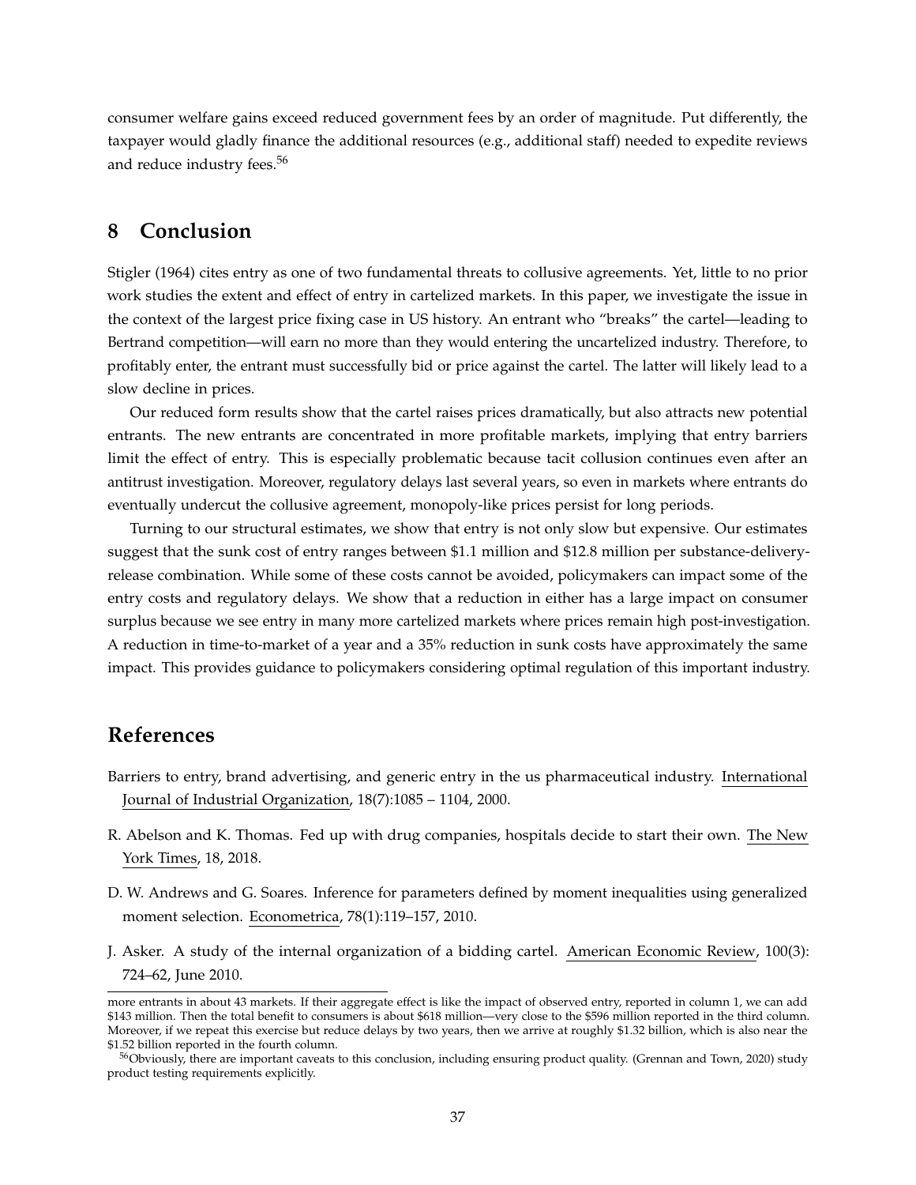consumer welfare gains exceed reduced government fees by an order of magnitude. Put differently, the taxpayer would gladly finance the additional resources (e.g., additional staff) needed to expedite reviews and reduce industry fees.[56]

## 8 Conclusion

Stigler (1964) cites entry as one of two fundamental threats to collusive agreements. Yet, little to no prior work studies the extent and effect of entry in cartelized markets. In this paper, we investigate the issue in the context of the largest price fixing case in US history. An entrant who "breaks" the cartel—leading to Bertrand competition—will earn no more than they would entering the uncartelized industry. Therefore, to profitably enter, the entrant must successfully bid or price against the cartel. The latter will likely lead to a slow decline in prices.

Our reduced form results show that the cartel raises prices dramatically, but also attracts new potential entrants. The new entrants are concentrated in more profitable markets, implying that entry barriers limit the effect of entry. This is especially problematic because tacit collusion continues even after an antitrust investigation. Moreover, regulatory delays last several years, so even in markets where entrants do eventually undercut the collusive agreement, monopoly-like prices persist for long periods.

Turning to our structural estimates, we show that entry is not only slow but expensive. Our estimates suggest that the sunk cost of entry ranges between \$1.1 million and \$12.8 million per substance-delivery-release combination. While some of these costs cannot be avoided, policymakers can impact some of the entry costs and regulatory delays. We show that a reduction in either has a large impact on consumer surplus because we see entry in many more cartelized markets where prices remain high post-investigation. A reduction in time-to-market of a year and a 35% reduction in sunk costs have approximately the same impact. This provides guidance to policymakers considering optimal regulation of this important industry.

## References

Barriers to entry, brand advertising, and generic entry in the us pharmaceutical industry. International Journal of Industrial Organization, 18(7):1085 – 1104, 2000.

R. Abelson and K. Thomas. Fed up with drug companies, hospitals decide to start their own. The New York Times, 18, 2018.

D. W. Andrews and G. Soares. Inference for parameters defined by moment inequalities using generalized moment selection. Econometrica, 78(1):119–157, 2010.

J. Asker. A study of the internal organization of a bidding cartel. American Economic Review, 100(3): 724–62, June 2010.

---

more entrants in about 43 markets. If their aggregate effect is like the impact of observed entry, reported in column 1, we can add \$143 million. Then the total benefit to consumers is about \$618 million—very close to the \$596 million reported in the third column. Moreover, if we repeat this exercise but reduce delays by two years, then we arrive at roughly \$1.32 billion, which is also near the \$1.52 billion reported in the fourth column.

[56]Obviously, there are important caveats to this conclusion, including ensuring product quality. (Grennan and Town, 2020) study product testing requirements explicitly.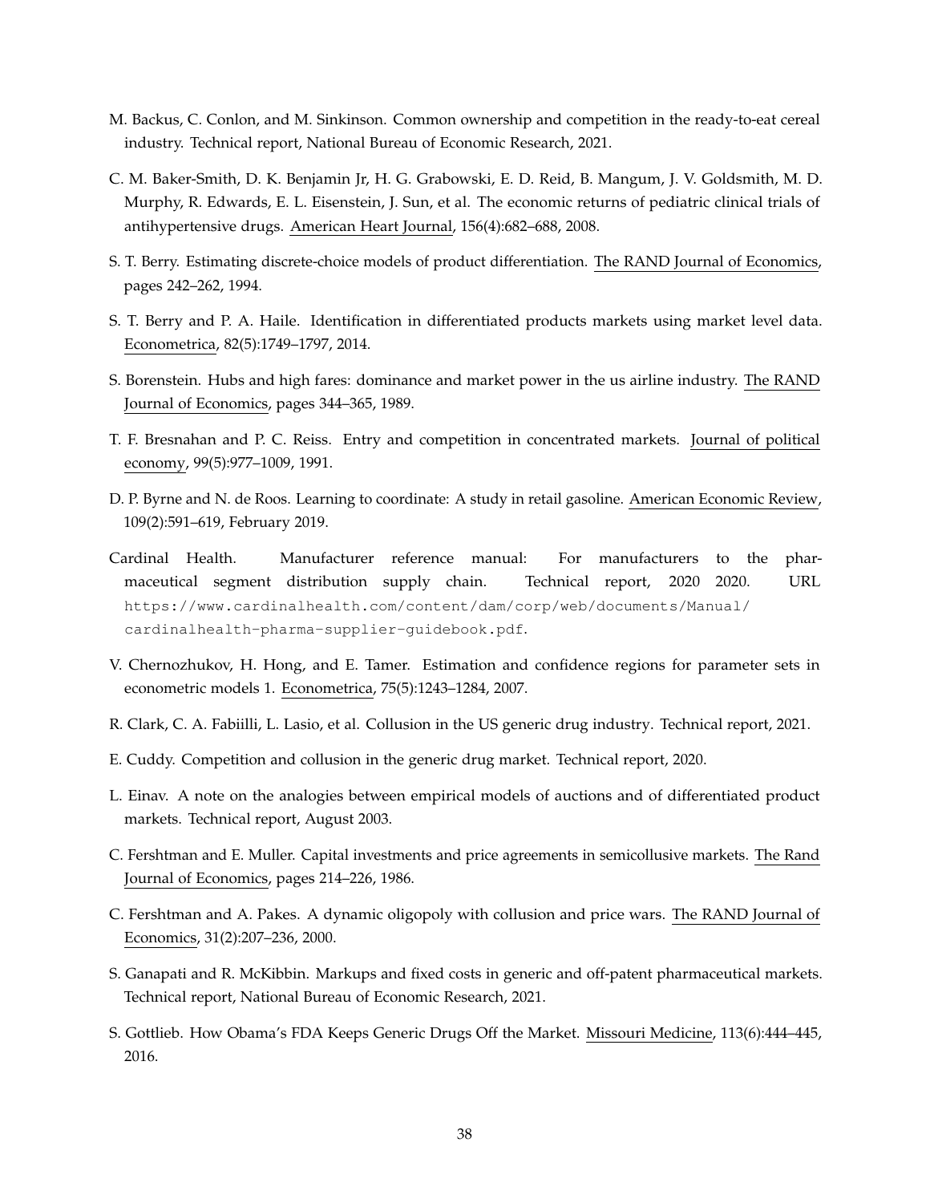M. Backus, C. Conlon, and M. Sinkinson. Common ownership and competition in the ready-to-eat cereal industry. Technical report, National Bureau of Economic Research, 2021.

C. M. Baker-Smith, D. K. Benjamin Jr, H. G. Grabowski, E. D. Reid, B. Mangum, J. V. Goldsmith, M. D. Murphy, R. Edwards, E. L. Eisenstein, J. Sun, et al. The economic returns of pediatric clinical trials of antihypertensive drugs. American Heart Journal, 156(4):682–688, 2008.

S. T. Berry. Estimating discrete-choice models of product differentiation. The RAND Journal of Economics, pages 242–262, 1994.

S. T. Berry and P. A. Haile. Identification in differentiated products markets using market level data. Econometrica, 82(5):1749–1797, 2014.

S. Borenstein. Hubs and high fares: dominance and market power in the us airline industry. The RAND Journal of Economics, pages 344–365, 1989.

T. F. Bresnahan and P. C. Reiss. Entry and competition in concentrated markets. Journal of political economy, 99(5):977–1009, 1991.

D. P. Byrne and N. de Roos. Learning to coordinate: A study in retail gasoline. American Economic Review, 109(2):591–619, February 2019.

Cardinal Health. Manufacturer reference manual: For manufacturers to the pharmaceutical segment distribution supply chain. Technical report, 2020 2020. URL https://www.cardinalhealth.com/content/dam/corp/web/documents/Manual/cardinalhealth-pharma-supplier-guidebook.pdf.

V. Chernozhukov, H. Hong, and E. Tamer. Estimation and confidence regions for parameter sets in econometric models 1. Econometrica, 75(5):1243–1284, 2007.

R. Clark, C. A. Fabiilli, L. Lasio, et al. Collusion in the US generic drug industry. Technical report, 2021.

E. Cuddy. Competition and collusion in the generic drug market. Technical report, 2020.

L. Einav. A note on the analogies between empirical models of auctions and of differentiated product markets. Technical report, August 2003.

C. Fershtman and E. Muller. Capital investments and price agreements in semicollusive markets. The Rand Journal of Economics, pages 214–226, 1986.

C. Fershtman and A. Pakes. A dynamic oligopoly with collusion and price wars. The RAND Journal of Economics, 31(2):207–236, 2000.

S. Ganapati and R. McKibbin. Markups and fixed costs in generic and off-patent pharmaceutical markets. Technical report, National Bureau of Economic Research, 2021.

S. Gottlieb. How Obama's FDA Keeps Generic Drugs Off the Market. Missouri Medicine, 113(6):444–445, 2016.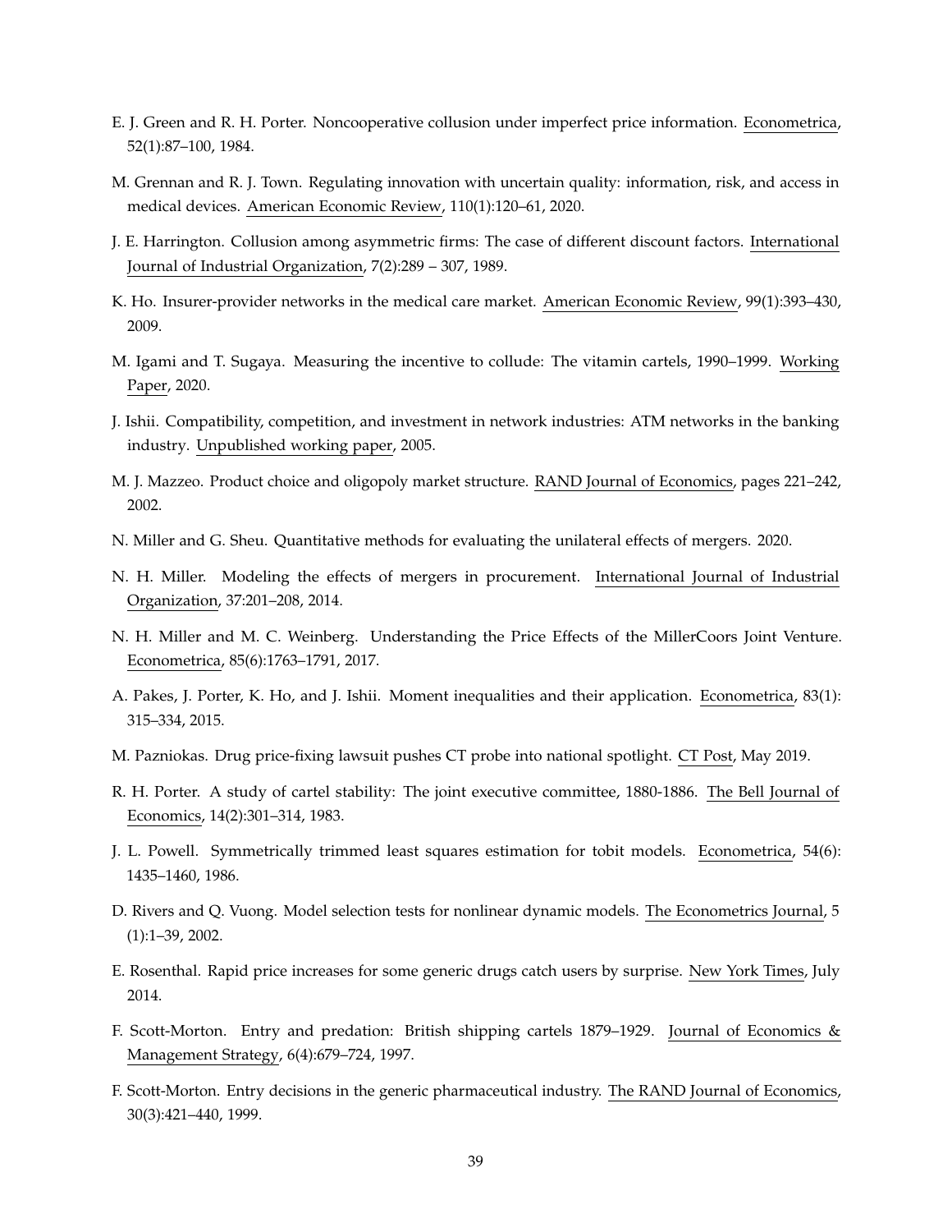E. J. Green and R. H. Porter. Noncooperative collusion under imperfect price information. Econometrica, 52(1):87–100, 1984.

M. Grennan and R. J. Town. Regulating innovation with uncertain quality: information, risk, and access in medical devices. American Economic Review, 110(1):120–61, 2020.

J. E. Harrington. Collusion among asymmetric firms: The case of different discount factors. International Journal of Industrial Organization, 7(2):289 – 307, 1989.

K. Ho. Insurer-provider networks in the medical care market. American Economic Review, 99(1):393–430, 2009.

M. Igami and T. Sugaya. Measuring the incentive to collude: The vitamin cartels, 1990–1999. Working Paper, 2020.

J. Ishii. Compatibility, competition, and investment in network industries: ATM networks in the banking industry. Unpublished working paper, 2005.

M. J. Mazzeo. Product choice and oligopoly market structure. RAND Journal of Economics, pages 221–242, 2002.

N. Miller and G. Sheu. Quantitative methods for evaluating the unilateral effects of mergers. 2020.

N. H. Miller. Modeling the effects of mergers in procurement. International Journal of Industrial Organization, 37:201–208, 2014.

N. H. Miller and M. C. Weinberg. Understanding the Price Effects of the MillerCoors Joint Venture. Econometrica, 85(6):1763–1791, 2017.

A. Pakes, J. Porter, K. Ho, and J. Ishii. Moment inequalities and their application. Econometrica, 83(1): 315–334, 2015.

M. Pazniokas. Drug price-fixing lawsuit pushes CT probe into national spotlight. CT Post, May 2019.

R. H. Porter. A study of cartel stability: The joint executive committee, 1880-1886. The Bell Journal of Economics, 14(2):301–314, 1983.

J. L. Powell. Symmetrically trimmed least squares estimation for tobit models. Econometrica, 54(6): 1435–1460, 1986.

D. Rivers and Q. Vuong. Model selection tests for nonlinear dynamic models. The Econometrics Journal, 5 (1):1–39, 2002.

E. Rosenthal. Rapid price increases for some generic drugs catch users by surprise. New York Times, July 2014.

F. Scott-Morton. Entry and predation: British shipping cartels 1879–1929. Journal of Economics & Management Strategy, 6(4):679–724, 1997.

F. Scott-Morton. Entry decisions in the generic pharmaceutical industry. The RAND Journal of Economics, 30(3):421–440, 1999.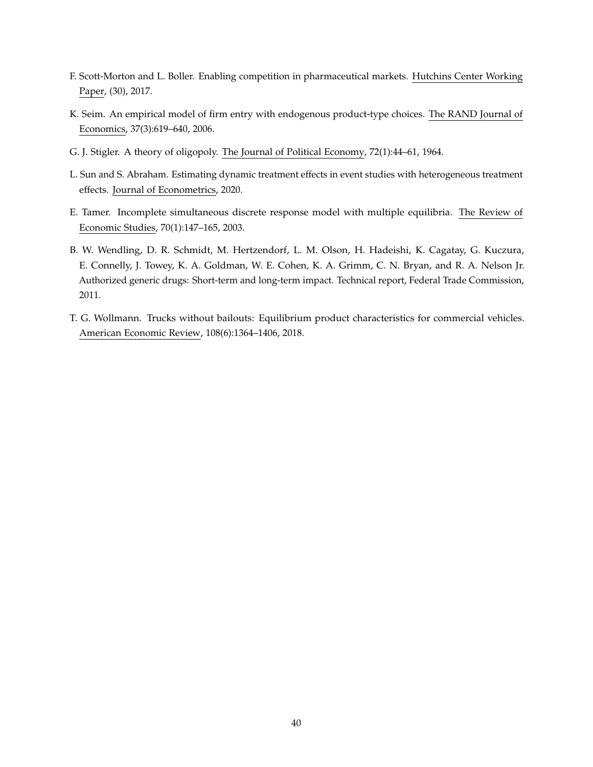F. Scott-Morton and L. Boller. Enabling competition in pharmaceutical markets. Hutchins Center Working Paper, (30), 2017.

K. Seim. An empirical model of firm entry with endogenous product-type choices. The RAND Journal of Economics, 37(3):619–640, 2006.

G. J. Stigler. A theory of oligopoly. The Journal of Political Economy, 72(1):44–61, 1964.

L. Sun and S. Abraham. Estimating dynamic treatment effects in event studies with heterogeneous treatment effects. Journal of Econometrics, 2020.

E. Tamer. Incomplete simultaneous discrete response model with multiple equilibria. The Review of Economic Studies, 70(1):147–165, 2003.

B. W. Wendling, D. R. Schmidt, M. Hertzendorf, L. M. Olson, H. Hadeishi, K. Cagatay, G. Kuczura, E. Connelly, J. Towey, K. A. Goldman, W. E. Cohen, K. A. Grimm, C. N. Bryan, and R. A. Nelson Jr. Authorized generic drugs: Short-term and long-term impact. Technical report, Federal Trade Commission, 2011.

T. G. Wollmann. Trucks without bailouts: Equilibrium product characteristics for commercial vehicles. American Economic Review, 108(6):1364–1406, 2018.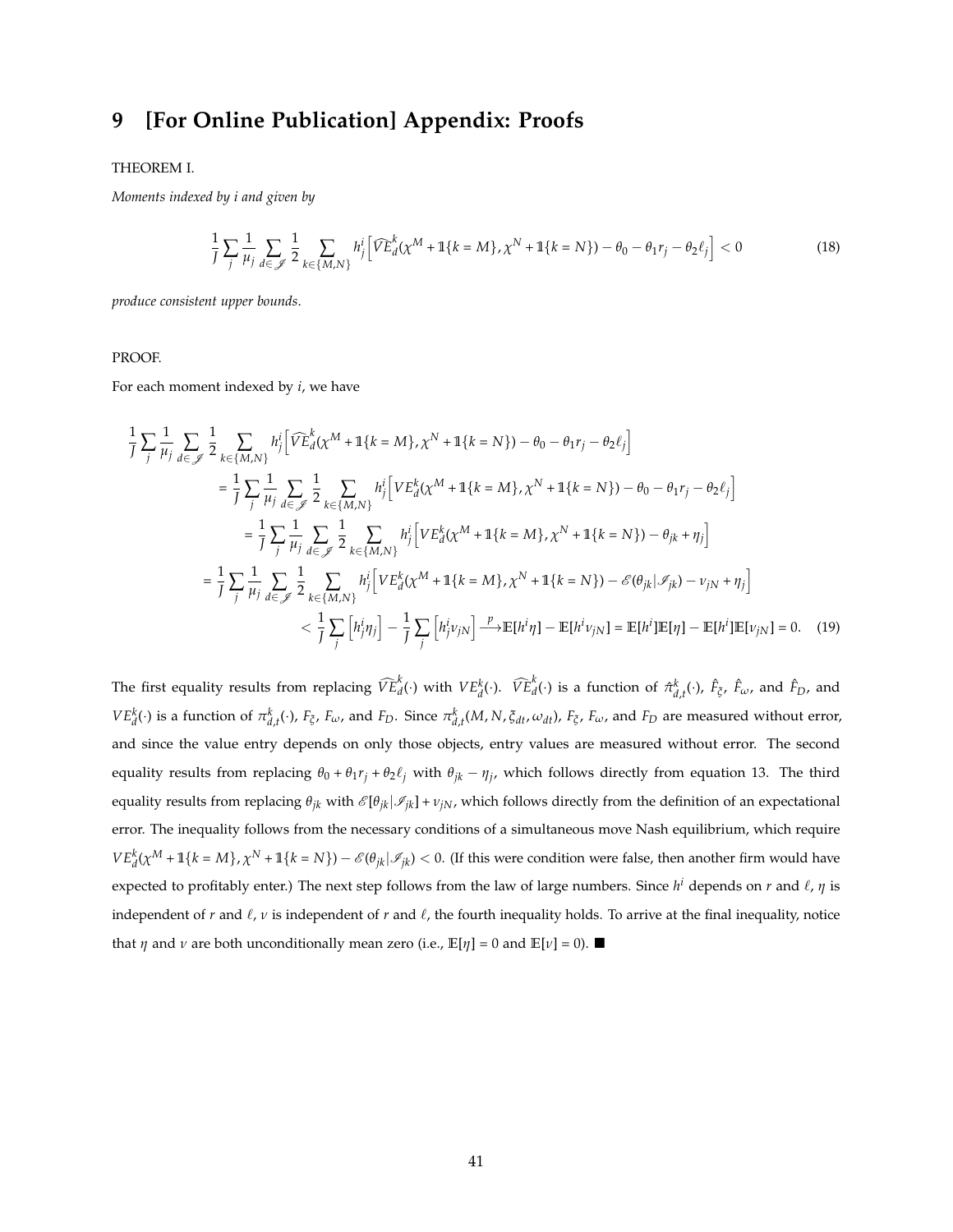# 9 [For Online Publication] Appendix: Proofs

THEOREM I.

*Moments indexed by i and given by*

$$\frac{1}{J}\sum_j \frac{1}{\mu_j}\sum_{d\in\mathscr{J}}\frac{1}{2}\sum_{k\in\{M,N\}} h^i_j\Big[\widehat{VE}^k_d(\chi^M + \mathbb{1}\{k=M\}, \chi^N + \mathbb{1}\{k=N\}) - \theta_0 - \theta_1 r_j - \theta_2 \ell_j\Big] < 0 \tag{18}$$

*produce consistent upper bounds.*

PROOF.

For each moment indexed by $i$, we have

$$\begin{aligned}
&\frac{1}{J}\sum_j \frac{1}{\mu_j}\sum_{d\in\mathscr{J}}\frac{1}{2}\sum_{k\in\{M,N\}} h^i_j\Big[\widehat{VE}^k_d(\chi^M + \mathbb{1}\{k=M\}, \chi^N + \mathbb{1}\{k=N\}) - \theta_0 - \theta_1 r_j - \theta_2 \ell_j\Big] \\
&\quad = \frac{1}{J}\sum_j \frac{1}{\mu_j}\sum_{d\in\mathscr{J}}\frac{1}{2}\sum_{k\in\{M,N\}} h^i_j\Big[VE^k_d(\chi^M + \mathbb{1}\{k=M\}, \chi^N + \mathbb{1}\{k=N\}) - \theta_0 - \theta_1 r_j - \theta_2 \ell_j\Big] \\
&\quad = \frac{1}{J}\sum_j \frac{1}{\mu_j}\sum_{d\in\mathscr{J}}\frac{1}{2}\sum_{k\in\{M,N\}} h^i_j\Big[VE^k_d(\chi^M + \mathbb{1}\{k=M\}, \chi^N + \mathbb{1}\{k=N\}) - \theta_{jk} + \eta_j\Big] \\
&= \frac{1}{J}\sum_j \frac{1}{\mu_j}\sum_{d\in\mathscr{J}}\frac{1}{2}\sum_{k\in\{M,N\}} h^i_j\Big[VE^k_d(\chi^M + \mathbb{1}\{k=M\}, \chi^N + \mathbb{1}\{k=N\}) - \mathscr{E}(\theta_{jk}|\mathscr{I}_{jk}) - \nu_{jN} + \eta_j\Big] \\
&\quad < \frac{1}{J}\sum_j \Big[h^i_j \eta_j\Big] - \frac{1}{J}\sum_j \Big[h^i_j \nu_{jN}\Big] \xrightarrow{p} \mathbb{E}[h^i \eta] - \mathbb{E}[h^i \nu_{jN}] = \mathbb{E}[h^i]\mathbb{E}[\eta] - \mathbb{E}[h^i]\mathbb{E}[\nu_{jN}] = 0.
\end{aligned} \tag{19}$$

The first equality results from replacing $\widehat{VE}^k_d(\cdot)$ with $VE^k_d(\cdot)$. $\widehat{VE}^k_d(\cdot)$ is a function of $\hat{\pi}^k_{d,t}(\cdot)$, $\hat{F}_\xi$, $\hat{F}_\omega$, and $\hat{F}_D$, and $VE^k_d(\cdot)$ is a function of $\pi^k_{d,t}(\cdot)$, $F_\xi$, $F_\omega$, and $F_D$. Since $\pi^k_{d,t}(M, N, \xi_{dt}, \omega_{dt})$, $F_\xi$, $F_\omega$, and $F_D$ are measured without error, and since the value entry depends on only those objects, entry values are measured without error. The second equality results from replacing $\theta_0 + \theta_1 r_j + \theta_2 \ell_j$ with $\theta_{jk} - \eta_j$, which follows directly from equation 13. The third equality results from replacing $\theta_{jk}$ with $\mathscr{E}[\theta_{jk}|\mathscr{I}_{jk}] + \nu_{jN}$, which follows directly from the definition of an expectational error. The inequality follows from the necessary conditions of a simultaneous move Nash equilibrium, which require $VE^k_d(\chi^M + \mathbb{1}\{k=M\}, \chi^N + \mathbb{1}\{k=N\}) - \mathscr{E}(\theta_{jk}|\mathscr{I}_{jk}) < 0$. (If this were condition were false, then another firm would have expected to profitably enter.) The next step follows from the law of large numbers. Since $h^i$ depends on $r$ and $\ell$, $\eta$ is independent of $r$ and $\ell$, $\nu$ is independent of $r$ and $\ell$, the fourth inequality holds. To arrive at the final inequality, notice that $\eta$ and $\nu$ are both unconditionally mean zero (i.e., $\mathbb{E}[\eta] = 0$ and $\mathbb{E}[\nu] = 0$). ■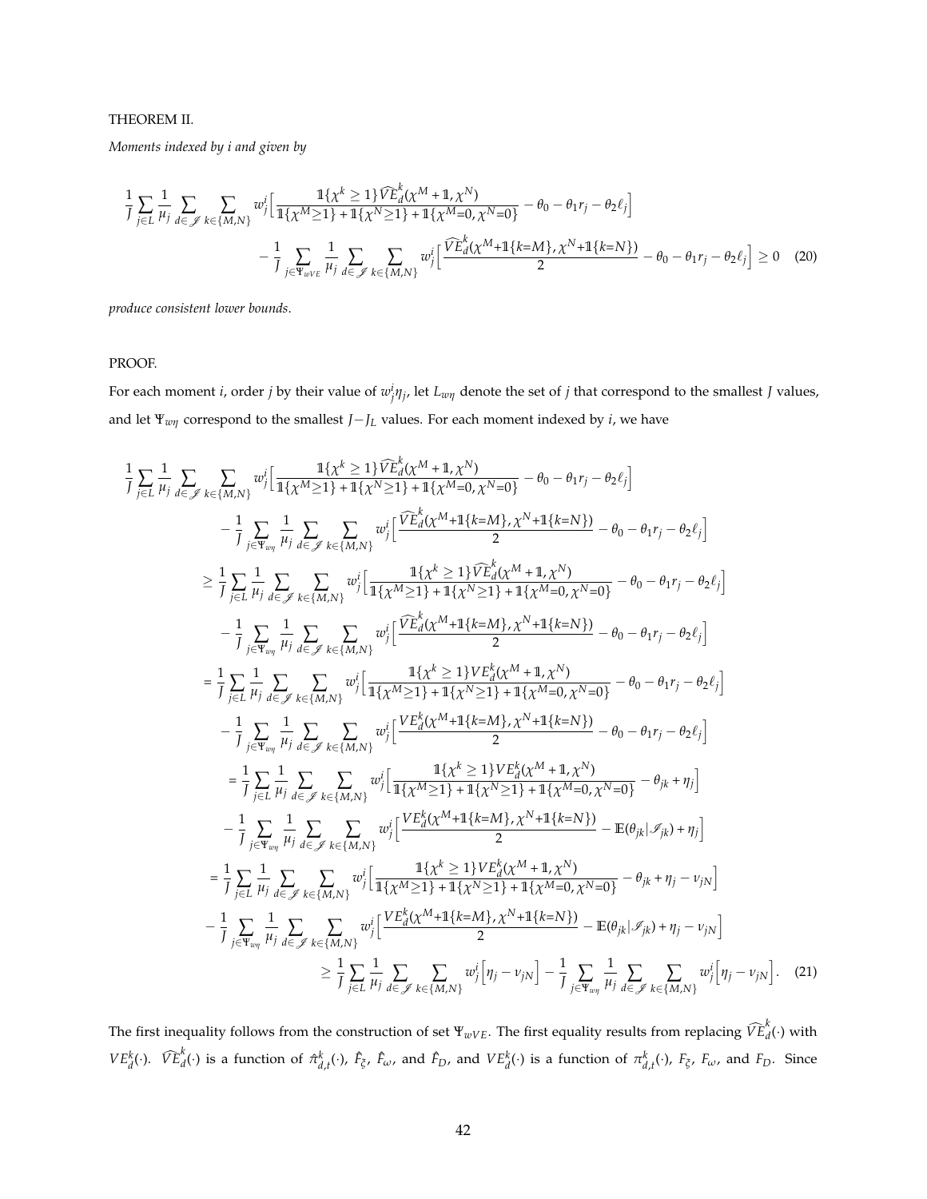THEOREM II.

*Moments indexed by i and given by*

$$
\frac{1}{J}\sum_{j\in L}\frac{1}{\mu_j}\sum_{d\in\mathscr{J}}\sum_{k\in\{M,N\}} w_j^i\Big[\frac{\mathbb{1}\{\chi^k\geq 1\}\widehat{VE}_d^k(\chi^M+\mathbb{1},\chi^N)}{\mathbb{1}\{\chi^M\geq 1\}+\mathbb{1}\{\chi^N\geq 1\}+\mathbb{1}\{\chi^M=0,\chi^N=0\}}-\theta_0-\theta_1 r_j-\theta_2\ell_j\Big]
$$
$$
-\frac{1}{J}\sum_{j\in\Psi_{wVE}}\frac{1}{\mu_j}\sum_{d\in\mathscr{J}}\sum_{k\in\{M,N\}} w_j^i\Big[\frac{\widehat{VE}_d^k(\chi^M+\mathbb{1}\{k=M\},\chi^N+\mathbb{1}\{k=N\})}{2}-\theta_0-\theta_1 r_j-\theta_2\ell_j\Big]\geq 0 \quad (20)
$$

*produce consistent lower bounds.*

PROOF.

For each moment $i$, order $j$ by their value of $w_j^i\eta_j$, let $L_{w\eta}$ denote the set of $j$ that correspond to the smallest $J$ values, and let $\Psi_{w\eta}$ correspond to the smallest $J-J_L$ values. For each moment indexed by $i$, we have

$$
\begin{aligned}
&\frac{1}{J}\sum_{j\in L}\frac{1}{\mu_j}\sum_{d\in\mathscr{J}}\sum_{k\in\{M,N\}} w_j^i\Big[\frac{\mathbb{1}\{\chi^k\geq 1\}\widehat{VE}_d^k(\chi^M+\mathbb{1},\chi^N)}{\mathbb{1}\{\chi^M\geq 1\}+\mathbb{1}\{\chi^N\geq 1\}+\mathbb{1}\{\chi^M=0,\chi^N=0\}}-\theta_0-\theta_1 r_j-\theta_2\ell_j\Big]\\
&\quad-\frac{1}{J}\sum_{j\in\Psi_{w\eta}}\frac{1}{\mu_j}\sum_{d\in\mathscr{J}}\sum_{k\in\{M,N\}} w_j^i\Big[\frac{\widehat{VE}_d^k(\chi^M+\mathbb{1}\{k=M\},\chi^N+\mathbb{1}\{k=N\})}{2}-\theta_0-\theta_1 r_j-\theta_2\ell_j\Big]\\
&\geq\frac{1}{J}\sum_{j\in L}\frac{1}{\mu_j}\sum_{d\in\mathscr{J}}\sum_{k\in\{M,N\}} w_j^i\Big[\frac{\mathbb{1}\{\chi^k\geq 1\}\widehat{VE}_d^k(\chi^M+\mathbb{1},\chi^N)}{\mathbb{1}\{\chi^M\geq 1\}+\mathbb{1}\{\chi^N\geq 1\}+\mathbb{1}\{\chi^M=0,\chi^N=0\}}-\theta_0-\theta_1 r_j-\theta_2\ell_j\Big]\\
&\quad-\frac{1}{J}\sum_{j\in\Psi_{w\eta}}\frac{1}{\mu_j}\sum_{d\in\mathscr{J}}\sum_{k\in\{M,N\}} w_j^i\Big[\frac{\widehat{VE}_d^k(\chi^M+\mathbb{1}\{k=M\},\chi^N+\mathbb{1}\{k=N\})}{2}-\theta_0-\theta_1 r_j-\theta_2\ell_j\Big]\\
&=\frac{1}{J}\sum_{j\in L}\frac{1}{\mu_j}\sum_{d\in\mathscr{J}}\sum_{k\in\{M,N\}} w_j^i\Big[\frac{\mathbb{1}\{\chi^k\geq 1\}VE_d^k(\chi^M+\mathbb{1},\chi^N)}{\mathbb{1}\{\chi^M\geq 1\}+\mathbb{1}\{\chi^N\geq 1\}+\mathbb{1}\{\chi^M=0,\chi^N=0\}}-\theta_0-\theta_1 r_j-\theta_2\ell_j\Big]\\
&\quad-\frac{1}{J}\sum_{j\in\Psi_{w\eta}}\frac{1}{\mu_j}\sum_{d\in\mathscr{J}}\sum_{k\in\{M,N\}} w_j^i\Big[\frac{VE_d^k(\chi^M+\mathbb{1}\{k=M\},\chi^N+\mathbb{1}\{k=N\})}{2}-\theta_0-\theta_1 r_j-\theta_2\ell_j\Big]\\
&=\frac{1}{J}\sum_{j\in L}\frac{1}{\mu_j}\sum_{d\in\mathscr{J}}\sum_{k\in\{M,N\}} w_j^i\Big[\frac{\mathbb{1}\{\chi^k\geq 1\}VE_d^k(\chi^M+\mathbb{1},\chi^N)}{\mathbb{1}\{\chi^M\geq 1\}+\mathbb{1}\{\chi^N\geq 1\}+\mathbb{1}\{\chi^M=0,\chi^N=0\}}-\theta_{jk}+\eta_j\Big]\\
&\quad-\frac{1}{J}\sum_{j\in\Psi_{w\eta}}\frac{1}{\mu_j}\sum_{d\in\mathscr{J}}\sum_{k\in\{M,N\}} w_j^i\Big[\frac{VE_d^k(\chi^M+\mathbb{1}\{k=M\},\chi^N+\mathbb{1}\{k=N\})}{2}-\mathbb{E}(\theta_{jk}|\mathscr{I}_{jk})+\eta_j\Big]\\
&=\frac{1}{J}\sum_{j\in L}\frac{1}{\mu_j}\sum_{d\in\mathscr{J}}\sum_{k\in\{M,N\}} w_j^i\Big[\frac{\mathbb{1}\{\chi^k\geq 1\}VE_d^k(\chi^M+\mathbb{1},\chi^N)}{\mathbb{1}\{\chi^M\geq 1\}+\mathbb{1}\{\chi^N\geq 1\}+\mathbb{1}\{\chi^M=0,\chi^N=0\}}-\theta_{jk}+\eta_j-\nu_{jN}\Big]\\
&\quad-\frac{1}{J}\sum_{j\in\Psi_{w\eta}}\frac{1}{\mu_j}\sum_{d\in\mathscr{J}}\sum_{k\in\{M,N\}} w_j^i\Big[\frac{VE_d^k(\chi^M+\mathbb{1}\{k=M\},\chi^N+\mathbb{1}\{k=N\})}{2}-\mathbb{E}(\theta_{jk}|\mathscr{I}_{jk})+\eta_j-\nu_{jN}\Big]\\
&\geq\frac{1}{J}\sum_{j\in L}\frac{1}{\mu_j}\sum_{d\in\mathscr{J}}\sum_{k\in\{M,N\}} w_j^i\Big[\eta_j-\nu_{jN}\Big]-\frac{1}{J}\sum_{j\in\Psi_{w\eta}}\frac{1}{\mu_j}\sum_{d\in\mathscr{J}}\sum_{k\in\{M,N\}} w_j^i\Big[\eta_j-\nu_{jN}\Big].
\end{aligned}\quad (21)
$$

The first inequality follows from the construction of set $\Psi_{wVE}$. The first equality results from replacing $\widehat{VE}_d^k(\cdot)$ with $VE_d^k(\cdot)$. $\widehat{VE}_d^k(\cdot)$ is a function of $\hat{\pi}_{d,t}^k(\cdot)$, $\hat{F}_\xi$, $\hat{F}_\omega$, and $\hat{F}_D$, and $VE_d^k(\cdot)$ is a function of $\pi_{d,t}^k(\cdot)$, $F_\xi$, $F_\omega$, and $F_D$. Since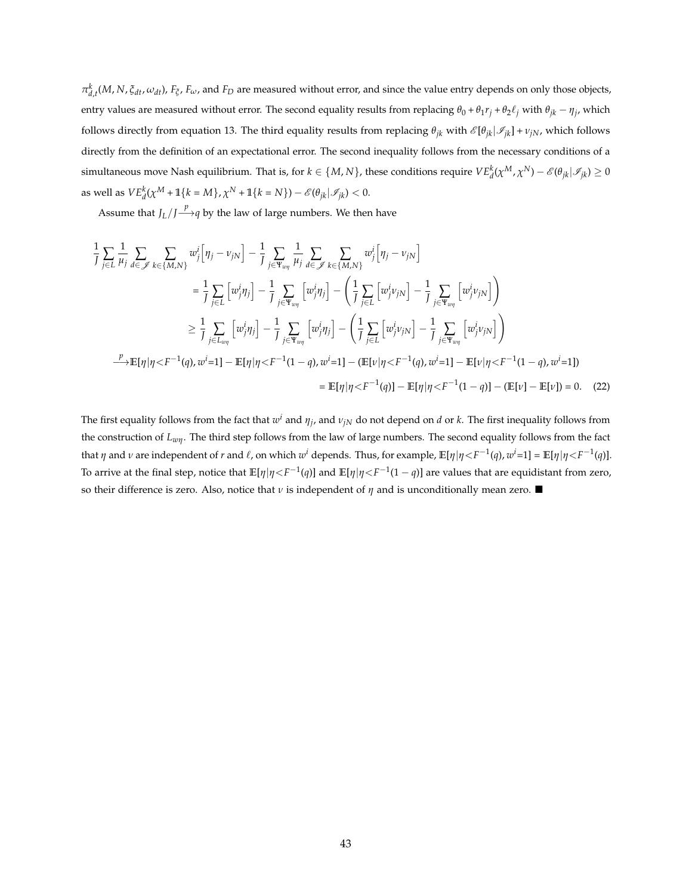$\pi^k_{d,t}(M, N, \xi_{dt}, \omega_{dt})$, $F_\xi$, $F_\omega$, and $F_D$ are measured without error, and since the value entry depends on only those objects, entry values are measured without error. The second equality results from replacing $\theta_0 + \theta_1 r_j + \theta_2 \ell_j$ with $\theta_{jk} - \eta_j$, which follows directly from equation 13. The third equality results from replacing $\theta_{jk}$ with $\mathscr{E}[\theta_{jk}|\mathscr{I}_{jk}] + \nu_{jN}$, which follows directly from the definition of an expectational error. The second inequality follows from the necessary conditions of a simultaneous move Nash equilibrium. That is, for $k \in \{M, N\}$, these conditions require $VE^k_d(\chi^M, \chi^N) - \mathscr{E}(\theta_{jk}|\mathscr{I}_{jk}) \geq 0$ as well as $VE^k_d(\chi^M + \mathbb{1}\{k = M\}, \chi^N + \mathbb{1}\{k = N\}) - \mathscr{E}(\theta_{jk}|\mathscr{I}_{jk}) < 0$.

Assume that $J_L/J \xrightarrow{p} q$ by the law of large numbers. We then have

$$
\begin{aligned}
\frac{1}{J}\sum_{j\in L}\frac{1}{\mu_j}\sum_{d\in\mathscr{J}}\sum_{k\in\{M,N\}} w^i_j\Big[\eta_j - \nu_{jN}\Big] &- \frac{1}{J}\sum_{j\in\Psi_{w\eta}}\frac{1}{\mu_j}\sum_{d\in\mathscr{J}}\sum_{k\in\{M,N\}} w^i_j\Big[\eta_j - \nu_{jN}\Big] \\
&= \frac{1}{J}\sum_{j\in L}\Big[w^i_j\eta_j\Big] - \frac{1}{J}\sum_{j\in\Psi_{w\eta}}\Big[w^i_j\eta_j\Big] - \left(\frac{1}{J}\sum_{j\in L}\Big[w^i_j\nu_{jN}\Big] - \frac{1}{J}\sum_{j\in\Psi_{w\eta}}\Big[w^i_j\nu_{jN}\Big]\right) \\
&\geq \frac{1}{J}\sum_{j\in L_{w\eta}}\Big[w^i_j\eta_j\Big] - \frac{1}{J}\sum_{j\in\Psi_{w\eta}}\Big[w^i_j\eta_j\Big] - \left(\frac{1}{J}\sum_{j\in L}\Big[w^i_j\nu_{jN}\Big] - \frac{1}{J}\sum_{j\in\Psi_{w\eta}}\Big[w^i_j\nu_{jN}\Big]\right) \\
\xrightarrow{p} \mathbb{E}[\eta|\eta<F^{-1}(q), w^i{=}1] - \mathbb{E}[\eta|\eta<F^{-1}(1-q), w^i{=}1] &- (\mathbb{E}[\nu|\eta<F^{-1}(q), w^i{=}1] - \mathbb{E}[\nu|\eta<F^{-1}(1-q), w^i{=}1]) \\
&= \mathbb{E}[\eta|\eta<F^{-1}(q)] - \mathbb{E}[\eta|\eta<F^{-1}(1-q)] - (\mathbb{E}[\nu] - \mathbb{E}[\nu]) = 0. \qquad (22)
\end{aligned}
$$

The first equality follows from the fact that $w^i$ and $\eta_j$, and $\nu_{jN}$ do not depend on $d$ or $k$. The first inequality follows from the construction of $L_{w\eta}$. The third step follows from the law of large numbers. The second equality follows from the fact that $\eta$ and $\nu$ are independent of $r$ and $\ell$, on which $w^i$ depends. Thus, for example, $\mathbb{E}[\eta|\eta<F^{-1}(q), w^i{=}1] = \mathbb{E}[\eta|\eta<F^{-1}(q)]$. To arrive at the final step, notice that $\mathbb{E}[\eta|\eta<F^{-1}(q)]$ and $\mathbb{E}[\eta|\eta<F^{-1}(1-q)]$ are values that are equidistant from zero, so their difference is zero. Also, notice that $\nu$ is independent of $\eta$ and is unconditionally mean zero. ■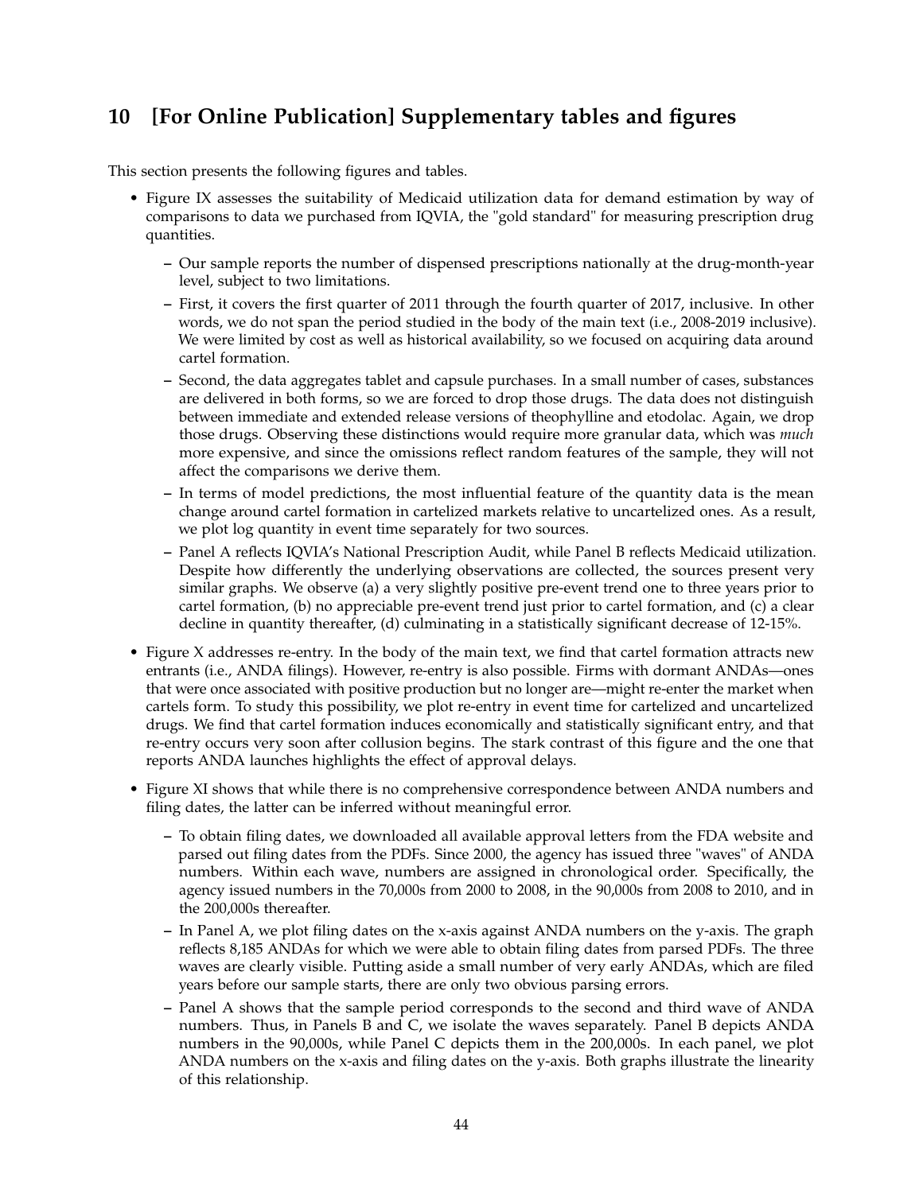## 10 [For Online Publication] Supplementary tables and figures

This section presents the following figures and tables.

- Figure IX assesses the suitability of Medicaid utilization data for demand estimation by way of comparisons to data we purchased from IQVIA, the "gold standard" for measuring prescription drug quantities.
  - Our sample reports the number of dispensed prescriptions nationally at the drug-month-year level, subject to two limitations.
  - First, it covers the first quarter of 2011 through the fourth quarter of 2017, inclusive. In other words, we do not span the period studied in the body of the main text (i.e., 2008-2019 inclusive). We were limited by cost as well as historical availability, so we focused on acquiring data around cartel formation.
  - Second, the data aggregates tablet and capsule purchases. In a small number of cases, substances are delivered in both forms, so we are forced to drop those drugs. The data does not distinguish between immediate and extended release versions of theophylline and etodolac. Again, we drop those drugs. Observing these distinctions would require more granular data, which was *much* more expensive, and since the omissions reflect random features of the sample, they will not affect the comparisons we derive them.
  - In terms of model predictions, the most influential feature of the quantity data is the mean change around cartel formation in cartelized markets relative to uncartelized ones. As a result, we plot log quantity in event time separately for two sources.
  - Panel A reflects IQVIA's National Prescription Audit, while Panel B reflects Medicaid utilization. Despite how differently the underlying observations are collected, the sources present very similar graphs. We observe (a) a very slightly positive pre-event trend one to three years prior to cartel formation, (b) no appreciable pre-event trend just prior to cartel formation, and (c) a clear decline in quantity thereafter, (d) culminating in a statistically significant decrease of 12-15%.
- Figure X addresses re-entry. In the body of the main text, we find that cartel formation attracts new entrants (i.e., ANDA filings). However, re-entry is also possible. Firms with dormant ANDAs—ones that were once associated with positive production but no longer are—might re-enter the market when cartels form. To study this possibility, we plot re-entry in event time for cartelized and uncartelized drugs. We find that cartel formation induces economically and statistically significant entry, and that re-entry occurs very soon after collusion begins. The stark contrast of this figure and the one that reports ANDA launches highlights the effect of approval delays.
- Figure XI shows that while there is no comprehensive correspondence between ANDA numbers and filing dates, the latter can be inferred without meaningful error.
  - To obtain filing dates, we downloaded all available approval letters from the FDA website and parsed out filing dates from the PDFs. Since 2000, the agency has issued three "waves" of ANDA numbers. Within each wave, numbers are assigned in chronological order. Specifically, the agency issued numbers in the 70,000s from 2000 to 2008, in the 90,000s from 2008 to 2010, and in the 200,000s thereafter.
  - In Panel A, we plot filing dates on the x-axis against ANDA numbers on the y-axis. The graph reflects 8,185 ANDAs for which we were able to obtain filing dates from parsed PDFs. The three waves are clearly visible. Putting aside a small number of very early ANDAs, which are filed years before our sample starts, there are only two obvious parsing errors.
  - Panel A shows that the sample period corresponds to the second and third wave of ANDA numbers. Thus, in Panels B and C, we isolate the waves separately. Panel B depicts ANDA numbers in the 90,000s, while Panel C depicts them in the 200,000s. In each panel, we plot ANDA numbers on the x-axis and filing dates on the y-axis. Both graphs illustrate the linearity of this relationship.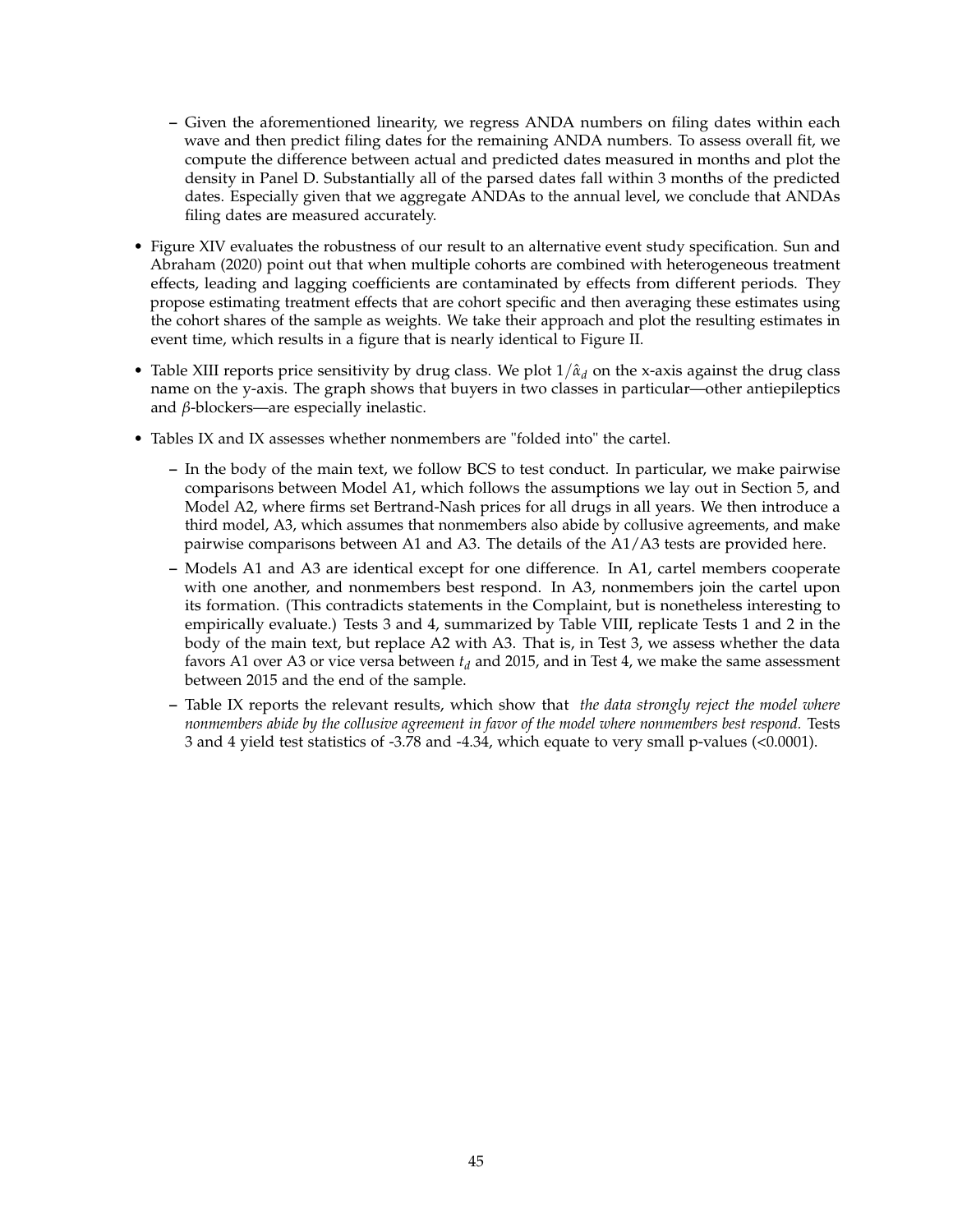- Given the aforementioned linearity, we regress ANDA numbers on filing dates within each wave and then predict filing dates for the remaining ANDA numbers. To assess overall fit, we compute the difference between actual and predicted dates measured in months and plot the density in Panel D. Substantially all of the parsed dates fall within 3 months of the predicted dates. Especially given that we aggregate ANDAs to the annual level, we conclude that ANDAs filing dates are measured accurately.

- Figure XIV evaluates the robustness of our result to an alternative event study specification. Sun and Abraham (2020) point out that when multiple cohorts are combined with heterogeneous treatment effects, leading and lagging coefficients are contaminated by effects from different periods. They propose estimating treatment effects that are cohort specific and then averaging these estimates using the cohort shares of the sample as weights. We take their approach and plot the resulting estimates in event time, which results in a figure that is nearly identical to Figure II.

- Table XIII reports price sensitivity by drug class. We plot $1/\hat{\alpha}_d$ on the x-axis against the drug class name on the y-axis. The graph shows that buyers in two classes in particular—other antiepileptics and $\beta$-blockers—are especially inelastic.

- Tables IX and IX assesses whether nonmembers are "folded into" the cartel.
  - In the body of the main text, we follow BCS to test conduct. In particular, we make pairwise comparisons between Model A1, which follows the assumptions we lay out in Section 5, and Model A2, where firms set Bertrand-Nash prices for all drugs in all years. We then introduce a third model, A3, which assumes that nonmembers also abide by collusive agreements, and make pairwise comparisons between A1 and A3. The details of the A1/A3 tests are provided here.
  - Models A1 and A3 are identical except for one difference. In A1, cartel members cooperate with one another, and nonmembers best respond. In A3, nonmembers join the cartel upon its formation. (This contradicts statements in the Complaint, but is nonetheless interesting to empirically evaluate.) Tests 3 and 4, summarized by Table VIII, replicate Tests 1 and 2 in the body of the main text, but replace A2 with A3. That is, in Test 3, we assess whether the data favors A1 over A3 or vice versa between $t_d$ and 2015, and in Test 4, we make the same assessment between 2015 and the end of the sample.
  - Table IX reports the relevant results, which show that *the data strongly reject the model where nonmembers abide by the collusive agreement in favor of the model where nonmembers best respond.* Tests 3 and 4 yield test statistics of -3.78 and -4.34, which equate to very small p-values (<0.0001).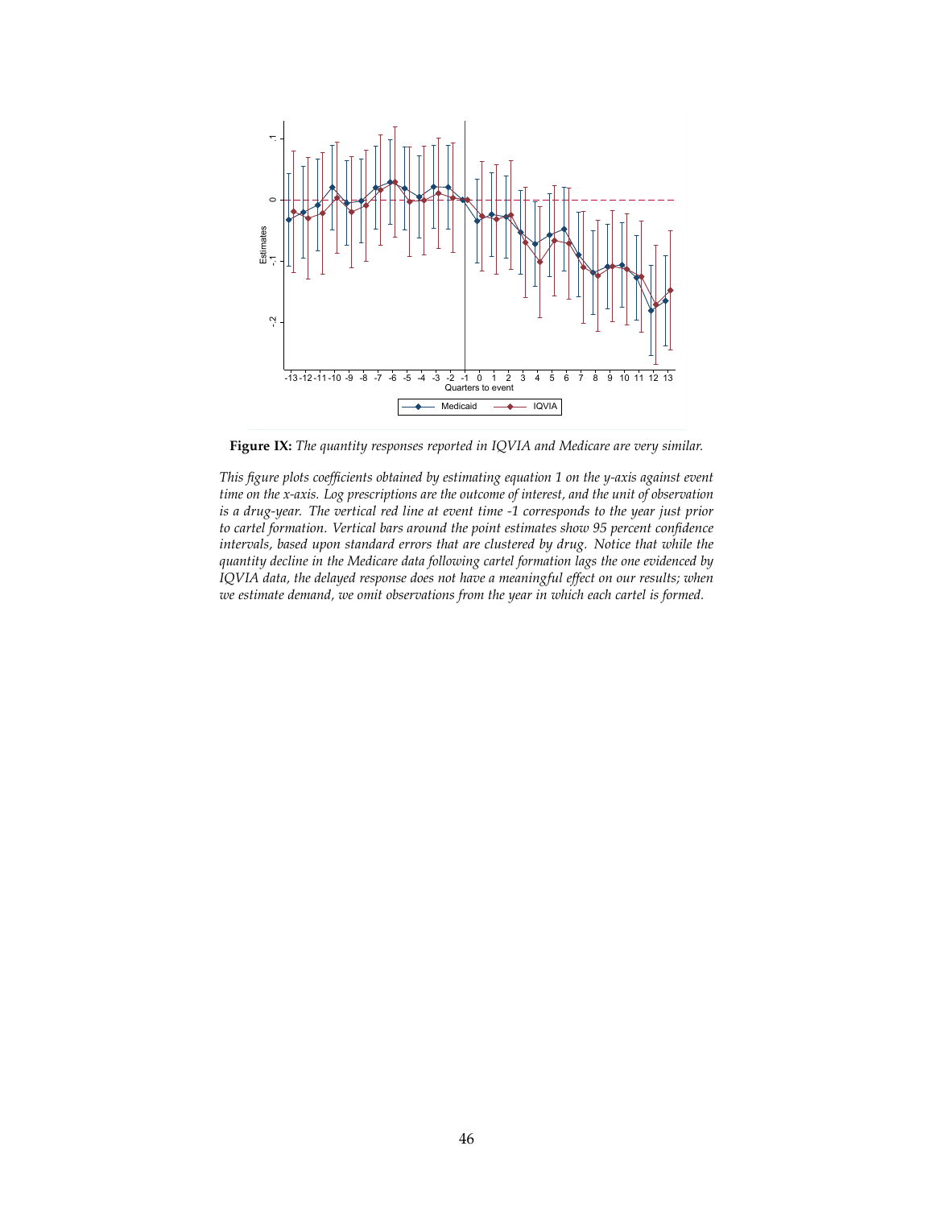**Figure IX:** *The quantity responses reported in IQVIA and Medicare are very similar.*

*This figure plots coefficients obtained by estimating equation 1 on the y-axis against event time on the x-axis. Log prescriptions are the outcome of interest, and the unit of observation is a drug-year. The vertical red line at event time -1 corresponds to the year just prior to cartel formation. Vertical bars around the point estimates show 95 percent confidence intervals, based upon standard errors that are clustered by drug. Notice that while the quantity decline in the Medicare data following cartel formation lags the one evidenced by IQVIA data, the delayed response does not have a meaningful effect on our results; when we estimate demand, we omit observations from the year in which each cartel is formed.*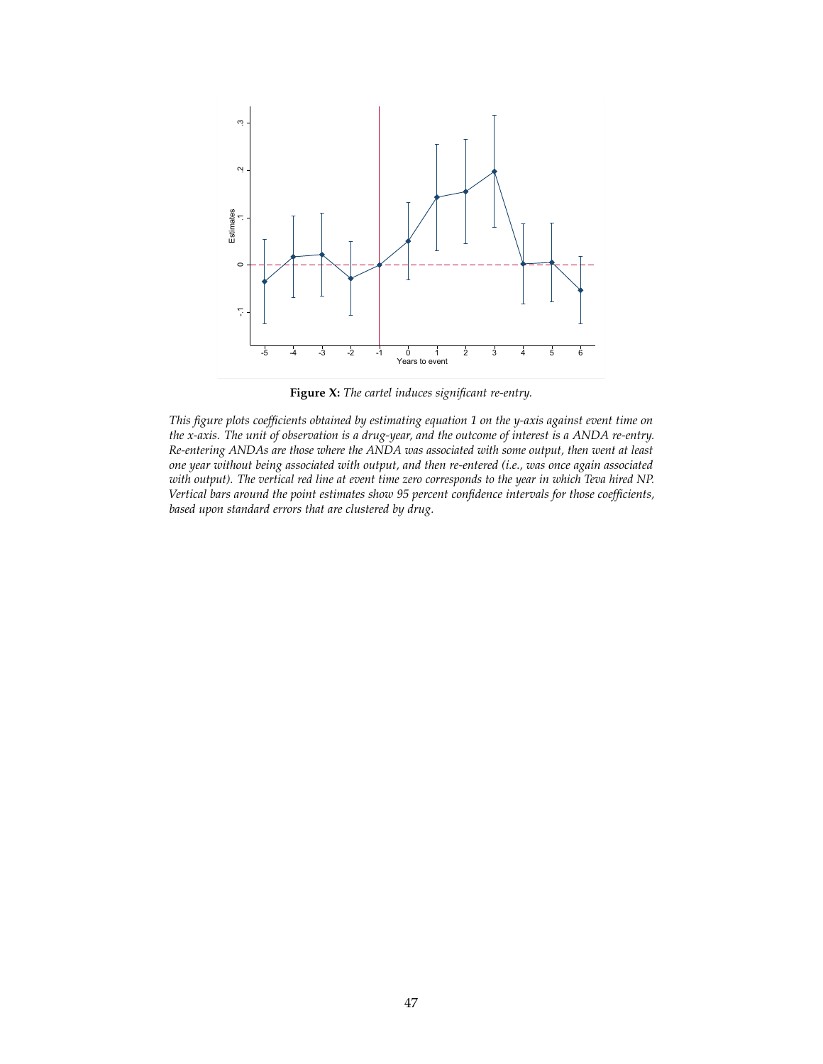**Figure X:** *The cartel induces significant re-entry.*

*This figure plots coefficients obtained by estimating equation 1 on the y-axis against event time on the x-axis. The unit of observation is a drug-year, and the outcome of interest is a ANDA re-entry. Re-entering ANDAs are those where the ANDA was associated with some output, then went at least one year without being associated with output, and then re-entered (i.e., was once again associated with output). The vertical red line at event time zero corresponds to the year in which Teva hired NP. Vertical bars around the point estimates show 95 percent confidence intervals for those coefficients, based upon standard errors that are clustered by drug.*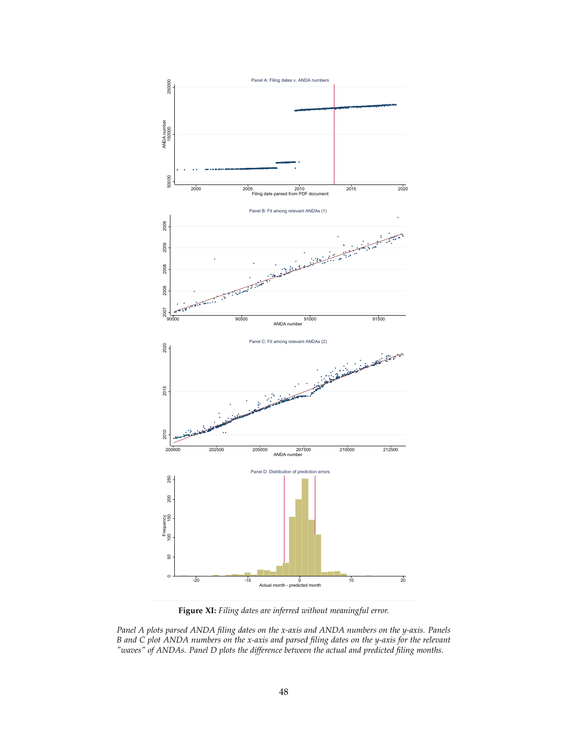**Figure XI:** *Filing dates are inferred without meaningful error.*

*Panel A plots parsed ANDA filing dates on the x-axis and ANDA numbers on the y-axis. Panels B and C plot ANDA numbers on the x-axis and parsed filing dates on the y-axis for the relevant "waves" of ANDAs. Panel D plots the difference between the actual and predicted filing months.*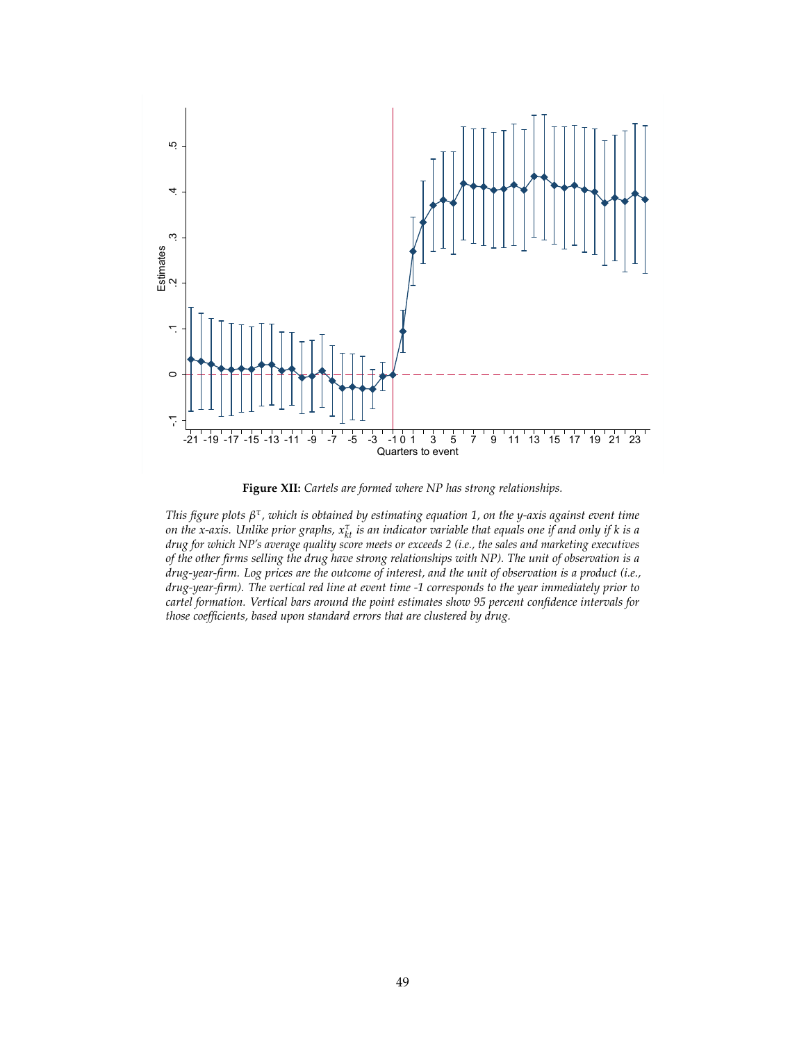**Figure XII:** *Cartels are formed where NP has strong relationships.*

*This figure plots $\beta^{\tau}$, which is obtained by estimating equation 1, on the y-axis against event time on the x-axis. Unlike prior graphs, $x^{\tau}_{kt}$ is an indicator variable that equals one if and only if k is a drug for which NP's average quality score meets or exceeds 2 (i.e., the sales and marketing executives of the other firms selling the drug have strong relationships with NP). The unit of observation is a drug-year-firm. Log prices are the outcome of interest, and the unit of observation is a product (i.e., drug-year-firm). The vertical red line at event time -1 corresponds to the year immediately prior to cartel formation. Vertical bars around the point estimates show 95 percent confidence intervals for those coefficients, based upon standard errors that are clustered by drug.*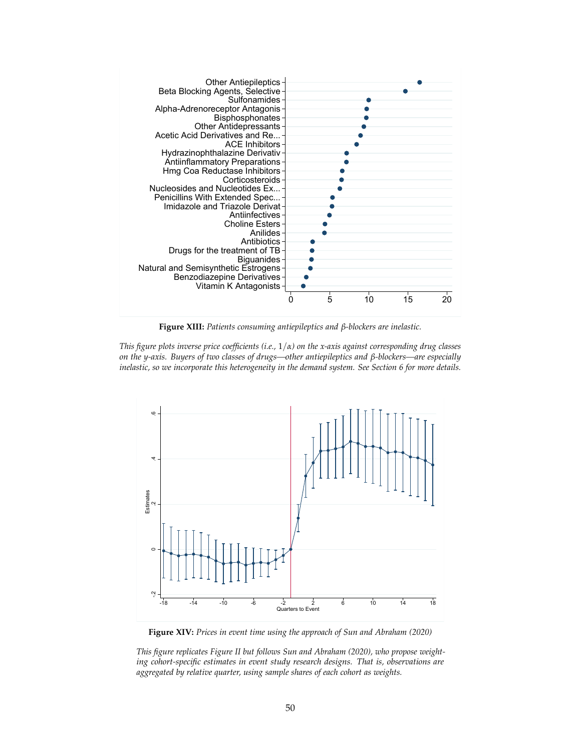**Figure XIII:** *Patients consuming antiepileptics and β-blockers are inelastic.*

*This figure plots inverse price coefficients (i.e., $1/\alpha$) on the x-axis against corresponding drug classes on the y-axis. Buyers of two classes of drugs—other antiepileptics and β-blockers—are especially inelastic, so we incorporate this heterogeneity in the demand system. See Section 6 for more details.*

**Figure XIV:** *Prices in event time using the approach of Sun and Abraham (2020)*

*This figure replicates Figure II but follows Sun and Abraham (2020), who propose weighting cohort-specific estimates in event study research designs. That is, observations are aggregated by relative quarter, using sample shares of each cohort as weights.*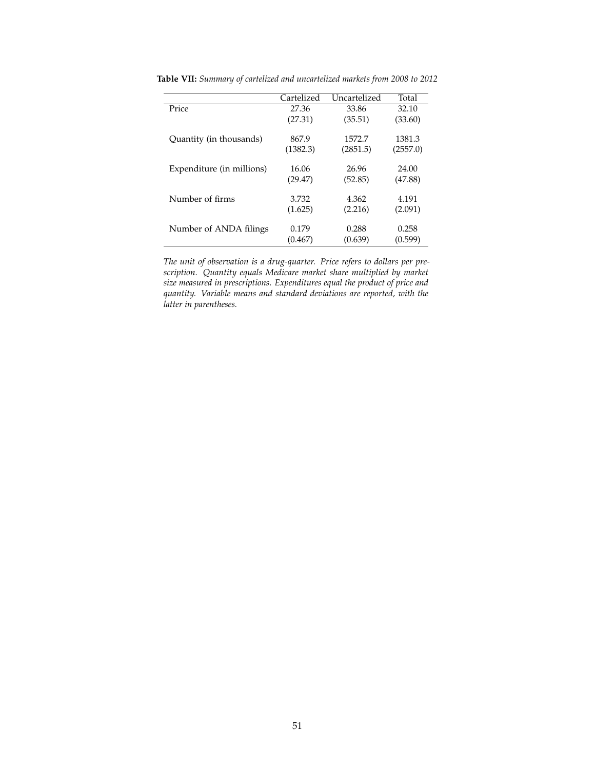**Table VII:** *Summary of cartelized and uncartelized markets from 2008 to 2012*

| | Cartelized | Uncartelized | Total |
|---|---|---|---|
| Price | 27.36 | 33.86 | 32.10 |
| | (27.31) | (35.51) | (33.60) |
| Quantity (in thousands) | 867.9 | 1572.7 | 1381.3 |
| | (1382.3) | (2851.5) | (2557.0) |
| Expenditure (in millions) | 16.06 | 26.96 | 24.00 |
| | (29.47) | (52.85) | (47.88) |
| Number of firms | 3.732 | 4.362 | 4.191 |
| | (1.625) | (2.216) | (2.091) |
| Number of ANDA filings | 0.179 | 0.288 | 0.258 |
| | (0.467) | (0.639) | (0.599) |

*The unit of observation is a drug-quarter. Price refers to dollars per prescription. Quantity equals Medicare market share multiplied by market size measured in prescriptions. Expenditures equal the product of price and quantity. Variable means and standard deviations are reported, with the latter in parentheses.*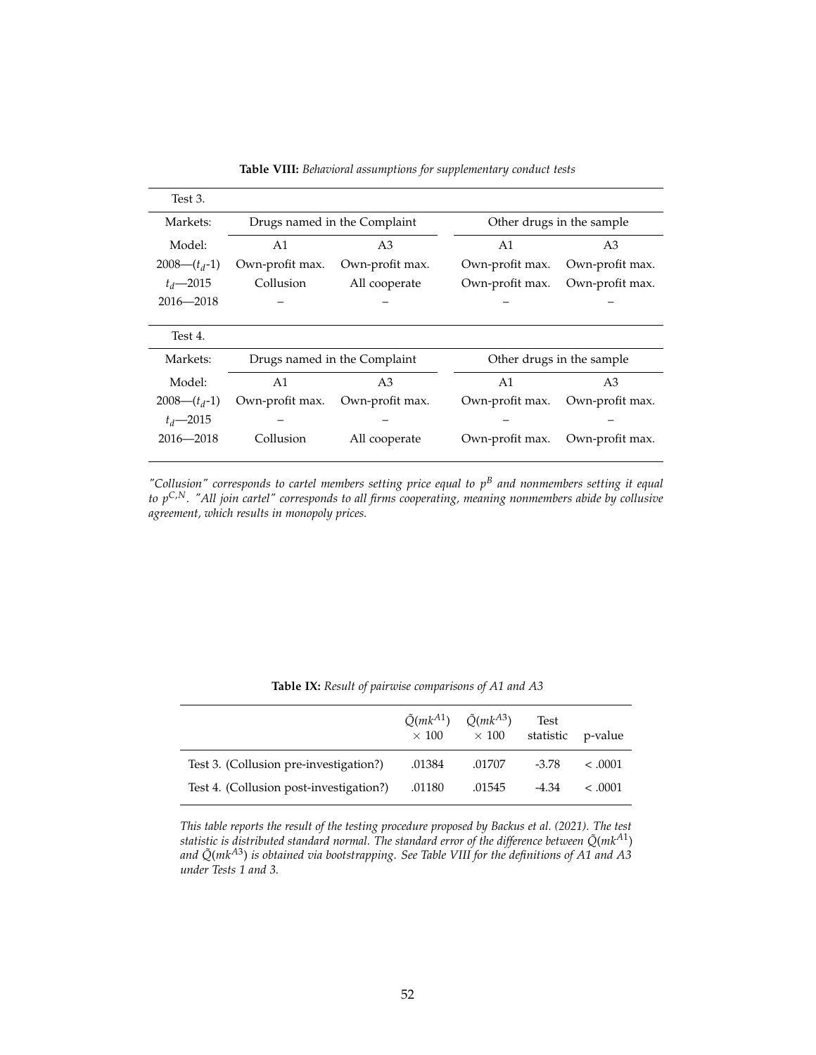**Table VIII:** *Behavioral assumptions for supplementary conduct tests*

| Test 3. | | | | |
|---|---|---|---|---|
| Markets: | Drugs named in the Complaint | | Other drugs in the sample | |
| Model: | A1 | A3 | A1 | A3 |
| 2008—($t_d$-1) | Own-profit max. | Own-profit max. | Own-profit max. | Own-profit max. |
| $t_d$—2015 | Collusion | All cooperate | Own-profit max. | Own-profit max. |
| 2016—2018 | – | – | – | – |

| Test 4. | | | | |
|---|---|---|---|---|
| Markets: | Drugs named in the Complaint | | Other drugs in the sample | |
| Model: | A1 | A3 | A1 | A3 |
| 2008—($t_d$-1) | Own-profit max. | Own-profit max. | Own-profit max. | Own-profit max. |
| $t_d$—2015 | – | – | – | – |
| 2016—2018 | Collusion | All cooperate | Own-profit max. | Own-profit max. |

*"Collusion" corresponds to cartel members setting price equal to $p^B$ and nonmembers setting it equal to $p^{C,N}$. "All join cartel" corresponds to all firms cooperating, meaning nonmembers abide by collusive agreement, which results in monopoly prices.*

**Table IX:** *Result of pairwise comparisons of A1 and A3*

| | $\tilde{Q}(mk^{A1})$ $\times$ 100 | $\tilde{Q}(mk^{A3})$ $\times$ 100 | Test statistic | p-value |
|---|---|---|---|---|
| Test 3. (Collusion pre-investigation?) | .01384 | .01707 | -3.78 | < .0001 |
| Test 4. (Collusion post-investigation?) | .01180 | .01545 | -4.34 | < .0001 |

*This table reports the result of the testing procedure proposed by Backus et al. (2021). The test statistic is distributed standard normal. The standard error of the difference between $\tilde{Q}(mk^{A1})$ and $\tilde{Q}(mk^{A3})$ is obtained via bootstrapping. See Table VIII for the definitions of A1 and A3 under Tests 1 and 3.*